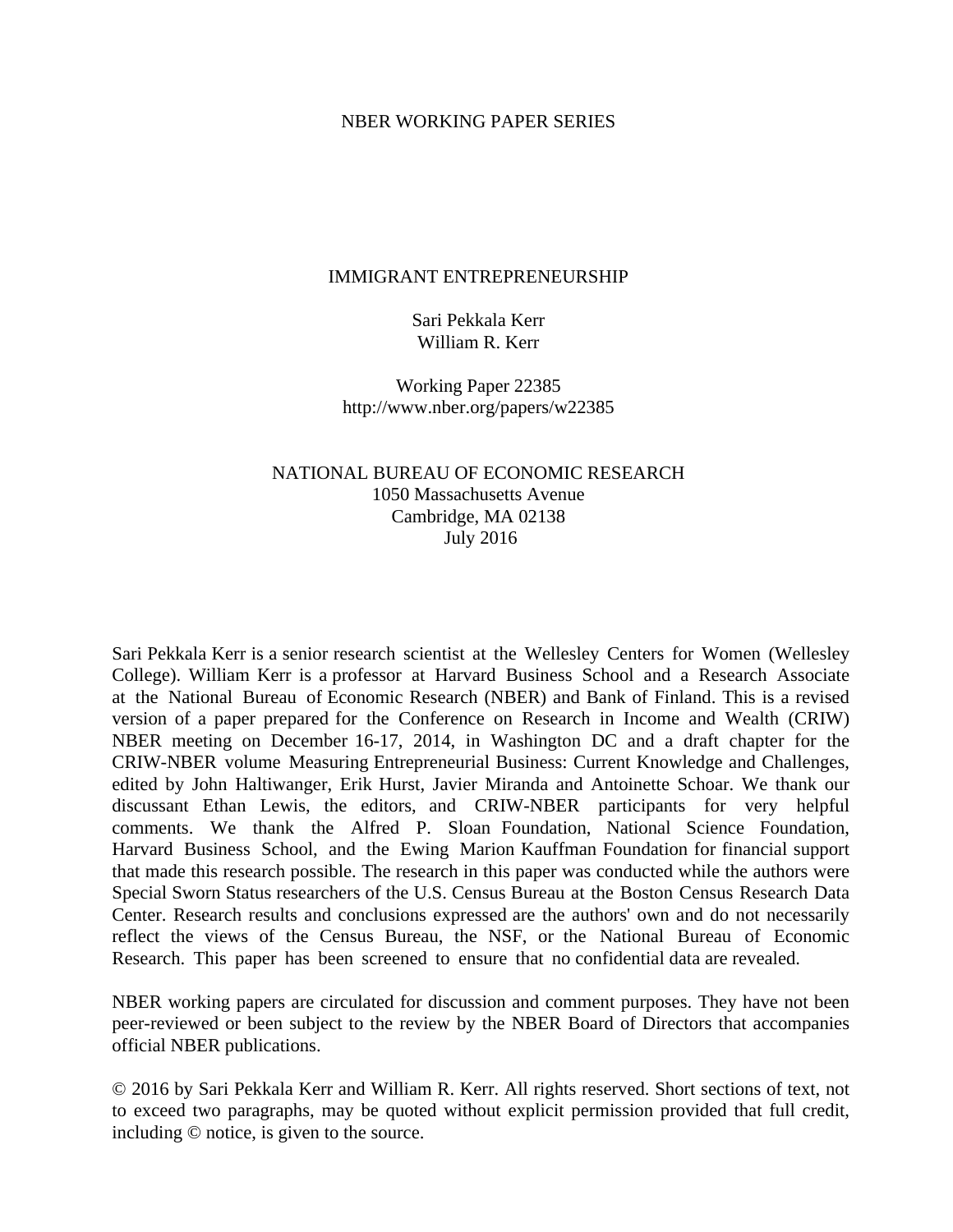NBER WORKING PAPER SERIES

# IMMIGRANT ENTREPRENEURSHIP

Sari Pekkala Kerr
William R. Kerr

Working Paper 22385
http://www.nber.org/papers/w22385

NATIONAL BUREAU OF ECONOMIC RESEARCH
1050 Massachusetts Avenue
Cambridge, MA 02138
July 2016

Sari Pekkala Kerr is a senior research scientist at the Wellesley Centers for Women (Wellesley College). William Kerr is a professor at Harvard Business School and a Research Associate at the National Bureau of Economic Research (NBER) and Bank of Finland. This is a revised version of a paper prepared for the Conference on Research in Income and Wealth (CRIW) NBER meeting on December 16-17, 2014, in Washington DC and a draft chapter for the CRIW-NBER volume Measuring Entrepreneurial Business: Current Knowledge and Challenges, edited by John Haltiwanger, Erik Hurst, Javier Miranda and Antoinette Schoar. We thank our discussant Ethan Lewis, the editors, and CRIW-NBER participants for very helpful comments. We thank the Alfred P. Sloan Foundation, National Science Foundation, Harvard Business School, and the Ewing Marion Kauffman Foundation for financial support that made this research possible. The research in this paper was conducted while the authors were Special Sworn Status researchers of the U.S. Census Bureau at the Boston Census Research Data Center. Research results and conclusions expressed are the authors' own and do not necessarily reflect the views of the Census Bureau, the NSF, or the National Bureau of Economic Research. This paper has been screened to ensure that no confidential data are revealed.

NBER working papers are circulated for discussion and comment purposes. They have not been peer-reviewed or been subject to the review by the NBER Board of Directors that accompanies official NBER publications.

© 2016 by Sari Pekkala Kerr and William R. Kerr. All rights reserved. Short sections of text, not to exceed two paragraphs, may be quoted without explicit permission provided that full credit, including © notice, is given to the source.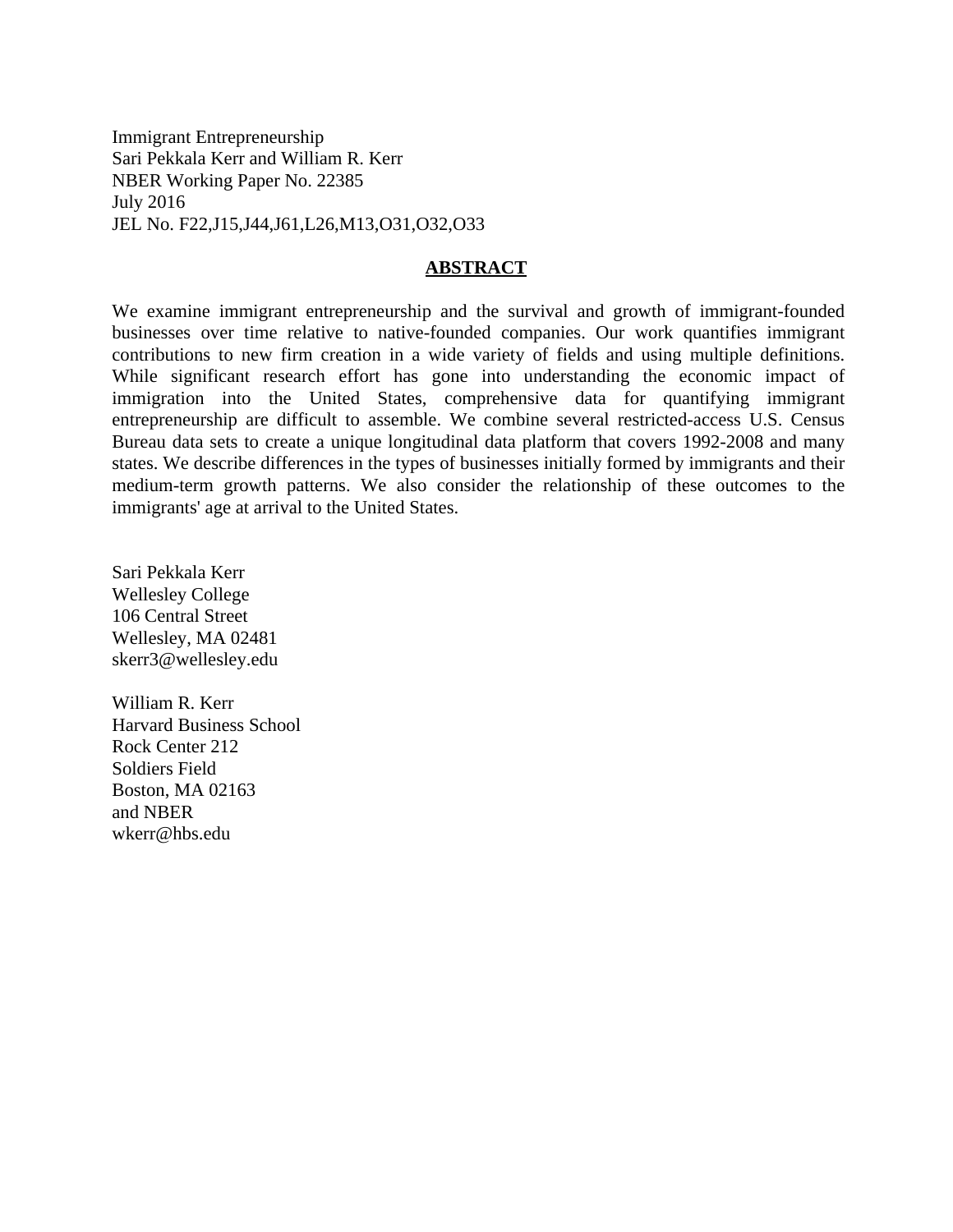Immigrant Entrepreneurship
Sari Pekkala Kerr and William R. Kerr
NBER Working Paper No. 22385
July 2016
JEL No. F22,J15,J44,J61,L26,M13,O31,O32,O33

## ABSTRACT

We examine immigrant entrepreneurship and the survival and growth of immigrant-founded businesses over time relative to native-founded companies. Our work quantifies immigrant contributions to new firm creation in a wide variety of fields and using multiple definitions. While significant research effort has gone into understanding the economic impact of immigration into the United States, comprehensive data for quantifying immigrant entrepreneurship are difficult to assemble. We combine several restricted-access U.S. Census Bureau data sets to create a unique longitudinal data platform that covers 1992-2008 and many states. We describe differences in the types of businesses initially formed by immigrants and their medium-term growth patterns. We also consider the relationship of these outcomes to the immigrants' age at arrival to the United States.

Sari Pekkala Kerr
Wellesley College
106 Central Street
Wellesley, MA 02481
skerr3@wellesley.edu

William R. Kerr
Harvard Business School
Rock Center 212
Soldiers Field
Boston, MA 02163
and NBER
wkerr@hbs.edu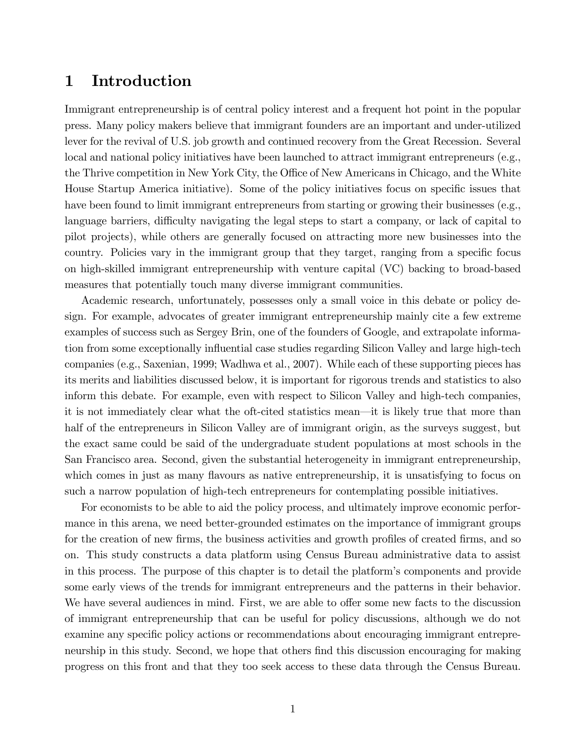# 1 Introduction

Immigrant entrepreneurship is of central policy interest and a frequent hot point in the popular press. Many policy makers believe that immigrant founders are an important and under-utilized lever for the revival of U.S. job growth and continued recovery from the Great Recession. Several local and national policy initiatives have been launched to attract immigrant entrepreneurs (e.g., the Thrive competition in New York City, the Office of New Americans in Chicago, and the White House Startup America initiative). Some of the policy initiatives focus on specific issues that have been found to limit immigrant entrepreneurs from starting or growing their businesses (e.g., language barriers, difficulty navigating the legal steps to start a company, or lack of capital to pilot projects), while others are generally focused on attracting more new businesses into the country. Policies vary in the immigrant group that they target, ranging from a specific focus on high-skilled immigrant entrepreneurship with venture capital (VC) backing to broad-based measures that potentially touch many diverse immigrant communities.

Academic research, unfortunately, possesses only a small voice in this debate or policy design. For example, advocates of greater immigrant entrepreneurship mainly cite a few extreme examples of success such as Sergey Brin, one of the founders of Google, and extrapolate information from some exceptionally influential case studies regarding Silicon Valley and large high-tech companies (e.g., Saxenian, 1999; Wadhwa et al., 2007). While each of these supporting pieces has its merits and liabilities discussed below, it is important for rigorous trends and statistics to also inform this debate. For example, even with respect to Silicon Valley and high-tech companies, it is not immediately clear what the oft-cited statistics mean—it is likely true that more than half of the entrepreneurs in Silicon Valley are of immigrant origin, as the surveys suggest, but the exact same could be said of the undergraduate student populations at most schools in the San Francisco area. Second, given the substantial heterogeneity in immigrant entrepreneurship, which comes in just as many flavours as native entrepreneurship, it is unsatisfying to focus on such a narrow population of high-tech entrepreneurs for contemplating possible initiatives.

For economists to be able to aid the policy process, and ultimately improve economic performance in this arena, we need better-grounded estimates on the importance of immigrant groups for the creation of new firms, the business activities and growth profiles of created firms, and so on. This study constructs a data platform using Census Bureau administrative data to assist in this process. The purpose of this chapter is to detail the platform's components and provide some early views of the trends for immigrant entrepreneurs and the patterns in their behavior. We have several audiences in mind. First, we are able to offer some new facts to the discussion of immigrant entrepreneurship that can be useful for policy discussions, although we do not examine any specific policy actions or recommendations about encouraging immigrant entrepreneurship in this study. Second, we hope that others find this discussion encouraging for making progress on this front and that they too seek access to these data through the Census Bureau.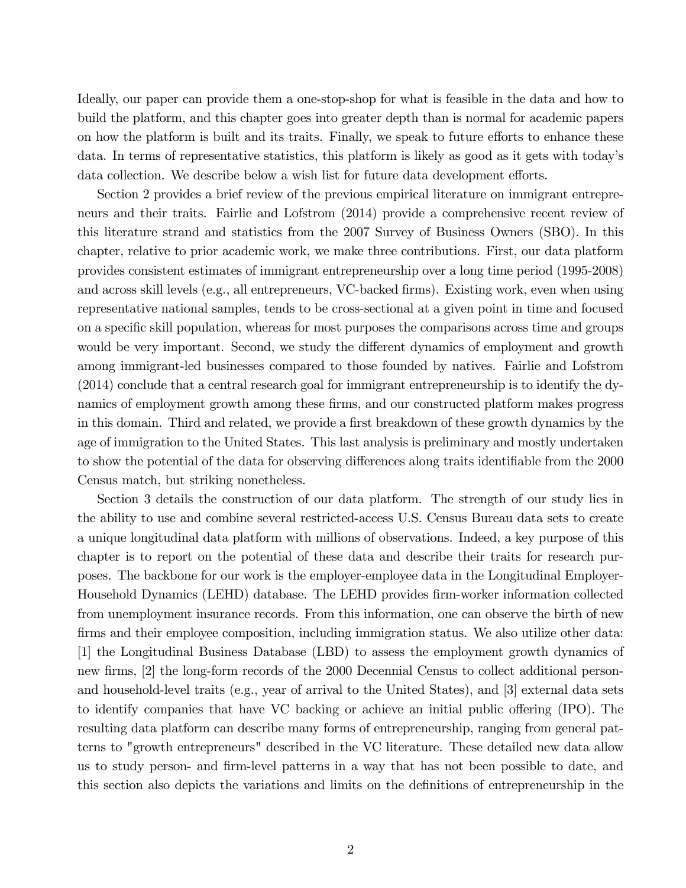Ideally, our paper can provide them a one-stop-shop for what is feasible in the data and how to build the platform, and this chapter goes into greater depth than is normal for academic papers on how the platform is built and its traits. Finally, we speak to future efforts to enhance these data. In terms of representative statistics, this platform is likely as good as it gets with today's data collection. We describe below a wish list for future data development efforts.

Section 2 provides a brief review of the previous empirical literature on immigrant entrepreneurs and their traits. Fairlie and Lofstrom (2014) provide a comprehensive recent review of this literature strand and statistics from the 2007 Survey of Business Owners (SBO). In this chapter, relative to prior academic work, we make three contributions. First, our data platform provides consistent estimates of immigrant entrepreneurship over a long time period (1995-2008) and across skill levels (e.g., all entrepreneurs, VC-backed firms). Existing work, even when using representative national samples, tends to be cross-sectional at a given point in time and focused on a specific skill population, whereas for most purposes the comparisons across time and groups would be very important. Second, we study the different dynamics of employment and growth among immigrant-led businesses compared to those founded by natives. Fairlie and Lofstrom (2014) conclude that a central research goal for immigrant entrepreneurship is to identify the dynamics of employment growth among these firms, and our constructed platform makes progress in this domain. Third and related, we provide a first breakdown of these growth dynamics by the age of immigration to the United States. This last analysis is preliminary and mostly undertaken to show the potential of the data for observing differences along traits identifiable from the 2000 Census match, but striking nonetheless.

Section 3 details the construction of our data platform. The strength of our study lies in the ability to use and combine several restricted-access U.S. Census Bureau data sets to create a unique longitudinal data platform with millions of observations. Indeed, a key purpose of this chapter is to report on the potential of these data and describe their traits for research purposes. The backbone for our work is the employer-employee data in the Longitudinal Employer-Household Dynamics (LEHD) database. The LEHD provides firm-worker information collected from unemployment insurance records. From this information, one can observe the birth of new firms and their employee composition, including immigration status. We also utilize other data: [1] the Longitudinal Business Database (LBD) to assess the employment growth dynamics of new firms, [2] the long-form records of the 2000 Decennial Census to collect additional person- and household-level traits (e.g., year of arrival to the United States), and [3] external data sets to identify companies that have VC backing or achieve an initial public offering (IPO). The resulting data platform can describe many forms of entrepreneurship, ranging from general patterns to "growth entrepreneurs" described in the VC literature. These detailed new data allow us to study person- and firm-level patterns in a way that has not been possible to date, and this section also depicts the variations and limits on the definitions of entrepreneurship in the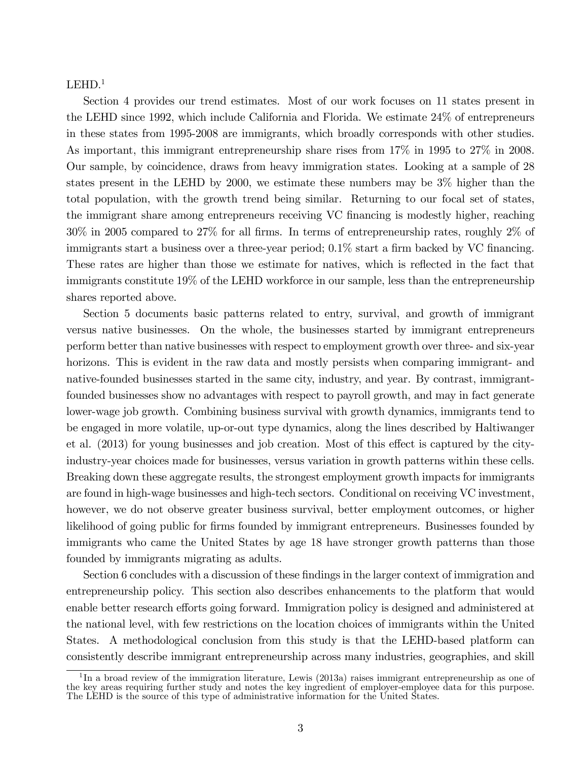LEHD.[1]

Section 4 provides our trend estimates. Most of our work focuses on 11 states present in the LEHD since 1992, which include California and Florida. We estimate 24% of entrepreneurs in these states from 1995-2008 are immigrants, which broadly corresponds with other studies. As important, this immigrant entrepreneurship share rises from 17% in 1995 to 27% in 2008. Our sample, by coincidence, draws from heavy immigration states. Looking at a sample of 28 states present in the LEHD by 2000, we estimate these numbers may be 3% higher than the total population, with the growth trend being similar. Returning to our focal set of states, the immigrant share among entrepreneurs receiving VC financing is modestly higher, reaching 30% in 2005 compared to 27% for all firms. In terms of entrepreneurship rates, roughly 2% of immigrants start a business over a three-year period; 0.1% start a firm backed by VC financing. These rates are higher than those we estimate for natives, which is reflected in the fact that immigrants constitute 19% of the LEHD workforce in our sample, less than the entrepreneurship shares reported above.

Section 5 documents basic patterns related to entry, survival, and growth of immigrant versus native businesses. On the whole, the businesses started by immigrant entrepreneurs perform better than native businesses with respect to employment growth over three- and six-year horizons. This is evident in the raw data and mostly persists when comparing immigrant- and native-founded businesses started in the same city, industry, and year. By contrast, immigrant-founded businesses show no advantages with respect to payroll growth, and may in fact generate lower-wage job growth. Combining business survival with growth dynamics, immigrants tend to be engaged in more volatile, up-or-out type dynamics, along the lines described by Haltiwanger et al. (2013) for young businesses and job creation. Most of this effect is captured by the city-industry-year choices made for businesses, versus variation in growth patterns within these cells. Breaking down these aggregate results, the strongest employment growth impacts for immigrants are found in high-wage businesses and high-tech sectors. Conditional on receiving VC investment, however, we do not observe greater business survival, better employment outcomes, or higher likelihood of going public for firms founded by immigrant entrepreneurs. Businesses founded by immigrants who came the United States by age 18 have stronger growth patterns than those founded by immigrants migrating as adults.

Section 6 concludes with a discussion of these findings in the larger context of immigration and entrepreneurship policy. This section also describes enhancements to the platform that would enable better research efforts going forward. Immigration policy is designed and administered at the national level, with few restrictions on the location choices of immigrants within the United States. A methodological conclusion from this study is that the LEHD-based platform can consistently describe immigrant entrepreneurship across many industries, geographies, and skill

[1] In a broad review of the immigration literature, Lewis (2013a) raises immigrant entrepreneurship as one of the key areas requiring further study and notes the key ingredient of employer-employee data for this purpose. The LEHD is the source of this type of administrative information for the United States.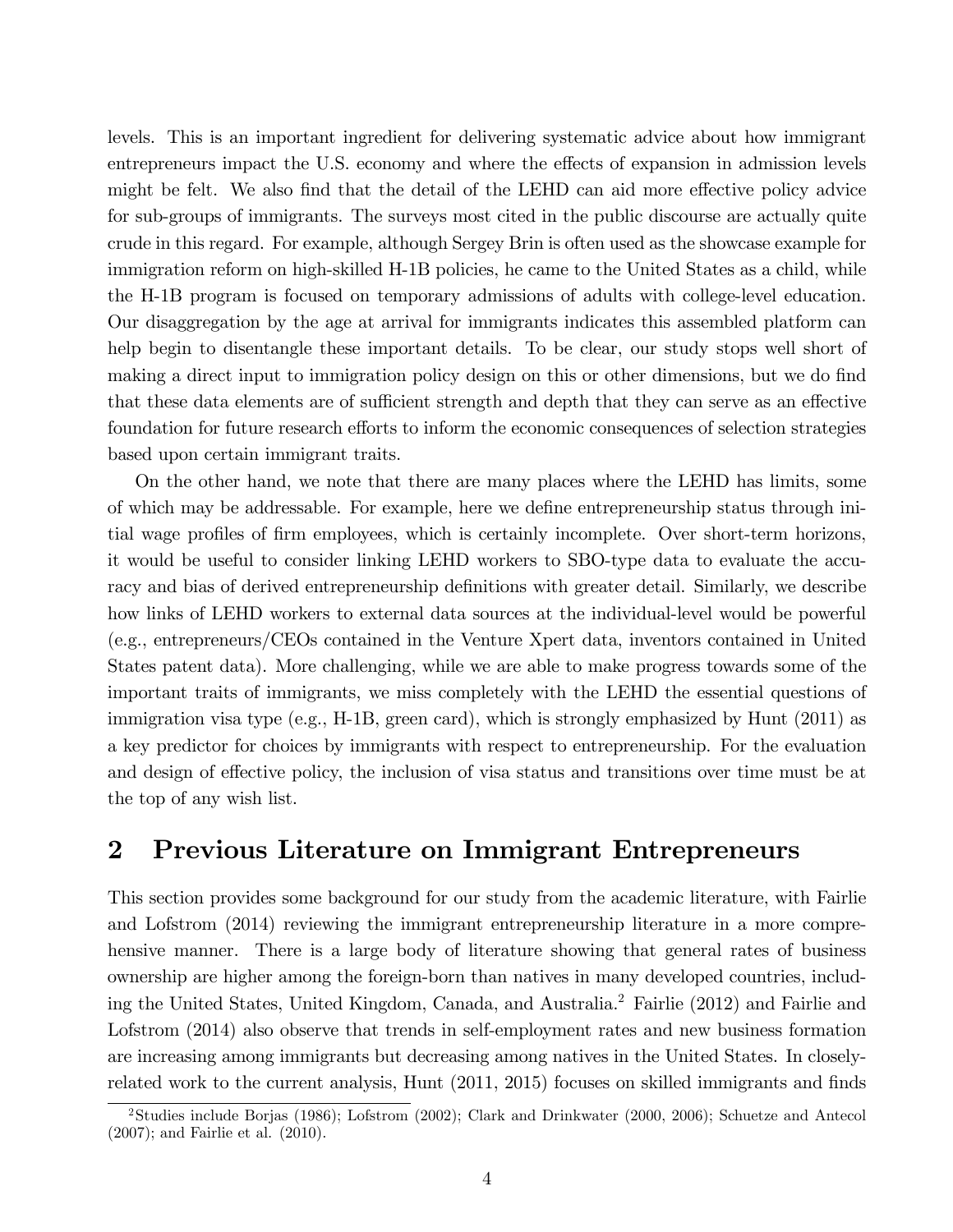levels. This is an important ingredient for delivering systematic advice about how immigrant entrepreneurs impact the U.S. economy and where the effects of expansion in admission levels might be felt. We also find that the detail of the LEHD can aid more effective policy advice for sub-groups of immigrants. The surveys most cited in the public discourse are actually quite crude in this regard. For example, although Sergey Brin is often used as the showcase example for immigration reform on high-skilled H-1B policies, he came to the United States as a child, while the H-1B program is focused on temporary admissions of adults with college-level education. Our disaggregation by the age at arrival for immigrants indicates this assembled platform can help begin to disentangle these important details. To be clear, our study stops well short of making a direct input to immigration policy design on this or other dimensions, but we do find that these data elements are of sufficient strength and depth that they can serve as an effective foundation for future research efforts to inform the economic consequences of selection strategies based upon certain immigrant traits.

On the other hand, we note that there are many places where the LEHD has limits, some of which may be addressable. For example, here we define entrepreneurship status through initial wage profiles of firm employees, which is certainly incomplete. Over short-term horizons, it would be useful to consider linking LEHD workers to SBO-type data to evaluate the accuracy and bias of derived entrepreneurship definitions with greater detail. Similarly, we describe how links of LEHD workers to external data sources at the individual-level would be powerful (e.g., entrepreneurs/CEOs contained in the Venture Xpert data, inventors contained in United States patent data). More challenging, while we are able to make progress towards some of the important traits of immigrants, we miss completely with the LEHD the essential questions of immigration visa type (e.g., H-1B, green card), which is strongly emphasized by Hunt (2011) as a key predictor for choices by immigrants with respect to entrepreneurship. For the evaluation and design of effective policy, the inclusion of visa status and transitions over time must be at the top of any wish list.

# 2 Previous Literature on Immigrant Entrepreneurs

This section provides some background for our study from the academic literature, with Fairlie and Lofstrom (2014) reviewing the immigrant entrepreneurship literature in a more comprehensive manner. There is a large body of literature showing that general rates of business ownership are higher among the foreign-born than natives in many developed countries, including the United States, United Kingdom, Canada, and Australia.[2] Fairlie (2012) and Fairlie and Lofstrom (2014) also observe that trends in self-employment rates and new business formation are increasing among immigrants but decreasing among natives in the United States. In closely-related work to the current analysis, Hunt (2011, 2015) focuses on skilled immigrants and finds

[2] Studies include Borjas (1986); Lofstrom (2002); Clark and Drinkwater (2000, 2006); Schuetze and Antecol (2007); and Fairlie et al. (2010).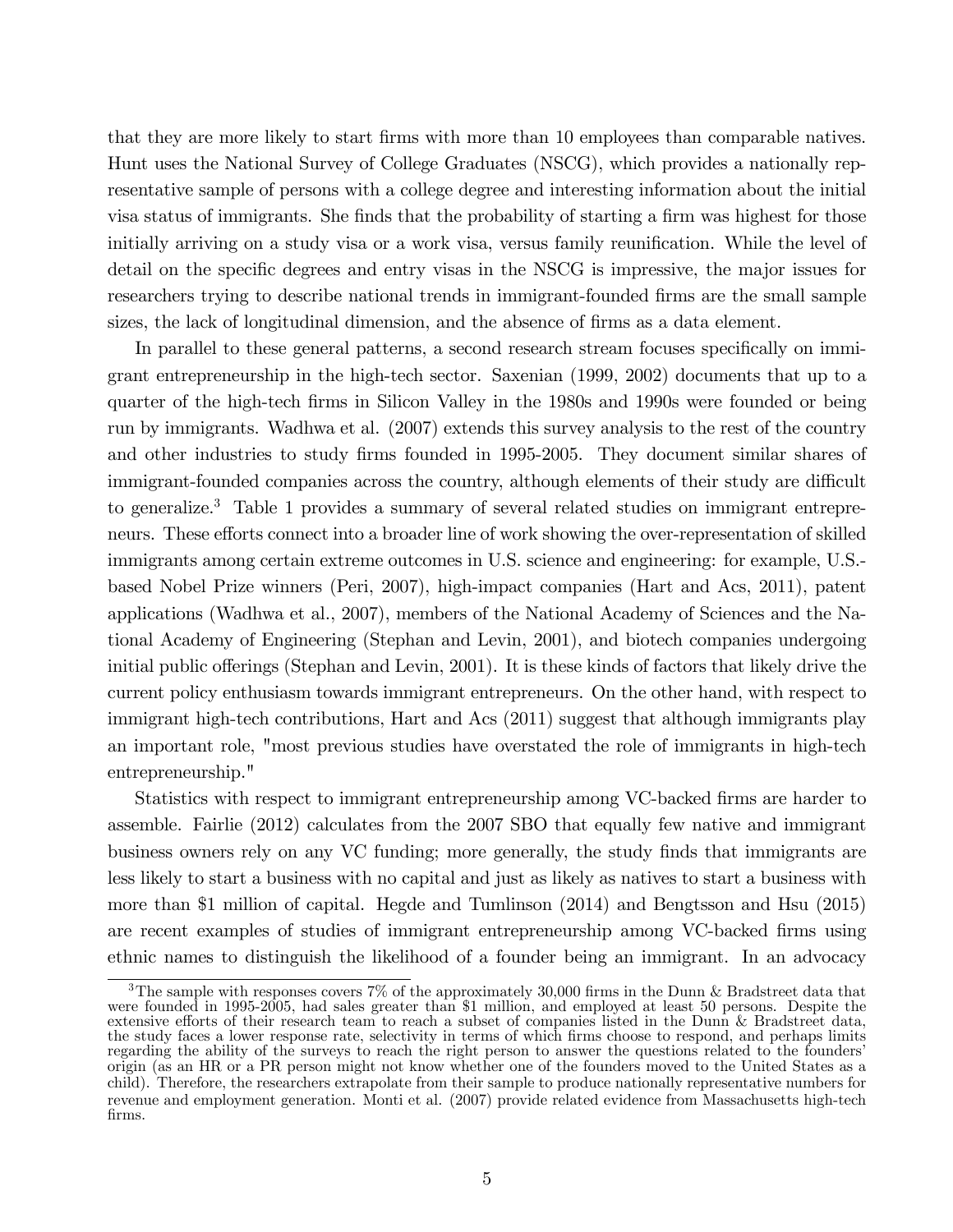that they are more likely to start firms with more than 10 employees than comparable natives. Hunt uses the National Survey of College Graduates (NSCG), which provides a nationally representative sample of persons with a college degree and interesting information about the initial visa status of immigrants. She finds that the probability of starting a firm was highest for those initially arriving on a study visa or a work visa, versus family reunification. While the level of detail on the specific degrees and entry visas in the NSCG is impressive, the major issues for researchers trying to describe national trends in immigrant-founded firms are the small sample sizes, the lack of longitudinal dimension, and the absence of firms as a data element.

In parallel to these general patterns, a second research stream focuses specifically on immigrant entrepreneurship in the high-tech sector. Saxenian (1999, 2002) documents that up to a quarter of the high-tech firms in Silicon Valley in the 1980s and 1990s were founded or being run by immigrants. Wadhwa et al. (2007) extends this survey analysis to the rest of the country and other industries to study firms founded in 1995-2005. They document similar shares of immigrant-founded companies across the country, although elements of their study are difficult to generalize.[3] Table 1 provides a summary of several related studies on immigrant entrepreneurs. These efforts connect into a broader line of work showing the over-representation of skilled immigrants among certain extreme outcomes in U.S. science and engineering: for example, U.S.-based Nobel Prize winners (Peri, 2007), high-impact companies (Hart and Acs, 2011), patent applications (Wadhwa et al., 2007), members of the National Academy of Sciences and the National Academy of Engineering (Stephan and Levin, 2001), and biotech companies undergoing initial public offerings (Stephan and Levin, 2001). It is these kinds of factors that likely drive the current policy enthusiasm towards immigrant entrepreneurs. On the other hand, with respect to immigrant high-tech contributions, Hart and Acs (2011) suggest that although immigrants play an important role, "most previous studies have overstated the role of immigrants in high-tech entrepreneurship."

Statistics with respect to immigrant entrepreneurship among VC-backed firms are harder to assemble. Fairlie (2012) calculates from the 2007 SBO that equally few native and immigrant business owners rely on any VC funding; more generally, the study finds that immigrants are less likely to start a business with no capital and just as likely as natives to start a business with more than \$1 million of capital. Hegde and Tumlinson (2014) and Bengtsson and Hsu (2015) are recent examples of studies of immigrant entrepreneurship among VC-backed firms using ethnic names to distinguish the likelihood of a founder being an immigrant. In an advocacy

[3] The sample with responses covers 7% of the approximately 30,000 firms in the Dunn & Bradstreet data that were founded in 1995-2005, had sales greater than \$1 million, and employed at least 50 persons. Despite the extensive efforts of their research team to reach a subset of companies listed in the Dunn & Bradstreet data, the study faces a lower response rate, selectivity in terms of which firms choose to respond, and perhaps limits regarding the ability of the surveys to reach the right person to answer the questions related to the founders' origin (as an HR or a PR person might not know whether one of the founders moved to the United States as a child). Therefore, the researchers extrapolate from their sample to produce nationally representative numbers for revenue and employment generation. Monti et al. (2007) provide related evidence from Massachusetts high-tech firms.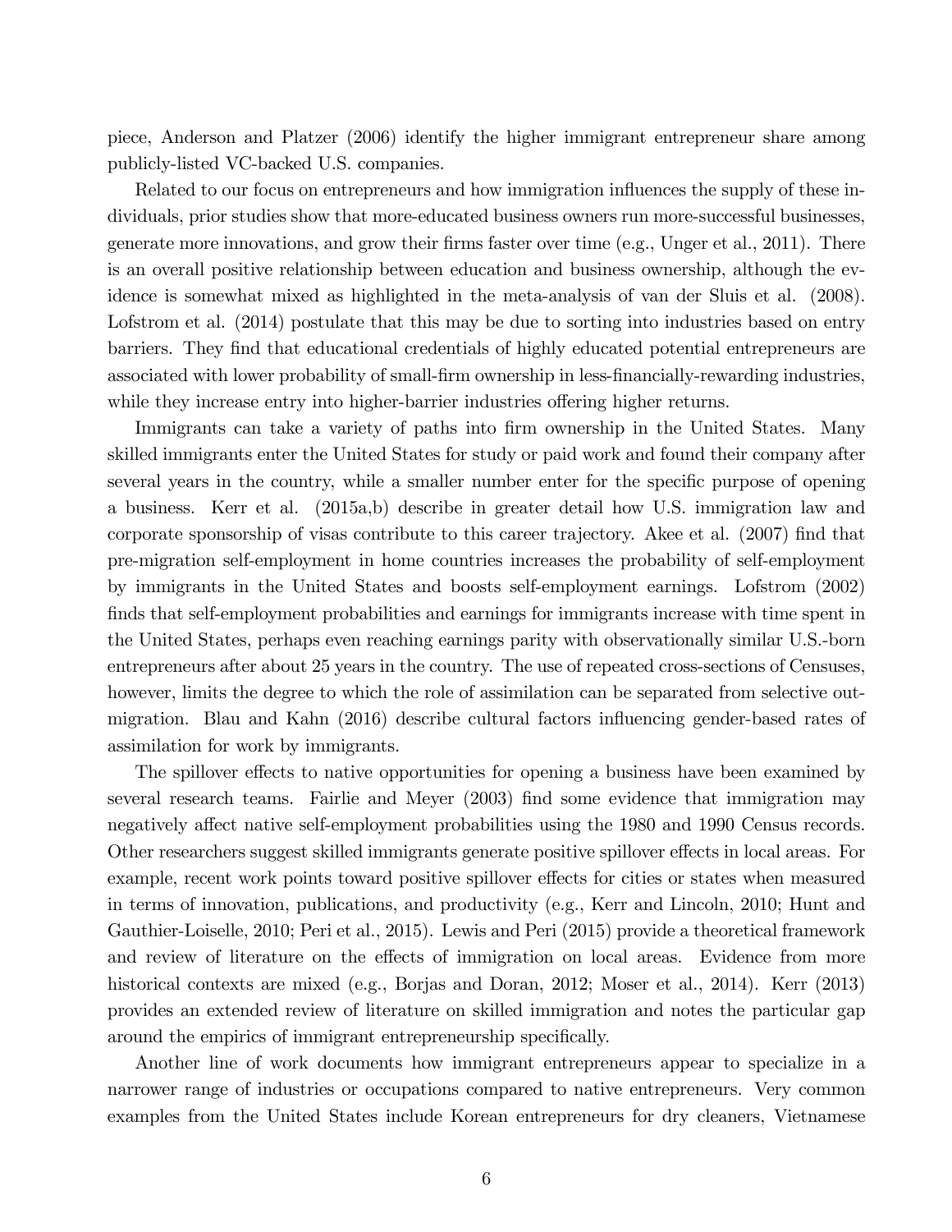piece, Anderson and Platzer (2006) identify the higher immigrant entrepreneur share among publicly-listed VC-backed U.S. companies.

Related to our focus on entrepreneurs and how immigration influences the supply of these individuals, prior studies show that more-educated business owners run more-successful businesses, generate more innovations, and grow their firms faster over time (e.g., Unger et al., 2011). There is an overall positive relationship between education and business ownership, although the evidence is somewhat mixed as highlighted in the meta-analysis of van der Sluis et al. (2008). Lofstrom et al. (2014) postulate that this may be due to sorting into industries based on entry barriers. They find that educational credentials of highly educated potential entrepreneurs are associated with lower probability of small-firm ownership in less-financially-rewarding industries, while they increase entry into higher-barrier industries offering higher returns.

Immigrants can take a variety of paths into firm ownership in the United States. Many skilled immigrants enter the United States for study or paid work and found their company after several years in the country, while a smaller number enter for the specific purpose of opening a business. Kerr et al. (2015a,b) describe in greater detail how U.S. immigration law and corporate sponsorship of visas contribute to this career trajectory. Akee et al. (2007) find that pre-migration self-employment in home countries increases the probability of self-employment by immigrants in the United States and boosts self-employment earnings. Lofstrom (2002) finds that self-employment probabilities and earnings for immigrants increase with time spent in the United States, perhaps even reaching earnings parity with observationally similar U.S.-born entrepreneurs after about 25 years in the country. The use of repeated cross-sections of Censuses, however, limits the degree to which the role of assimilation can be separated from selective out-migration. Blau and Kahn (2016) describe cultural factors influencing gender-based rates of assimilation for work by immigrants.

The spillover effects to native opportunities for opening a business have been examined by several research teams. Fairlie and Meyer (2003) find some evidence that immigration may negatively affect native self-employment probabilities using the 1980 and 1990 Census records. Other researchers suggest skilled immigrants generate positive spillover effects in local areas. For example, recent work points toward positive spillover effects for cities or states when measured in terms of innovation, publications, and productivity (e.g., Kerr and Lincoln, 2010; Hunt and Gauthier-Loiselle, 2010; Peri et al., 2015). Lewis and Peri (2015) provide a theoretical framework and review of literature on the effects of immigration on local areas. Evidence from more historical contexts are mixed (e.g., Borjas and Doran, 2012; Moser et al., 2014). Kerr (2013) provides an extended review of literature on skilled immigration and notes the particular gap around the empirics of immigrant entrepreneurship specifically.

Another line of work documents how immigrant entrepreneurs appear to specialize in a narrower range of industries or occupations compared to native entrepreneurs. Very common examples from the United States include Korean entrepreneurs for dry cleaners, Vietnamese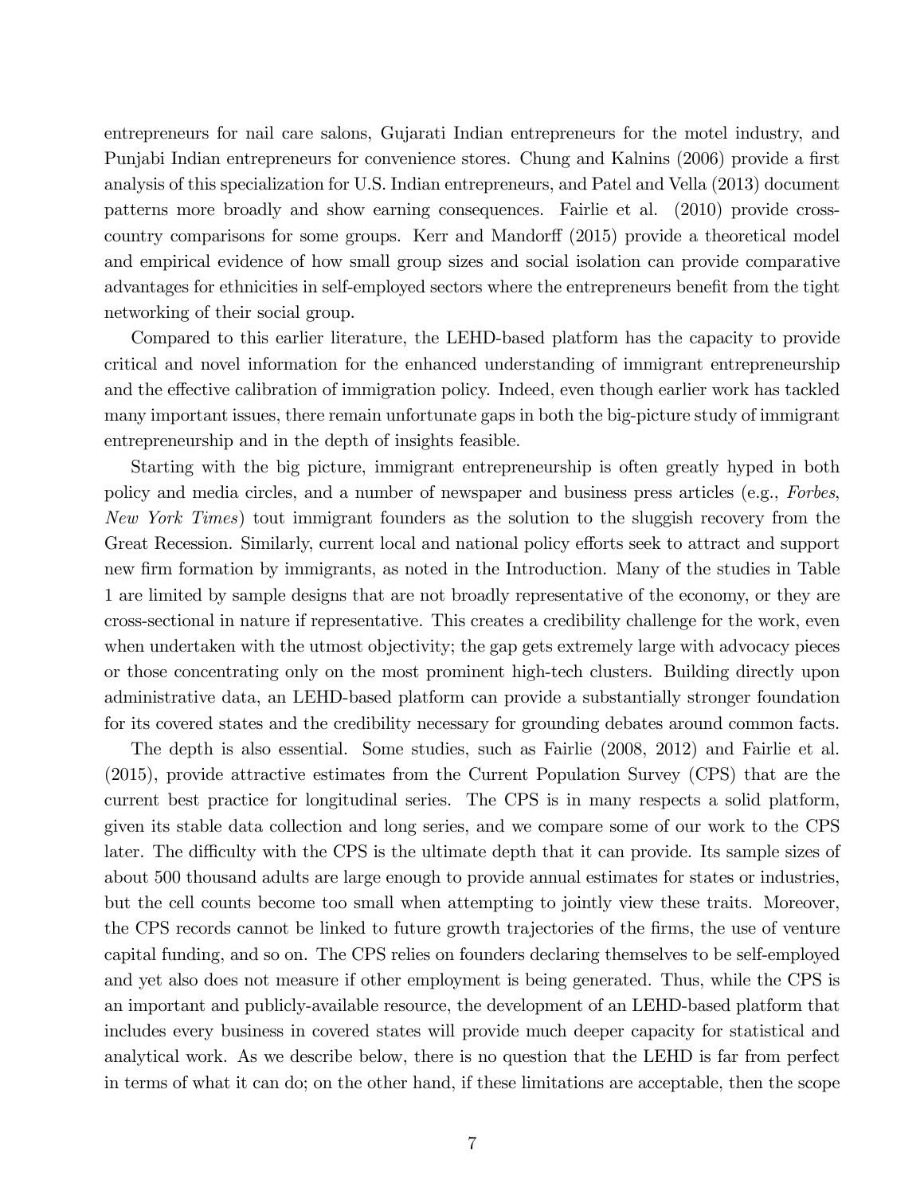entrepreneurs for nail care salons, Gujarati Indian entrepreneurs for the motel industry, and Punjabi Indian entrepreneurs for convenience stores. Chung and Kalnins (2006) provide a first analysis of this specialization for U.S. Indian entrepreneurs, and Patel and Vella (2013) document patterns more broadly and show earning consequences. Fairlie et al. (2010) provide cross-country comparisons for some groups. Kerr and Mandorff (2015) provide a theoretical model and empirical evidence of how small group sizes and social isolation can provide comparative advantages for ethnicities in self-employed sectors where the entrepreneurs benefit from the tight networking of their social group.

Compared to this earlier literature, the LEHD-based platform has the capacity to provide critical and novel information for the enhanced understanding of immigrant entrepreneurship and the effective calibration of immigration policy. Indeed, even though earlier work has tackled many important issues, there remain unfortunate gaps in both the big-picture study of immigrant entrepreneurship and in the depth of insights feasible.

Starting with the big picture, immigrant entrepreneurship is often greatly hyped in both policy and media circles, and a number of newspaper and business press articles (e.g., *Forbes*, *New York Times*) tout immigrant founders as the solution to the sluggish recovery from the Great Recession. Similarly, current local and national policy efforts seek to attract and support new firm formation by immigrants, as noted in the Introduction. Many of the studies in Table 1 are limited by sample designs that are not broadly representative of the economy, or they are cross-sectional in nature if representative. This creates a credibility challenge for the work, even when undertaken with the utmost objectivity; the gap gets extremely large with advocacy pieces or those concentrating only on the most prominent high-tech clusters. Building directly upon administrative data, an LEHD-based platform can provide a substantially stronger foundation for its covered states and the credibility necessary for grounding debates around common facts.

The depth is also essential. Some studies, such as Fairlie (2008, 2012) and Fairlie et al. (2015), provide attractive estimates from the Current Population Survey (CPS) that are the current best practice for longitudinal series. The CPS is in many respects a solid platform, given its stable data collection and long series, and we compare some of our work to the CPS later. The difficulty with the CPS is the ultimate depth that it can provide. Its sample sizes of about 500 thousand adults are large enough to provide annual estimates for states or industries, but the cell counts become too small when attempting to jointly view these traits. Moreover, the CPS records cannot be linked to future growth trajectories of the firms, the use of venture capital funding, and so on. The CPS relies on founders declaring themselves to be self-employed and yet also does not measure if other employment is being generated. Thus, while the CPS is an important and publicly-available resource, the development of an LEHD-based platform that includes every business in covered states will provide much deeper capacity for statistical and analytical work. As we describe below, there is no question that the LEHD is far from perfect in terms of what it can do; on the other hand, if these limitations are acceptable, then the scope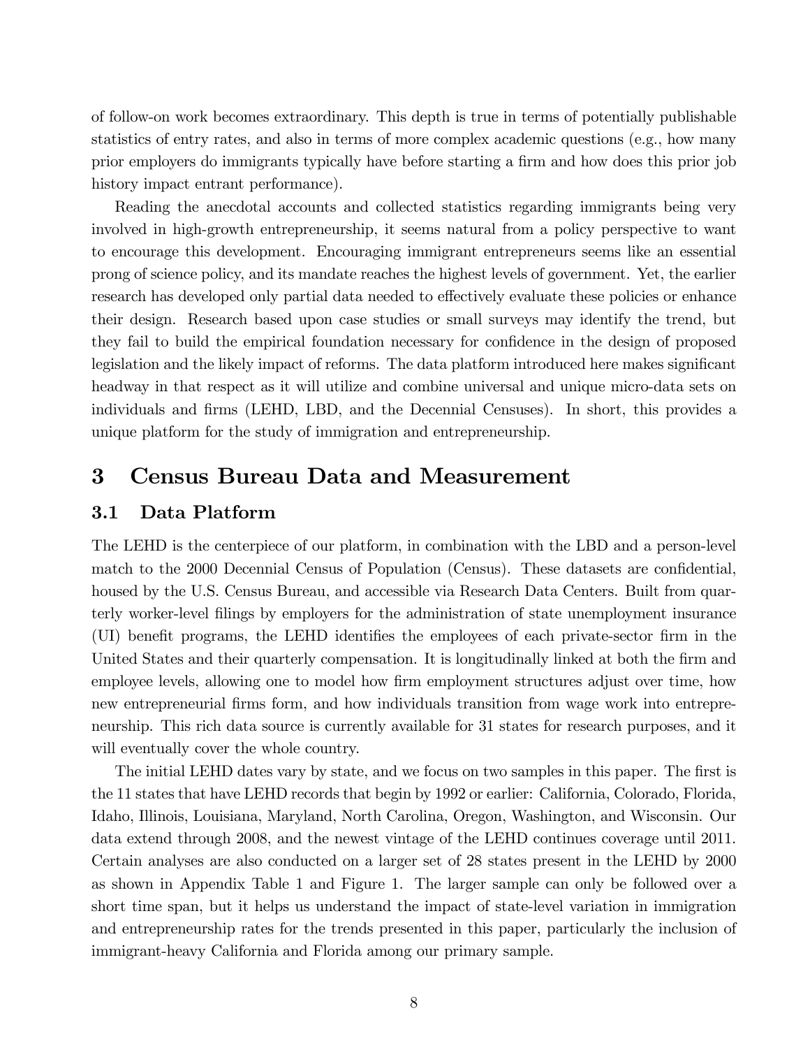of follow-on work becomes extraordinary. This depth is true in terms of potentially publishable statistics of entry rates, and also in terms of more complex academic questions (e.g., how many prior employers do immigrants typically have before starting a firm and how does this prior job history impact entrant performance).

Reading the anecdotal accounts and collected statistics regarding immigrants being very involved in high-growth entrepreneurship, it seems natural from a policy perspective to want to encourage this development. Encouraging immigrant entrepreneurs seems like an essential prong of science policy, and its mandate reaches the highest levels of government. Yet, the earlier research has developed only partial data needed to effectively evaluate these policies or enhance their design. Research based upon case studies or small surveys may identify the trend, but they fail to build the empirical foundation necessary for confidence in the design of proposed legislation and the likely impact of reforms. The data platform introduced here makes significant headway in that respect as it will utilize and combine universal and unique micro-data sets on individuals and firms (LEHD, LBD, and the Decennial Censuses). In short, this provides a unique platform for the study of immigration and entrepreneurship.

# 3 Census Bureau Data and Measurement

## 3.1 Data Platform

The LEHD is the centerpiece of our platform, in combination with the LBD and a person-level match to the 2000 Decennial Census of Population (Census). These datasets are confidential, housed by the U.S. Census Bureau, and accessible via Research Data Centers. Built from quarterly worker-level filings by employers for the administration of state unemployment insurance (UI) benefit programs, the LEHD identifies the employees of each private-sector firm in the United States and their quarterly compensation. It is longitudinally linked at both the firm and employee levels, allowing one to model how firm employment structures adjust over time, how new entrepreneurial firms form, and how individuals transition from wage work into entrepreneurship. This rich data source is currently available for 31 states for research purposes, and it will eventually cover the whole country.

The initial LEHD dates vary by state, and we focus on two samples in this paper. The first is the 11 states that have LEHD records that begin by 1992 or earlier: California, Colorado, Florida, Idaho, Illinois, Louisiana, Maryland, North Carolina, Oregon, Washington, and Wisconsin. Our data extend through 2008, and the newest vintage of the LEHD continues coverage until 2011. Certain analyses are also conducted on a larger set of 28 states present in the LEHD by 2000 as shown in Appendix Table 1 and Figure 1. The larger sample can only be followed over a short time span, but it helps us understand the impact of state-level variation in immigration and entrepreneurship rates for the trends presented in this paper, particularly the inclusion of immigrant-heavy California and Florida among our primary sample.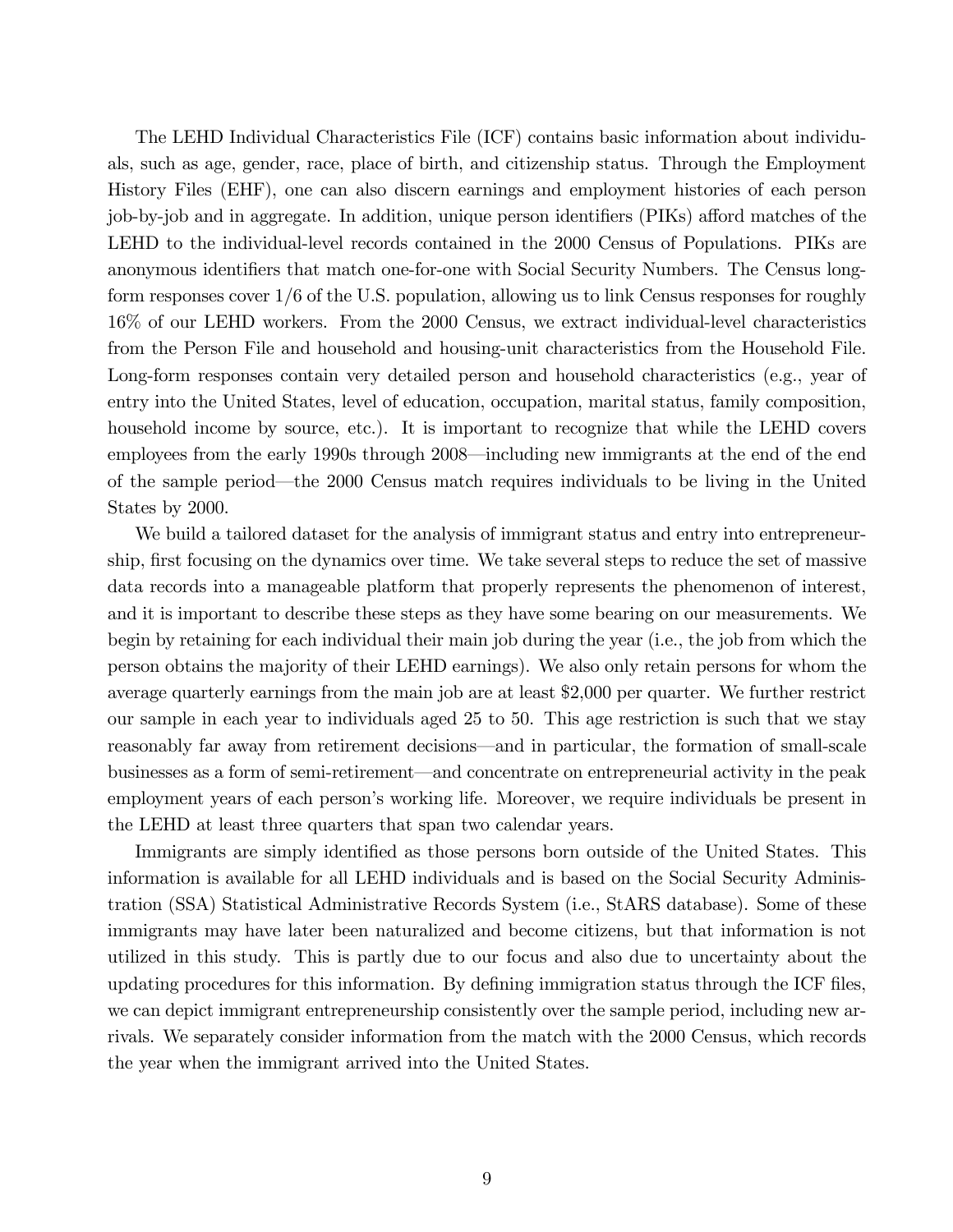The LEHD Individual Characteristics File (ICF) contains basic information about individuals, such as age, gender, race, place of birth, and citizenship status. Through the Employment History Files (EHF), one can also discern earnings and employment histories of each person job-by-job and in aggregate. In addition, unique person identifiers (PIKs) afford matches of the LEHD to the individual-level records contained in the 2000 Census of Populations. PIKs are anonymous identifiers that match one-for-one with Social Security Numbers. The Census long-form responses cover 1/6 of the U.S. population, allowing us to link Census responses for roughly 16% of our LEHD workers. From the 2000 Census, we extract individual-level characteristics from the Person File and household and housing-unit characteristics from the Household File. Long-form responses contain very detailed person and household characteristics (e.g., year of entry into the United States, level of education, occupation, marital status, family composition, household income by source, etc.). It is important to recognize that while the LEHD covers employees from the early 1990s through 2008—including new immigrants at the end of the end of the sample period—the 2000 Census match requires individuals to be living in the United States by 2000.

We build a tailored dataset for the analysis of immigrant status and entry into entrepreneurship, first focusing on the dynamics over time. We take several steps to reduce the set of massive data records into a manageable platform that properly represents the phenomenon of interest, and it is important to describe these steps as they have some bearing on our measurements. We begin by retaining for each individual their main job during the year (i.e., the job from which the person obtains the majority of their LEHD earnings). We also only retain persons for whom the average quarterly earnings from the main job are at least $2,000 per quarter. We further restrict our sample in each year to individuals aged 25 to 50. This age restriction is such that we stay reasonably far away from retirement decisions—and in particular, the formation of small-scale businesses as a form of semi-retirement—and concentrate on entrepreneurial activity in the peak employment years of each person's working life. Moreover, we require individuals be present in the LEHD at least three quarters that span two calendar years.

Immigrants are simply identified as those persons born outside of the United States. This information is available for all LEHD individuals and is based on the Social Security Administration (SSA) Statistical Administrative Records System (i.e., StARS database). Some of these immigrants may have later been naturalized and become citizens, but that information is not utilized in this study. This is partly due to our focus and also due to uncertainty about the updating procedures for this information. By defining immigration status through the ICF files, we can depict immigrant entrepreneurship consistently over the sample period, including new arrivals. We separately consider information from the match with the 2000 Census, which records the year when the immigrant arrived into the United States.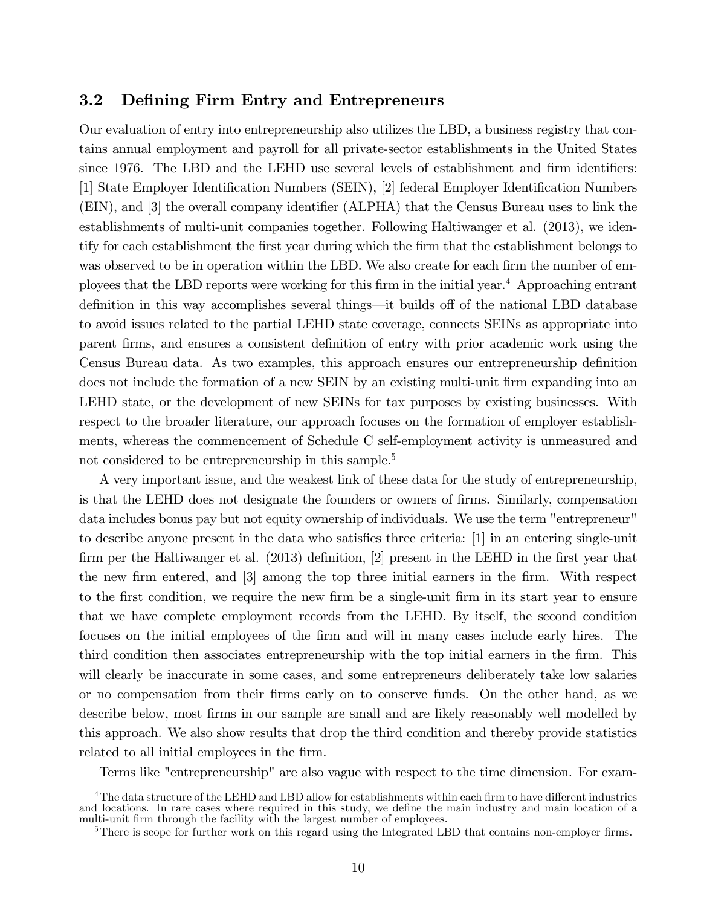### 3.2 Defining Firm Entry and Entrepreneurs

Our evaluation of entry into entrepreneurship also utilizes the LBD, a business registry that contains annual employment and payroll for all private-sector establishments in the United States since 1976. The LBD and the LEHD use several levels of establishment and firm identifiers: [1] State Employer Identification Numbers (SEIN), [2] federal Employer Identification Numbers (EIN), and [3] the overall company identifier (ALPHA) that the Census Bureau uses to link the establishments of multi-unit companies together. Following Haltiwanger et al. (2013), we identify for each establishment the first year during which the firm that the establishment belongs to was observed to be in operation within the LBD. We also create for each firm the number of employees that the LBD reports were working for this firm in the initial year.[4] Approaching entrant definition in this way accomplishes several things—it builds off of the national LBD database to avoid issues related to the partial LEHD state coverage, connects SEINs as appropriate into parent firms, and ensures a consistent definition of entry with prior academic work using the Census Bureau data. As two examples, this approach ensures our entrepreneurship definition does not include the formation of a new SEIN by an existing multi-unit firm expanding into an LEHD state, or the development of new SEINs for tax purposes by existing businesses. With respect to the broader literature, our approach focuses on the formation of employer establishments, whereas the commencement of Schedule C self-employment activity is unmeasured and not considered to be entrepreneurship in this sample.[5]

A very important issue, and the weakest link of these data for the study of entrepreneurship, is that the LEHD does not designate the founders or owners of firms. Similarly, compensation data includes bonus pay but not equity ownership of individuals. We use the term "entrepreneur" to describe anyone present in the data who satisfies three criteria: [1] in an entering single-unit firm per the Haltiwanger et al. (2013) definition, [2] present in the LEHD in the first year that the new firm entered, and [3] among the top three initial earners in the firm. With respect to the first condition, we require the new firm be a single-unit firm in its start year to ensure that we have complete employment records from the LEHD. By itself, the second condition focuses on the initial employees of the firm and will in many cases include early hires. The third condition then associates entrepreneurship with the top initial earners in the firm. This will clearly be inaccurate in some cases, and some entrepreneurs deliberately take low salaries or no compensation from their firms early on to conserve funds. On the other hand, as we describe below, most firms in our sample are small and are likely reasonably well modelled by this approach. We also show results that drop the third condition and thereby provide statistics related to all initial employees in the firm.

Terms like "entrepreneurship" are also vague with respect to the time dimension. For exam-

[4] The data structure of the LEHD and LBD allow for establishments within each firm to have different industries and locations. In rare cases where required in this study, we define the main industry and main location of a multi-unit firm through the facility with the largest number of employees.

[5] There is scope for further work on this regard using the Integrated LBD that contains non-employer firms.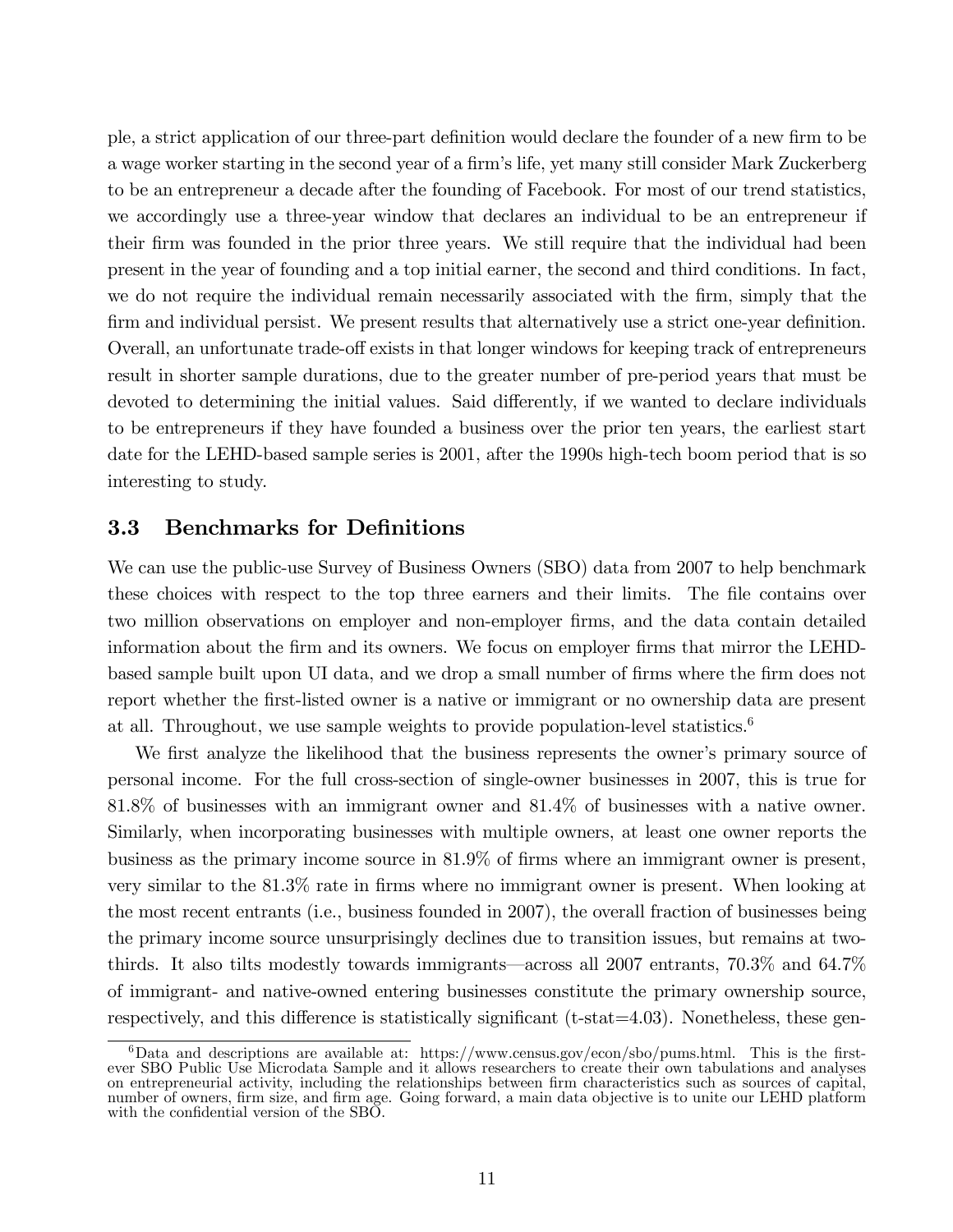ple, a strict application of our three-part definition would declare the founder of a new firm to be a wage worker starting in the second year of a firm's life, yet many still consider Mark Zuckerberg to be an entrepreneur a decade after the founding of Facebook. For most of our trend statistics, we accordingly use a three-year window that declares an individual to be an entrepreneur if their firm was founded in the prior three years. We still require that the individual had been present in the year of founding and a top initial earner, the second and third conditions. In fact, we do not require the individual remain necessarily associated with the firm, simply that the firm and individual persist. We present results that alternatively use a strict one-year definition. Overall, an unfortunate trade-off exists in that longer windows for keeping track of entrepreneurs result in shorter sample durations, due to the greater number of pre-period years that must be devoted to determining the initial values. Said differently, if we wanted to declare individuals to be entrepreneurs if they have founded a business over the prior ten years, the earliest start date for the LEHD-based sample series is 2001, after the 1990s high-tech boom period that is so interesting to study.

### 3.3 Benchmarks for Definitions

We can use the public-use Survey of Business Owners (SBO) data from 2007 to help benchmark these choices with respect to the top three earners and their limits. The file contains over two million observations on employer and non-employer firms, and the data contain detailed information about the firm and its owners. We focus on employer firms that mirror the LEHD-based sample built upon UI data, and we drop a small number of firms where the firm does not report whether the first-listed owner is a native or immigrant or no ownership data are present at all. Throughout, we use sample weights to provide population-level statistics.[6]

We first analyze the likelihood that the business represents the owner's primary source of personal income. For the full cross-section of single-owner businesses in 2007, this is true for 81.8% of businesses with an immigrant owner and 81.4% of businesses with a native owner. Similarly, when incorporating businesses with multiple owners, at least one owner reports the business as the primary income source in 81.9% of firms where an immigrant owner is present, very similar to the 81.3% rate in firms where no immigrant owner is present. When looking at the most recent entrants (i.e., business founded in 2007), the overall fraction of businesses being the primary income source unsurprisingly declines due to transition issues, but remains at two-thirds. It also tilts modestly towards immigrants—across all 2007 entrants, 70.3% and 64.7% of immigrant- and native-owned entering businesses constitute the primary ownership source, respectively, and this difference is statistically significant (t-stat=4.03). Nonetheless, these gen-

[6] Data and descriptions are available at: https://www.census.gov/econ/sbo/pums.html. This is the first-ever SBO Public Use Microdata Sample and it allows researchers to create their own tabulations and analyses on entrepreneurial activity, including the relationships between firm characteristics such as sources of capital, number of owners, firm size, and firm age. Going forward, a main data objective is to unite our LEHD platform with the confidential version of the SBO.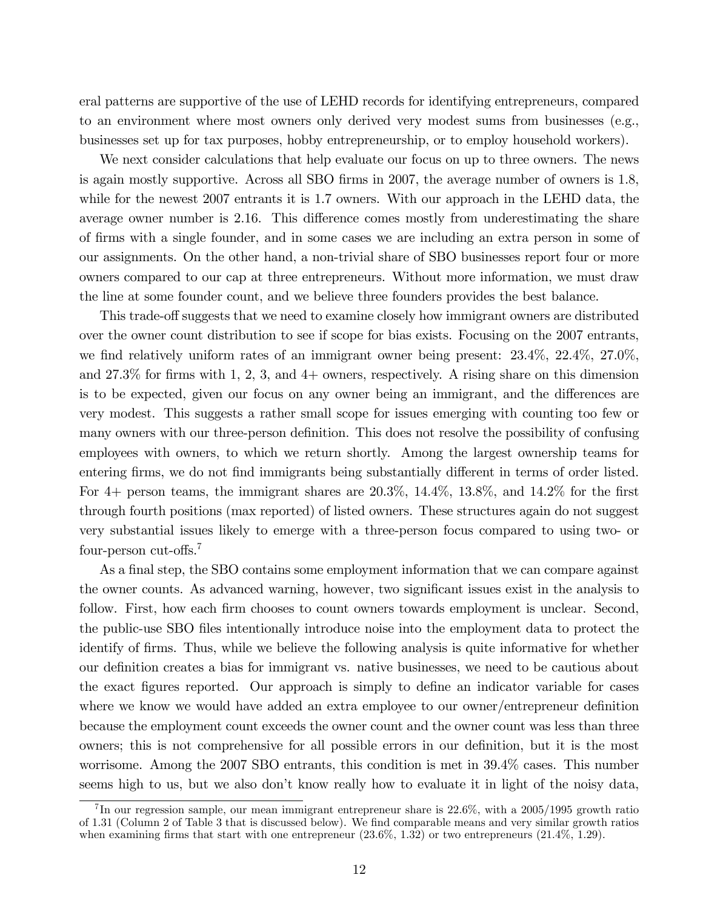eral patterns are supportive of the use of LEHD records for identifying entrepreneurs, compared to an environment where most owners only derived very modest sums from businesses (e.g., businesses set up for tax purposes, hobby entrepreneurship, or to employ household workers).

We next consider calculations that help evaluate our focus on up to three owners. The news is again mostly supportive. Across all SBO firms in 2007, the average number of owners is 1.8, while for the newest 2007 entrants it is 1.7 owners. With our approach in the LEHD data, the average owner number is 2.16. This difference comes mostly from underestimating the share of firms with a single founder, and in some cases we are including an extra person in some of our assignments. On the other hand, a non-trivial share of SBO businesses report four or more owners compared to our cap at three entrepreneurs. Without more information, we must draw the line at some founder count, and we believe three founders provides the best balance.

This trade-off suggests that we need to examine closely how immigrant owners are distributed over the owner count distribution to see if scope for bias exists. Focusing on the 2007 entrants, we find relatively uniform rates of an immigrant owner being present: 23.4%, 22.4%, 27.0%, and 27.3% for firms with 1, 2, 3, and 4+ owners, respectively. A rising share on this dimension is to be expected, given our focus on any owner being an immigrant, and the differences are very modest. This suggests a rather small scope for issues emerging with counting too few or many owners with our three-person definition. This does not resolve the possibility of confusing employees with owners, to which we return shortly. Among the largest ownership teams for entering firms, we do not find immigrants being substantially different in terms of order listed. For 4+ person teams, the immigrant shares are 20.3%, 14.4%, 13.8%, and 14.2% for the first through fourth positions (max reported) of listed owners. These structures again do not suggest very substantial issues likely to emerge with a three-person focus compared to using two- or four-person cut-offs.[7]

As a final step, the SBO contains some employment information that we can compare against the owner counts. As advanced warning, however, two significant issues exist in the analysis to follow. First, how each firm chooses to count owners towards employment is unclear. Second, the public-use SBO files intentionally introduce noise into the employment data to protect the identify of firms. Thus, while we believe the following analysis is quite informative for whether our definition creates a bias for immigrant vs. native businesses, we need to be cautious about the exact figures reported. Our approach is simply to define an indicator variable for cases where we know we would have added an extra employee to our owner/entrepreneur definition because the employment count exceeds the owner count and the owner count was less than three owners; this is not comprehensive for all possible errors in our definition, but it is the most worrisome. Among the 2007 SBO entrants, this condition is met in 39.4% cases. This number seems high to us, but we also don't know really how to evaluate it in light of the noisy data,

[7] In our regression sample, our mean immigrant entrepreneur share is 22.6%, with a 2005/1995 growth ratio of 1.31 (Column 2 of Table 3 that is discussed below). We find comparable means and very similar growth ratios when examining firms that start with one entrepreneur (23.6%, 1.32) or two entrepreneurs (21.4%, 1.29).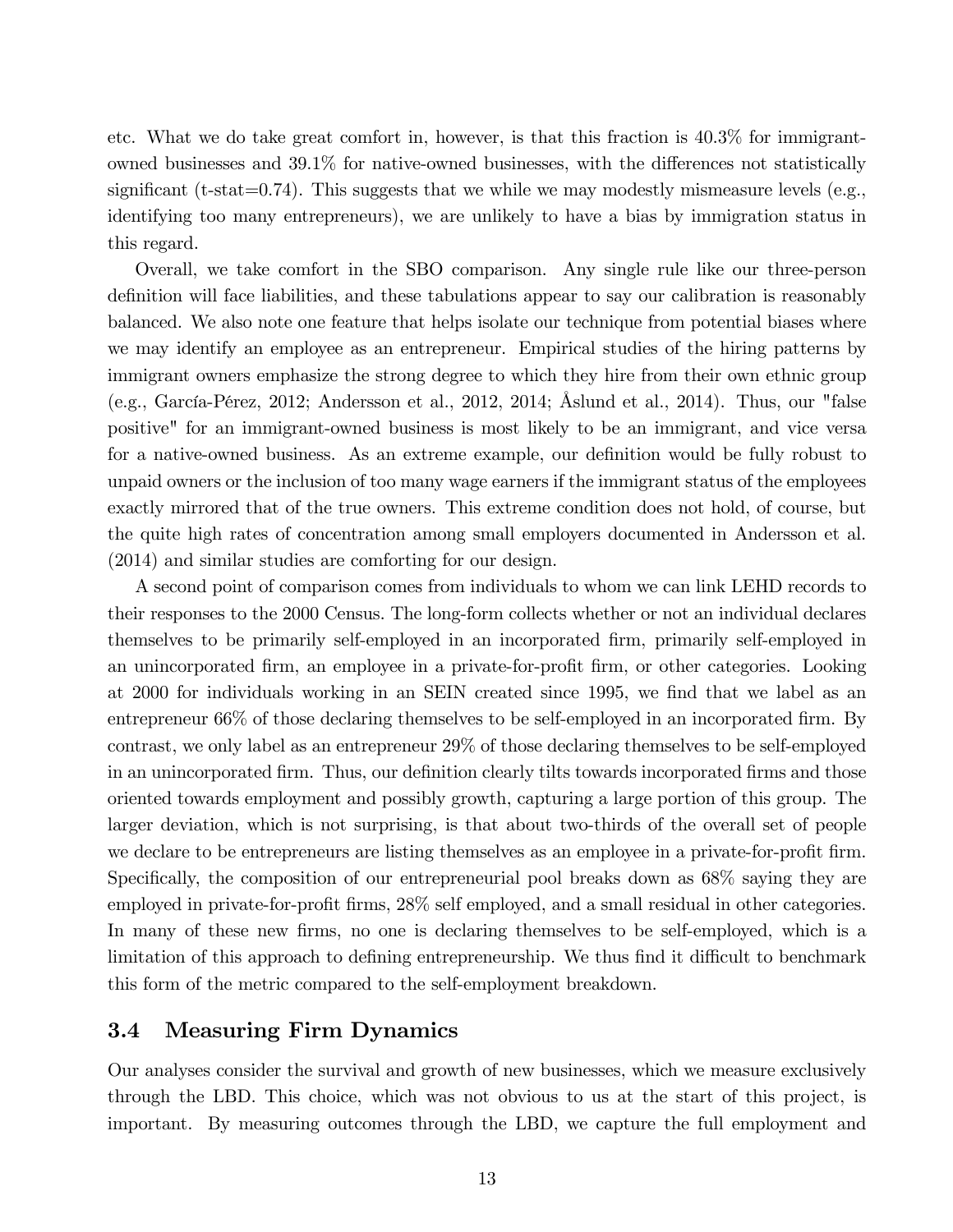etc. What we do take great comfort in, however, is that this fraction is 40.3% for immigrant-owned businesses and 39.1% for native-owned businesses, with the differences not statistically significant (t-stat=0.74). This suggests that we while we may modestly mismeasure levels (e.g., identifying too many entrepreneurs), we are unlikely to have a bias by immigration status in this regard.

Overall, we take comfort in the SBO comparison. Any single rule like our three-person definition will face liabilities, and these tabulations appear to say our calibration is reasonably balanced. We also note one feature that helps isolate our technique from potential biases where we may identify an employee as an entrepreneur. Empirical studies of the hiring patterns by immigrant owners emphasize the strong degree to which they hire from their own ethnic group (e.g., García-Pérez, 2012; Andersson et al., 2012, 2014; Åslund et al., 2014). Thus, our "false positive" for an immigrant-owned business is most likely to be an immigrant, and vice versa for a native-owned business. As an extreme example, our definition would be fully robust to unpaid owners or the inclusion of too many wage earners if the immigrant status of the employees exactly mirrored that of the true owners. This extreme condition does not hold, of course, but the quite high rates of concentration among small employers documented in Andersson et al. (2014) and similar studies are comforting for our design.

A second point of comparison comes from individuals to whom we can link LEHD records to their responses to the 2000 Census. The long-form collects whether or not an individual declares themselves to be primarily self-employed in an incorporated firm, primarily self-employed in an unincorporated firm, an employee in a private-for-profit firm, or other categories. Looking at 2000 for individuals working in an SEIN created since 1995, we find that we label as an entrepreneur 66% of those declaring themselves to be self-employed in an incorporated firm. By contrast, we only label as an entrepreneur 29% of those declaring themselves to be self-employed in an unincorporated firm. Thus, our definition clearly tilts towards incorporated firms and those oriented towards employment and possibly growth, capturing a large portion of this group. The larger deviation, which is not surprising, is that about two-thirds of the overall set of people we declare to be entrepreneurs are listing themselves as an employee in a private-for-profit firm. Specifically, the composition of our entrepreneurial pool breaks down as 68% saying they are employed in private-for-profit firms, 28% self employed, and a small residual in other categories. In many of these new firms, no one is declaring themselves to be self-employed, which is a limitation of this approach to defining entrepreneurship. We thus find it difficult to benchmark this form of the metric compared to the self-employment breakdown.

### 3.4 Measuring Firm Dynamics

Our analyses consider the survival and growth of new businesses, which we measure exclusively through the LBD. This choice, which was not obvious to us at the start of this project, is important. By measuring outcomes through the LBD, we capture the full employment and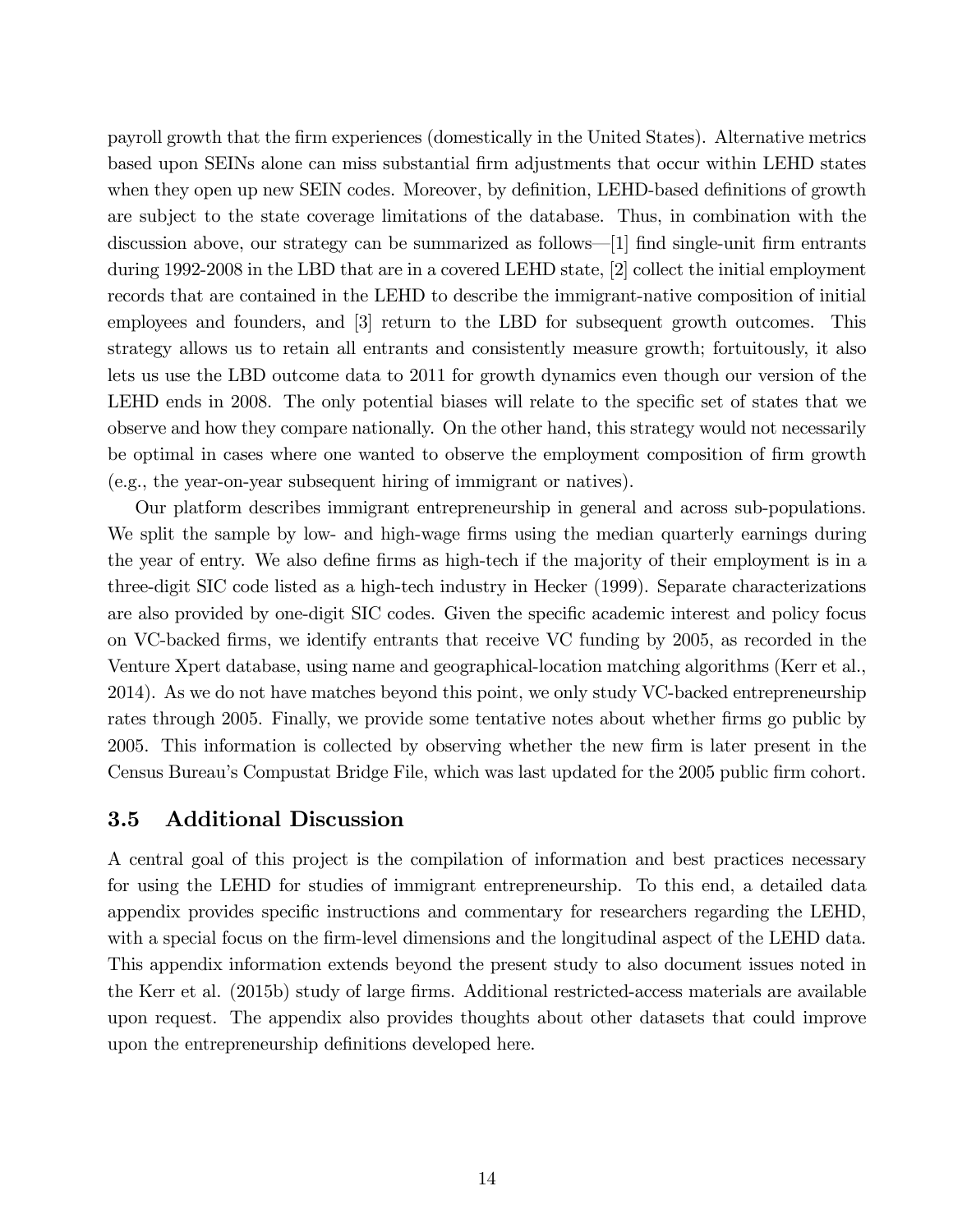payroll growth that the firm experiences (domestically in the United States). Alternative metrics based upon SEINs alone can miss substantial firm adjustments that occur within LEHD states when they open up new SEIN codes. Moreover, by definition, LEHD-based definitions of growth are subject to the state coverage limitations of the database. Thus, in combination with the discussion above, our strategy can be summarized as follows—[1] find single-unit firm entrants during 1992-2008 in the LBD that are in a covered LEHD state, [2] collect the initial employment records that are contained in the LEHD to describe the immigrant-native composition of initial employees and founders, and [3] return to the LBD for subsequent growth outcomes. This strategy allows us to retain all entrants and consistently measure growth; fortuitously, it also lets us use the LBD outcome data to 2011 for growth dynamics even though our version of the LEHD ends in 2008. The only potential biases will relate to the specific set of states that we observe and how they compare nationally. On the other hand, this strategy would not necessarily be optimal in cases where one wanted to observe the employment composition of firm growth (e.g., the year-on-year subsequent hiring of immigrant or natives).

Our platform describes immigrant entrepreneurship in general and across sub-populations. We split the sample by low- and high-wage firms using the median quarterly earnings during the year of entry. We also define firms as high-tech if the majority of their employment is in a three-digit SIC code listed as a high-tech industry in Hecker (1999). Separate characterizations are also provided by one-digit SIC codes. Given the specific academic interest and policy focus on VC-backed firms, we identify entrants that receive VC funding by 2005, as recorded in the Venture Xpert database, using name and geographical-location matching algorithms (Kerr et al., 2014). As we do not have matches beyond this point, we only study VC-backed entrepreneurship rates through 2005. Finally, we provide some tentative notes about whether firms go public by 2005. This information is collected by observing whether the new firm is later present in the Census Bureau's Compustat Bridge File, which was last updated for the 2005 public firm cohort.

## 3.5 Additional Discussion

A central goal of this project is the compilation of information and best practices necessary for using the LEHD for studies of immigrant entrepreneurship. To this end, a detailed data appendix provides specific instructions and commentary for researchers regarding the LEHD, with a special focus on the firm-level dimensions and the longitudinal aspect of the LEHD data. This appendix information extends beyond the present study to also document issues noted in the Kerr et al. (2015b) study of large firms. Additional restricted-access materials are available upon request. The appendix also provides thoughts about other datasets that could improve upon the entrepreneurship definitions developed here.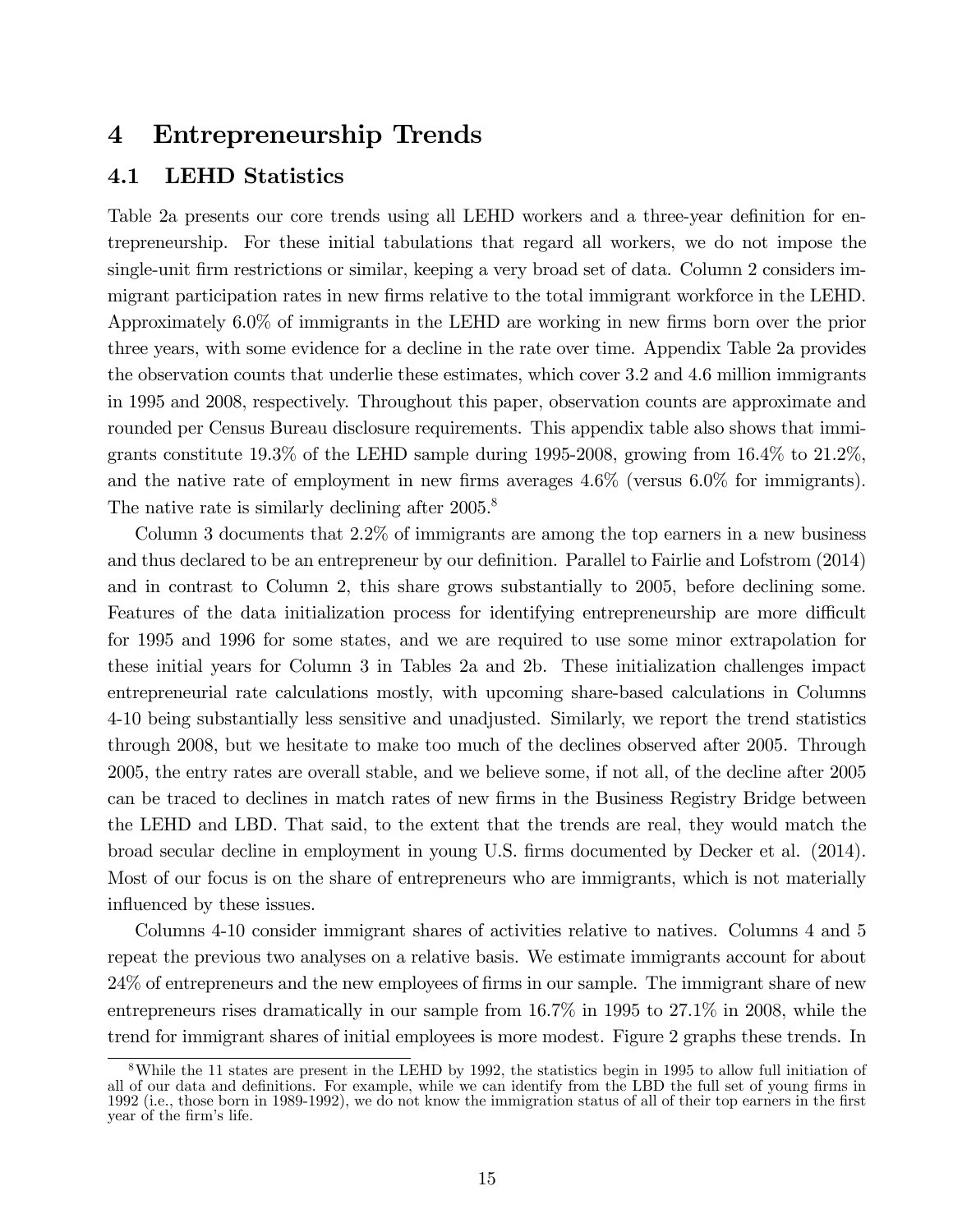# 4 Entrepreneurship Trends

## 4.1 LEHD Statistics

Table 2a presents our core trends using all LEHD workers and a three-year definition for entrepreneurship. For these initial tabulations that regard all workers, we do not impose the single-unit firm restrictions or similar, keeping a very broad set of data. Column 2 considers immigrant participation rates in new firms relative to the total immigrant workforce in the LEHD. Approximately 6.0% of immigrants in the LEHD are working in new firms born over the prior three years, with some evidence for a decline in the rate over time. Appendix Table 2a provides the observation counts that underlie these estimates, which cover 3.2 and 4.6 million immigrants in 1995 and 2008, respectively. Throughout this paper, observation counts are approximate and rounded per Census Bureau disclosure requirements. This appendix table also shows that immigrants constitute 19.3% of the LEHD sample during 1995-2008, growing from 16.4% to 21.2%, and the native rate of employment in new firms averages 4.6% (versus 6.0% for immigrants). The native rate is similarly declining after 2005.[8]

Column 3 documents that 2.2% of immigrants are among the top earners in a new business and thus declared to be an entrepreneur by our definition. Parallel to Fairlie and Lofstrom (2014) and in contrast to Column 2, this share grows substantially to 2005, before declining some. Features of the data initialization process for identifying entrepreneurship are more difficult for 1995 and 1996 for some states, and we are required to use some minor extrapolation for these initial years for Column 3 in Tables 2a and 2b. These initialization challenges impact entrepreneurial rate calculations mostly, with upcoming share-based calculations in Columns 4-10 being substantially less sensitive and unadjusted. Similarly, we report the trend statistics through 2008, but we hesitate to make too much of the declines observed after 2005. Through 2005, the entry rates are overall stable, and we believe some, if not all, of the decline after 2005 can be traced to declines in match rates of new firms in the Business Registry Bridge between the LEHD and LBD. That said, to the extent that the trends are real, they would match the broad secular decline in employment in young U.S. firms documented by Decker et al. (2014). Most of our focus is on the share of entrepreneurs who are immigrants, which is not materially influenced by these issues.

Columns 4-10 consider immigrant shares of activities relative to natives. Columns 4 and 5 repeat the previous two analyses on a relative basis. We estimate immigrants account for about 24% of entrepreneurs and the new employees of firms in our sample. The immigrant share of new entrepreneurs rises dramatically in our sample from 16.7% in 1995 to 27.1% in 2008, while the trend for immigrant shares of initial employees is more modest. Figure 2 graphs these trends. In

[8] While the 11 states are present in the LEHD by 1992, the statistics begin in 1995 to allow full initiation of all of our data and definitions. For example, while we can identify from the LBD the full set of young firms in 1992 (i.e., those born in 1989-1992), we do not know the immigration status of all of their top earners in the first year of the firm's life.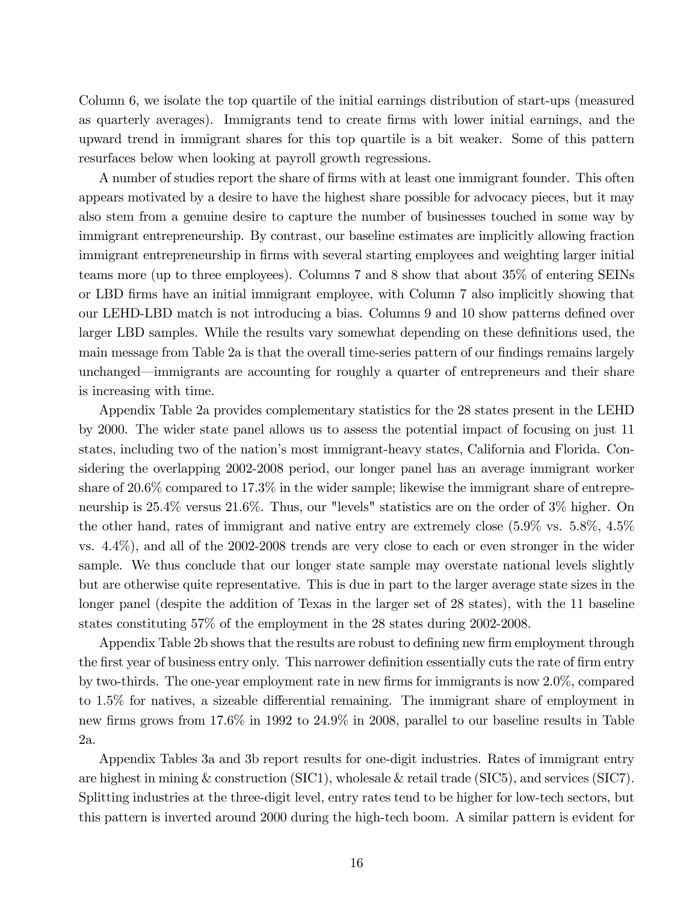Column 6, we isolate the top quartile of the initial earnings distribution of start-ups (measured as quarterly averages). Immigrants tend to create firms with lower initial earnings, and the upward trend in immigrant shares for this top quartile is a bit weaker. Some of this pattern resurfaces below when looking at payroll growth regressions.

A number of studies report the share of firms with at least one immigrant founder. This often appears motivated by a desire to have the highest share possible for advocacy pieces, but it may also stem from a genuine desire to capture the number of businesses touched in some way by immigrant entrepreneurship. By contrast, our baseline estimates are implicitly allowing fraction immigrant entrepreneurship in firms with several starting employees and weighting larger initial teams more (up to three employees). Columns 7 and 8 show that about 35% of entering SEINs or LBD firms have an initial immigrant employee, with Column 7 also implicitly showing that our LEHD-LBD match is not introducing a bias. Columns 9 and 10 show patterns defined over larger LBD samples. While the results vary somewhat depending on these definitions used, the main message from Table 2a is that the overall time-series pattern of our findings remains largely unchanged—immigrants are accounting for roughly a quarter of entrepreneurs and their share is increasing with time.

Appendix Table 2a provides complementary statistics for the 28 states present in the LEHD by 2000. The wider state panel allows us to assess the potential impact of focusing on just 11 states, including two of the nation's most immigrant-heavy states, California and Florida. Considering the overlapping 2002-2008 period, our longer panel has an average immigrant worker share of 20.6% compared to 17.3% in the wider sample; likewise the immigrant share of entrepreneurship is 25.4% versus 21.6%. Thus, our "levels" statistics are on the order of 3% higher. On the other hand, rates of immigrant and native entry are extremely close (5.9% vs. 5.8%, 4.5% vs. 4.4%), and all of the 2002-2008 trends are very close to each or even stronger in the wider sample. We thus conclude that our longer state sample may overstate national levels slightly but are otherwise quite representative. This is due in part to the larger average state sizes in the longer panel (despite the addition of Texas in the larger set of 28 states), with the 11 baseline states constituting 57% of the employment in the 28 states during 2002-2008.

Appendix Table 2b shows that the results are robust to defining new firm employment through the first year of business entry only. This narrower definition essentially cuts the rate of firm entry by two-thirds. The one-year employment rate in new firms for immigrants is now 2.0%, compared to 1.5% for natives, a sizeable differential remaining. The immigrant share of employment in new firms grows from 17.6% in 1992 to 24.9% in 2008, parallel to our baseline results in Table 2a.

Appendix Tables 3a and 3b report results for one-digit industries. Rates of immigrant entry are highest in mining & construction (SIC1), wholesale & retail trade (SIC5), and services (SIC7). Splitting industries at the three-digit level, entry rates tend to be higher for low-tech sectors, but this pattern is inverted around 2000 during the high-tech boom. A similar pattern is evident for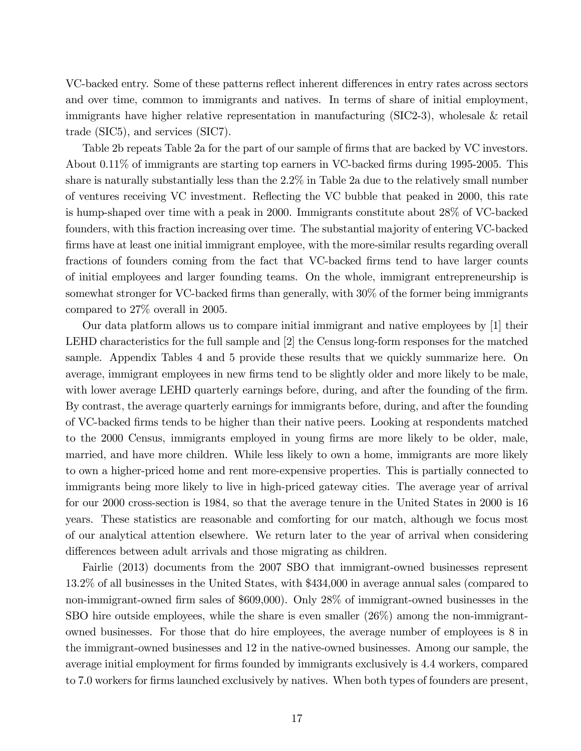VC-backed entry. Some of these patterns reflect inherent differences in entry rates across sectors and over time, common to immigrants and natives. In terms of share of initial employment, immigrants have higher relative representation in manufacturing (SIC2-3), wholesale & retail trade (SIC5), and services (SIC7).

Table 2b repeats Table 2a for the part of our sample of firms that are backed by VC investors. About 0.11% of immigrants are starting top earners in VC-backed firms during 1995-2005. This share is naturally substantially less than the 2.2% in Table 2a due to the relatively small number of ventures receiving VC investment. Reflecting the VC bubble that peaked in 2000, this rate is hump-shaped over time with a peak in 2000. Immigrants constitute about 28% of VC-backed founders, with this fraction increasing over time. The substantial majority of entering VC-backed firms have at least one initial immigrant employee, with the more-similar results regarding overall fractions of founders coming from the fact that VC-backed firms tend to have larger counts of initial employees and larger founding teams. On the whole, immigrant entrepreneurship is somewhat stronger for VC-backed firms than generally, with 30% of the former being immigrants compared to 27% overall in 2005.

Our data platform allows us to compare initial immigrant and native employees by [1] their LEHD characteristics for the full sample and [2] the Census long-form responses for the matched sample. Appendix Tables 4 and 5 provide these results that we quickly summarize here. On average, immigrant employees in new firms tend to be slightly older and more likely to be male, with lower average LEHD quarterly earnings before, during, and after the founding of the firm. By contrast, the average quarterly earnings for immigrants before, during, and after the founding of VC-backed firms tends to be higher than their native peers. Looking at respondents matched to the 2000 Census, immigrants employed in young firms are more likely to be older, male, married, and have more children. While less likely to own a home, immigrants are more likely to own a higher-priced home and rent more-expensive properties. This is partially connected to immigrants being more likely to live in high-priced gateway cities. The average year of arrival for our 2000 cross-section is 1984, so that the average tenure in the United States in 2000 is 16 years. These statistics are reasonable and comforting for our match, although we focus most of our analytical attention elsewhere. We return later to the year of arrival when considering differences between adult arrivals and those migrating as children.

Fairlie (2013) documents from the 2007 SBO that immigrant-owned businesses represent 13.2% of all businesses in the United States, with $434,000 in average annual sales (compared to non-immigrant-owned firm sales of $609,000). Only 28% of immigrant-owned businesses in the SBO hire outside employees, while the share is even smaller (26%) among the non-immigrant-owned businesses. For those that do hire employees, the average number of employees is 8 in the immigrant-owned businesses and 12 in the native-owned businesses. Among our sample, the average initial employment for firms founded by immigrants exclusively is 4.4 workers, compared to 7.0 workers for firms launched exclusively by natives. When both types of founders are present,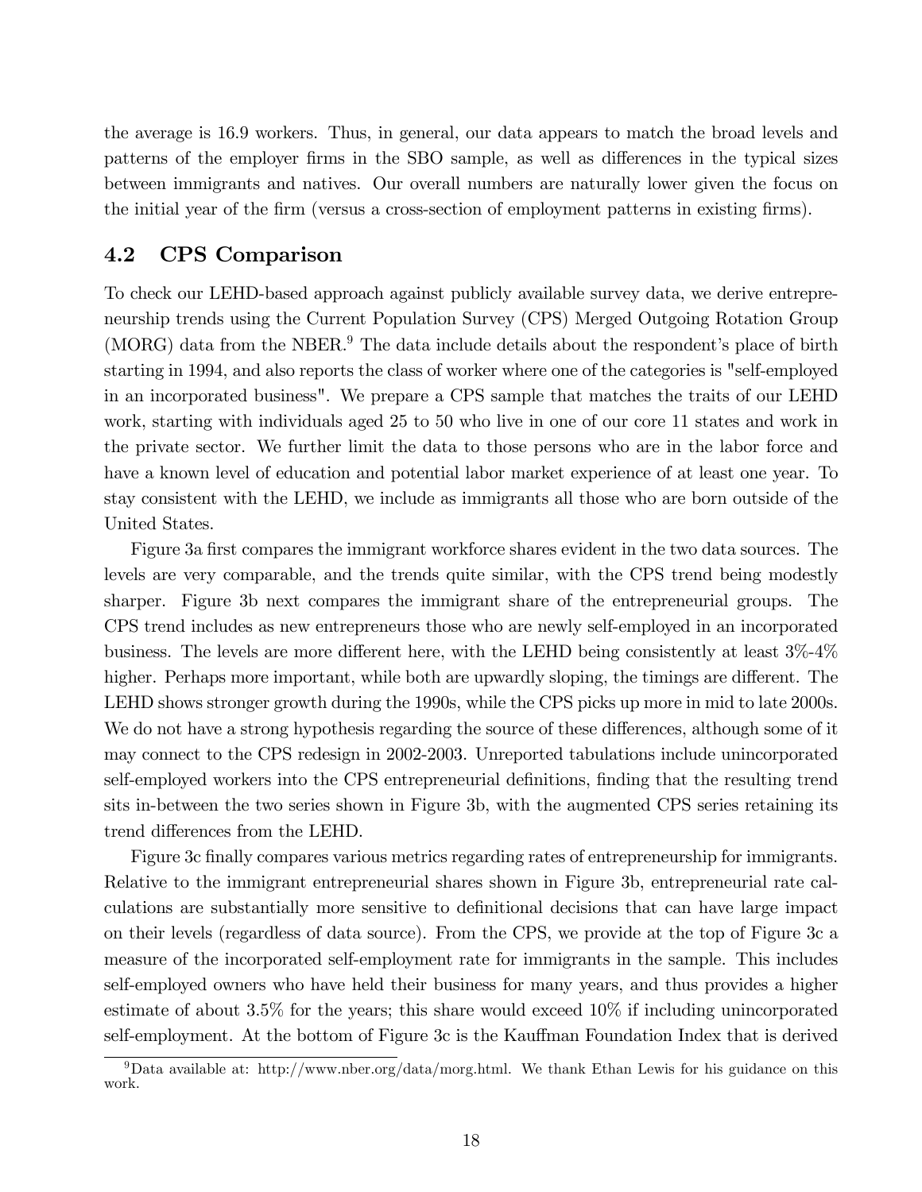the average is 16.9 workers. Thus, in general, our data appears to match the broad levels and patterns of the employer firms in the SBO sample, as well as differences in the typical sizes between immigrants and natives. Our overall numbers are naturally lower given the focus on the initial year of the firm (versus a cross-section of employment patterns in existing firms).

## 4.2 CPS Comparison

To check our LEHD-based approach against publicly available survey data, we derive entrepreneurship trends using the Current Population Survey (CPS) Merged Outgoing Rotation Group (MORG) data from the NBER.[9] The data include details about the respondent's place of birth starting in 1994, and also reports the class of worker where one of the categories is "self-employed in an incorporated business". We prepare a CPS sample that matches the traits of our LEHD work, starting with individuals aged 25 to 50 who live in one of our core 11 states and work in the private sector. We further limit the data to those persons who are in the labor force and have a known level of education and potential labor market experience of at least one year. To stay consistent with the LEHD, we include as immigrants all those who are born outside of the United States.

Figure 3a first compares the immigrant workforce shares evident in the two data sources. The levels are very comparable, and the trends quite similar, with the CPS trend being modestly sharper. Figure 3b next compares the immigrant share of the entrepreneurial groups. The CPS trend includes as new entrepreneurs those who are newly self-employed in an incorporated business. The levels are more different here, with the LEHD being consistently at least 3%-4% higher. Perhaps more important, while both are upwardly sloping, the timings are different. The LEHD shows stronger growth during the 1990s, while the CPS picks up more in mid to late 2000s. We do not have a strong hypothesis regarding the source of these differences, although some of it may connect to the CPS redesign in 2002-2003. Unreported tabulations include unincorporated self-employed workers into the CPS entrepreneurial definitions, finding that the resulting trend sits in-between the two series shown in Figure 3b, with the augmented CPS series retaining its trend differences from the LEHD.

Figure 3c finally compares various metrics regarding rates of entrepreneurship for immigrants. Relative to the immigrant entrepreneurial shares shown in Figure 3b, entrepreneurial rate calculations are substantially more sensitive to definitional decisions that can have large impact on their levels (regardless of data source). From the CPS, we provide at the top of Figure 3c a measure of the incorporated self-employment rate for immigrants in the sample. This includes self-employed owners who have held their business for many years, and thus provides a higher estimate of about 3.5% for the years; this share would exceed 10% if including unincorporated self-employment. At the bottom of Figure 3c is the Kauffman Foundation Index that is derived

[9] Data available at: http://www.nber.org/data/morg.html. We thank Ethan Lewis for his guidance on this work.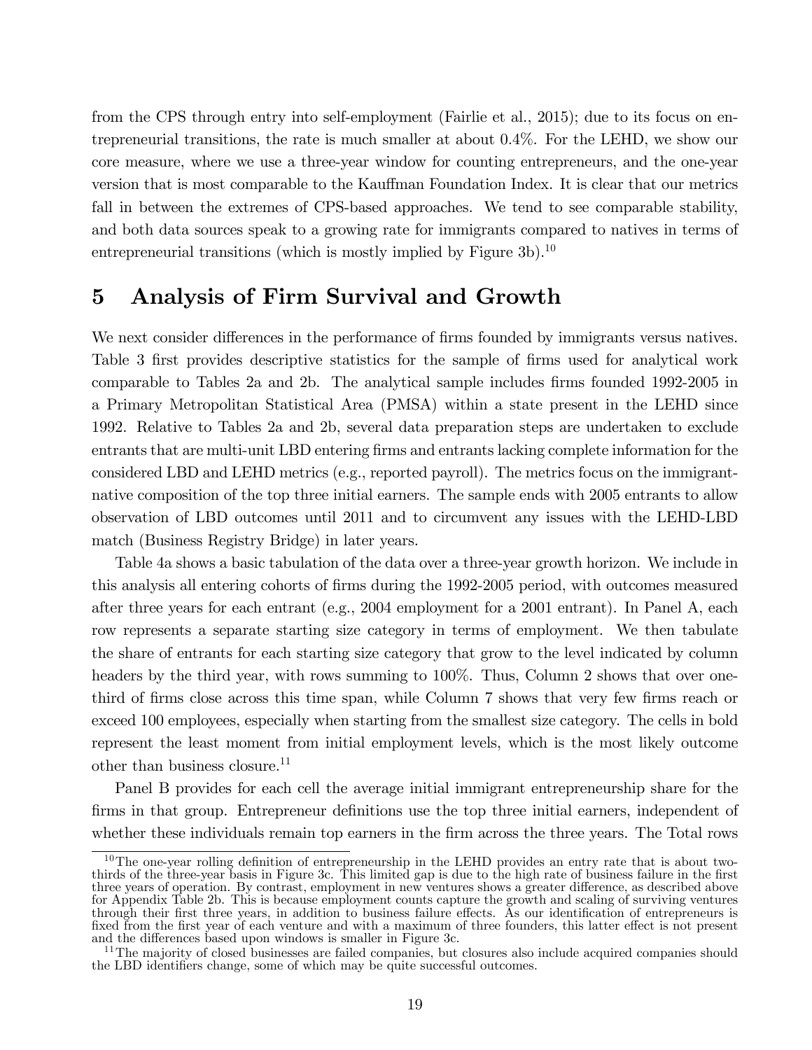from the CPS through entry into self-employment (Fairlie et al., 2015); due to its focus on entrepreneurial transitions, the rate is much smaller at about 0.4%. For the LEHD, we show our core measure, where we use a three-year window for counting entrepreneurs, and the one-year version that is most comparable to the Kauffman Foundation Index. It is clear that our metrics fall in between the extremes of CPS-based approaches. We tend to see comparable stability, and both data sources speak to a growing rate for immigrants compared to natives in terms of entrepreneurial transitions (which is mostly implied by Figure 3b).[10]

# 5 Analysis of Firm Survival and Growth

We next consider differences in the performance of firms founded by immigrants versus natives. Table 3 first provides descriptive statistics for the sample of firms used for analytical work comparable to Tables 2a and 2b. The analytical sample includes firms founded 1992-2005 in a Primary Metropolitan Statistical Area (PMSA) within a state present in the LEHD since 1992. Relative to Tables 2a and 2b, several data preparation steps are undertaken to exclude entrants that are multi-unit LBD entering firms and entrants lacking complete information for the considered LBD and LEHD metrics (e.g., reported payroll). The metrics focus on the immigrant-native composition of the top three initial earners. The sample ends with 2005 entrants to allow observation of LBD outcomes until 2011 and to circumvent any issues with the LEHD-LBD match (Business Registry Bridge) in later years.

Table 4a shows a basic tabulation of the data over a three-year growth horizon. We include in this analysis all entering cohorts of firms during the 1992-2005 period, with outcomes measured after three years for each entrant (e.g., 2004 employment for a 2001 entrant). In Panel A, each row represents a separate starting size category in terms of employment. We then tabulate the share of entrants for each starting size category that grow to the level indicated by column headers by the third year, with rows summing to 100%. Thus, Column 2 shows that over one-third of firms close across this time span, while Column 7 shows that very few firms reach or exceed 100 employees, especially when starting from the smallest size category. The cells in bold represent the least moment from initial employment levels, which is the most likely outcome other than business closure.[11]

Panel B provides for each cell the average initial immigrant entrepreneurship share for the firms in that group. Entrepreneur definitions use the top three initial earners, independent of whether these individuals remain top earners in the firm across the three years. The Total rows

[10] The one-year rolling definition of entrepreneurship in the LEHD provides an entry rate that is about two-thirds of the three-year basis in Figure 3c. This limited gap is due to the high rate of business failure in the first three years of operation. By contrast, employment in new ventures shows a greater difference, as described above for Appendix Table 2b. This is because employment counts capture the growth and scaling of surviving ventures through their first three years, in addition to business failure effects. As our identification of entrepreneurs is fixed from the first year of each venture and with a maximum of three founders, this latter effect is not present and the differences based upon windows is smaller in Figure 3c.

[11] The majority of closed businesses are failed companies, but closures also include acquired companies should the LBD identifiers change, some of which may be quite successful outcomes.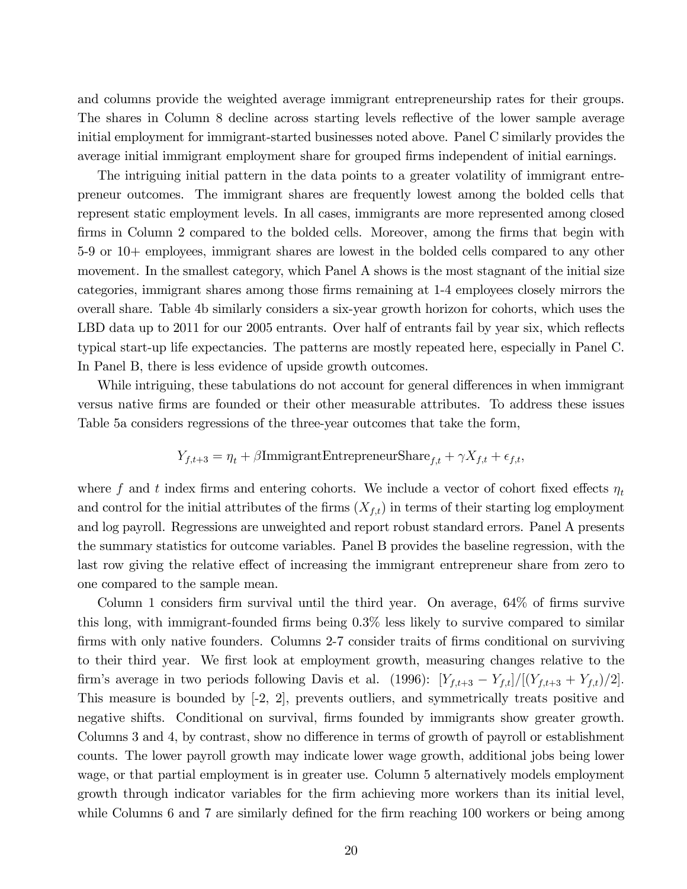and columns provide the weighted average immigrant entrepreneurship rates for their groups. The shares in Column 8 decline across starting levels reflective of the lower sample average initial employment for immigrant-started businesses noted above. Panel C similarly provides the average initial immigrant employment share for grouped firms independent of initial earnings.

The intriguing initial pattern in the data points to a greater volatility of immigrant entrepreneur outcomes. The immigrant shares are frequently lowest among the bolded cells that represent static employment levels. In all cases, immigrants are more represented among closed firms in Column 2 compared to the bolded cells. Moreover, among the firms that begin with 5-9 or 10+ employees, immigrant shares are lowest in the bolded cells compared to any other movement. In the smallest category, which Panel A shows is the most stagnant of the initial size categories, immigrant shares among those firms remaining at 1-4 employees closely mirrors the overall share. Table 4b similarly considers a six-year growth horizon for cohorts, which uses the LBD data up to 2011 for our 2005 entrants. Over half of entrants fail by year six, which reflects typical start-up life expectancies. The patterns are mostly repeated here, especially in Panel C. In Panel B, there is less evidence of upside growth outcomes.

While intriguing, these tabulations do not account for general differences in when immigrant versus native firms are founded or their other measurable attributes. To address these issues Table 5a considers regressions of the three-year outcomes that take the form,

$$Y_{f,t+3} = \eta_t + \beta \text{ImmigrantEntrepreneurShare}_{f,t} + \gamma X_{f,t} + \epsilon_{f,t},$$

where $f$ and $t$ index firms and entering cohorts. We include a vector of cohort fixed effects $\eta_t$ and control for the initial attributes of the firms ($X_{f,t}$) in terms of their starting log employment and log payroll. Regressions are unweighted and report robust standard errors. Panel A presents the summary statistics for outcome variables. Panel B provides the baseline regression, with the last row giving the relative effect of increasing the immigrant entrepreneur share from zero to one compared to the sample mean.

Column 1 considers firm survival until the third year. On average, 64% of firms survive this long, with immigrant-founded firms being 0.3% less likely to survive compared to similar firms with only native founders. Columns 2-7 consider traits of firms conditional on surviving to their third year. We first look at employment growth, measuring changes relative to the firm's average in two periods following Davis et al. (1996): $[Y_{f,t+3} - Y_{f,t}]/[(Y_{f,t+3} + Y_{f,t})/2]$. This measure is bounded by [-2, 2], prevents outliers, and symmetrically treats positive and negative shifts. Conditional on survival, firms founded by immigrants show greater growth. Columns 3 and 4, by contrast, show no difference in terms of growth of payroll or establishment counts. The lower payroll growth may indicate lower wage growth, additional jobs being lower wage, or that partial employment is in greater use. Column 5 alternatively models employment growth through indicator variables for the firm achieving more workers than its initial level, while Columns 6 and 7 are similarly defined for the firm reaching 100 workers or being among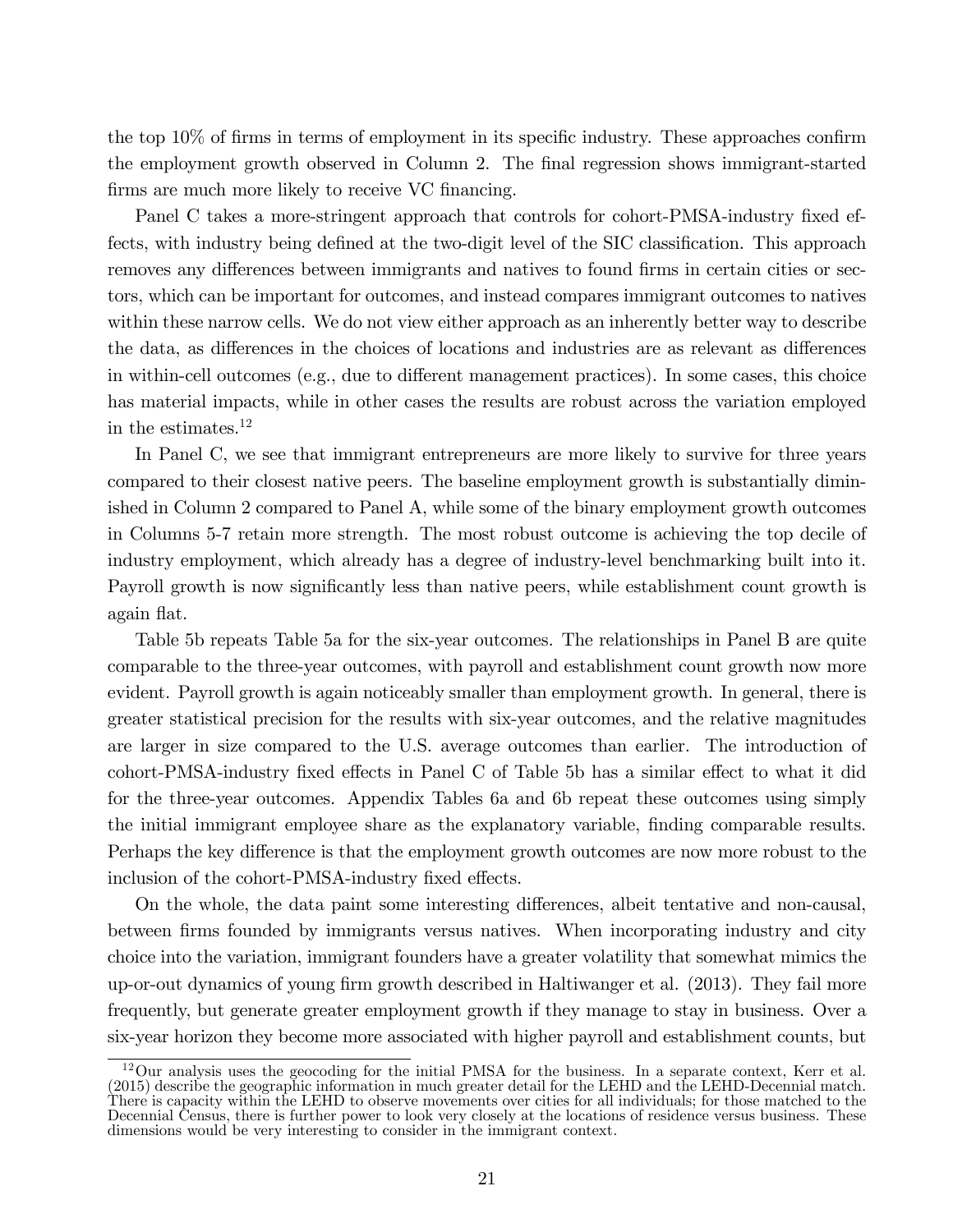the top 10% of firms in terms of employment in its specific industry. These approaches confirm the employment growth observed in Column 2. The final regression shows immigrant-started firms are much more likely to receive VC financing.

Panel C takes a more-stringent approach that controls for cohort-PMSA-industry fixed effects, with industry being defined at the two-digit level of the SIC classification. This approach removes any differences between immigrants and natives to found firms in certain cities or sectors, which can be important for outcomes, and instead compares immigrant outcomes to natives within these narrow cells. We do not view either approach as an inherently better way to describe the data, as differences in the choices of locations and industries are as relevant as differences in within-cell outcomes (e.g., due to different management practices). In some cases, this choice has material impacts, while in other cases the results are robust across the variation employed in the estimates.[12]

In Panel C, we see that immigrant entrepreneurs are more likely to survive for three years compared to their closest native peers. The baseline employment growth is substantially diminished in Column 2 compared to Panel A, while some of the binary employment growth outcomes in Columns 5-7 retain more strength. The most robust outcome is achieving the top decile of industry employment, which already has a degree of industry-level benchmarking built into it. Payroll growth is now significantly less than native peers, while establishment count growth is again flat.

Table 5b repeats Table 5a for the six-year outcomes. The relationships in Panel B are quite comparable to the three-year outcomes, with payroll and establishment count growth now more evident. Payroll growth is again noticeably smaller than employment growth. In general, there is greater statistical precision for the results with six-year outcomes, and the relative magnitudes are larger in size compared to the U.S. average outcomes than earlier. The introduction of cohort-PMSA-industry fixed effects in Panel C of Table 5b has a similar effect to what it did for the three-year outcomes. Appendix Tables 6a and 6b repeat these outcomes using simply the initial immigrant employee share as the explanatory variable, finding comparable results. Perhaps the key difference is that the employment growth outcomes are now more robust to the inclusion of the cohort-PMSA-industry fixed effects.

On the whole, the data paint some interesting differences, albeit tentative and non-causal, between firms founded by immigrants versus natives. When incorporating industry and city choice into the variation, immigrant founders have a greater volatility that somewhat mimics the up-or-out dynamics of young firm growth described in Haltiwanger et al. (2013). They fail more frequently, but generate greater employment growth if they manage to stay in business. Over a six-year horizon they become more associated with higher payroll and establishment counts, but

[12] Our analysis uses the geocoding for the initial PMSA for the business. In a separate context, Kerr et al. (2015) describe the geographic information in much greater detail for the LEHD and the LEHD-Decennial match. There is capacity within the LEHD to observe movements over cities for all individuals; for those matched to the Decennial Census, there is further power to look very closely at the locations of residence versus business. These dimensions would be very interesting to consider in the immigrant context.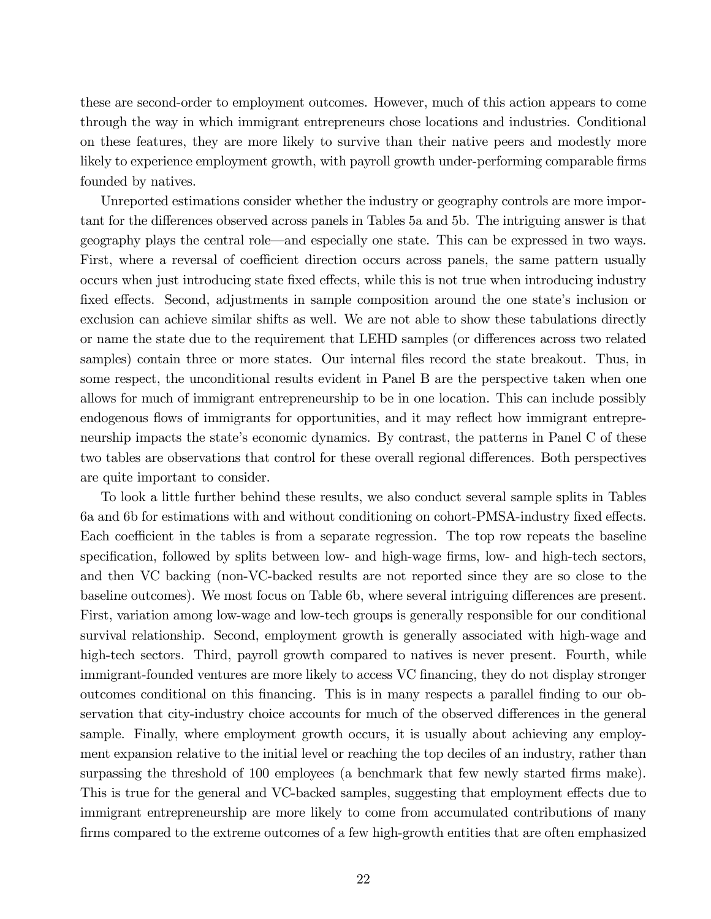these are second-order to employment outcomes. However, much of this action appears to come through the way in which immigrant entrepreneurs chose locations and industries. Conditional on these features, they are more likely to survive than their native peers and modestly more likely to experience employment growth, with payroll growth under-performing comparable firms founded by natives.

Unreported estimations consider whether the industry or geography controls are more important for the differences observed across panels in Tables 5a and 5b. The intriguing answer is that geography plays the central role—and especially one state. This can be expressed in two ways. First, where a reversal of coefficient direction occurs across panels, the same pattern usually occurs when just introducing state fixed effects, while this is not true when introducing industry fixed effects. Second, adjustments in sample composition around the one state's inclusion or exclusion can achieve similar shifts as well. We are not able to show these tabulations directly or name the state due to the requirement that LEHD samples (or differences across two related samples) contain three or more states. Our internal files record the state breakout. Thus, in some respect, the unconditional results evident in Panel B are the perspective taken when one allows for much of immigrant entrepreneurship to be in one location. This can include possibly endogenous flows of immigrants for opportunities, and it may reflect how immigrant entrepreneurship impacts the state's economic dynamics. By contrast, the patterns in Panel C of these two tables are observations that control for these overall regional differences. Both perspectives are quite important to consider.

To look a little further behind these results, we also conduct several sample splits in Tables 6a and 6b for estimations with and without conditioning on cohort-PMSA-industry fixed effects. Each coefficient in the tables is from a separate regression. The top row repeats the baseline specification, followed by splits between low- and high-wage firms, low- and high-tech sectors, and then VC backing (non-VC-backed results are not reported since they are so close to the baseline outcomes). We most focus on Table 6b, where several intriguing differences are present. First, variation among low-wage and low-tech groups is generally responsible for our conditional survival relationship. Second, employment growth is generally associated with high-wage and high-tech sectors. Third, payroll growth compared to natives is never present. Fourth, while immigrant-founded ventures are more likely to access VC financing, they do not display stronger outcomes conditional on this financing. This is in many respects a parallel finding to our observation that city-industry choice accounts for much of the observed differences in the general sample. Finally, where employment growth occurs, it is usually about achieving any employment expansion relative to the initial level or reaching the top deciles of an industry, rather than surpassing the threshold of 100 employees (a benchmark that few newly started firms make). This is true for the general and VC-backed samples, suggesting that employment effects due to immigrant entrepreneurship are more likely to come from accumulated contributions of many firms compared to the extreme outcomes of a few high-growth entities that are often emphasized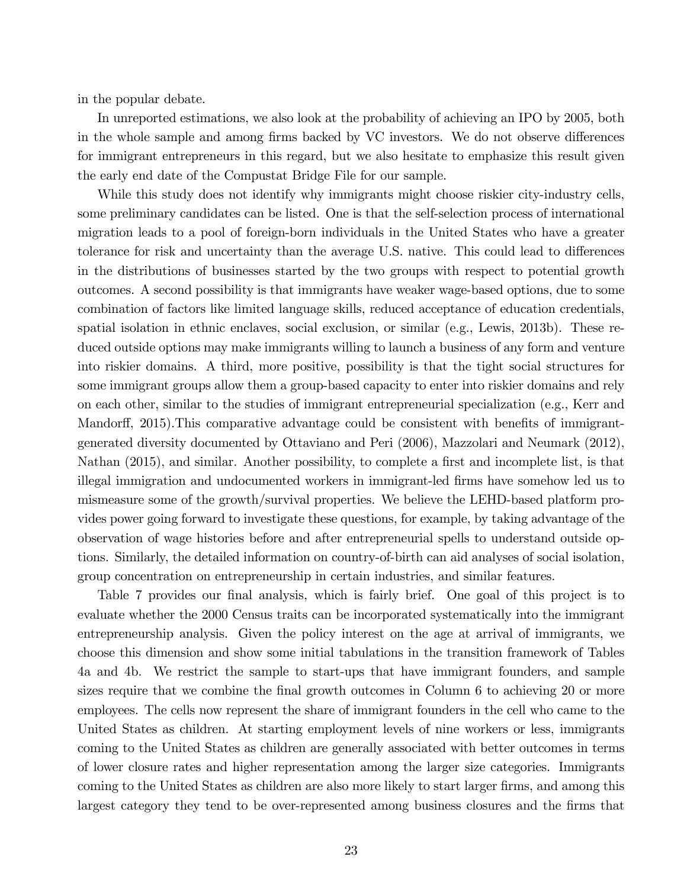in the popular debate.

In unreported estimations, we also look at the probability of achieving an IPO by 2005, both in the whole sample and among firms backed by VC investors. We do not observe differences for immigrant entrepreneurs in this regard, but we also hesitate to emphasize this result given the early end date of the Compustat Bridge File for our sample.

While this study does not identify why immigrants might choose riskier city-industry cells, some preliminary candidates can be listed. One is that the self-selection process of international migration leads to a pool of foreign-born individuals in the United States who have a greater tolerance for risk and uncertainty than the average U.S. native. This could lead to differences in the distributions of businesses started by the two groups with respect to potential growth outcomes. A second possibility is that immigrants have weaker wage-based options, due to some combination of factors like limited language skills, reduced acceptance of education credentials, spatial isolation in ethnic enclaves, social exclusion, or similar (e.g., Lewis, 2013b). These reduced outside options may make immigrants willing to launch a business of any form and venture into riskier domains. A third, more positive, possibility is that the tight social structures for some immigrant groups allow them a group-based capacity to enter into riskier domains and rely on each other, similar to the studies of immigrant entrepreneurial specialization (e.g., Kerr and Mandorff, 2015).This comparative advantage could be consistent with benefits of immigrant-generated diversity documented by Ottaviano and Peri (2006), Mazzolari and Neumark (2012), Nathan (2015), and similar. Another possibility, to complete a first and incomplete list, is that illegal immigration and undocumented workers in immigrant-led firms have somehow led us to mismeasure some of the growth/survival properties. We believe the LEHD-based platform provides power going forward to investigate these questions, for example, by taking advantage of the observation of wage histories before and after entrepreneurial spells to understand outside options. Similarly, the detailed information on country-of-birth can aid analyses of social isolation, group concentration on entrepreneurship in certain industries, and similar features.

Table 7 provides our final analysis, which is fairly brief. One goal of this project is to evaluate whether the 2000 Census traits can be incorporated systematically into the immigrant entrepreneurship analysis. Given the policy interest on the age at arrival of immigrants, we choose this dimension and show some initial tabulations in the transition framework of Tables 4a and 4b. We restrict the sample to start-ups that have immigrant founders, and sample sizes require that we combine the final growth outcomes in Column 6 to achieving 20 or more employees. The cells now represent the share of immigrant founders in the cell who came to the United States as children. At starting employment levels of nine workers or less, immigrants coming to the United States as children are generally associated with better outcomes in terms of lower closure rates and higher representation among the larger size categories. Immigrants coming to the United States as children are also more likely to start larger firms, and among this largest category they tend to be over-represented among business closures and the firms that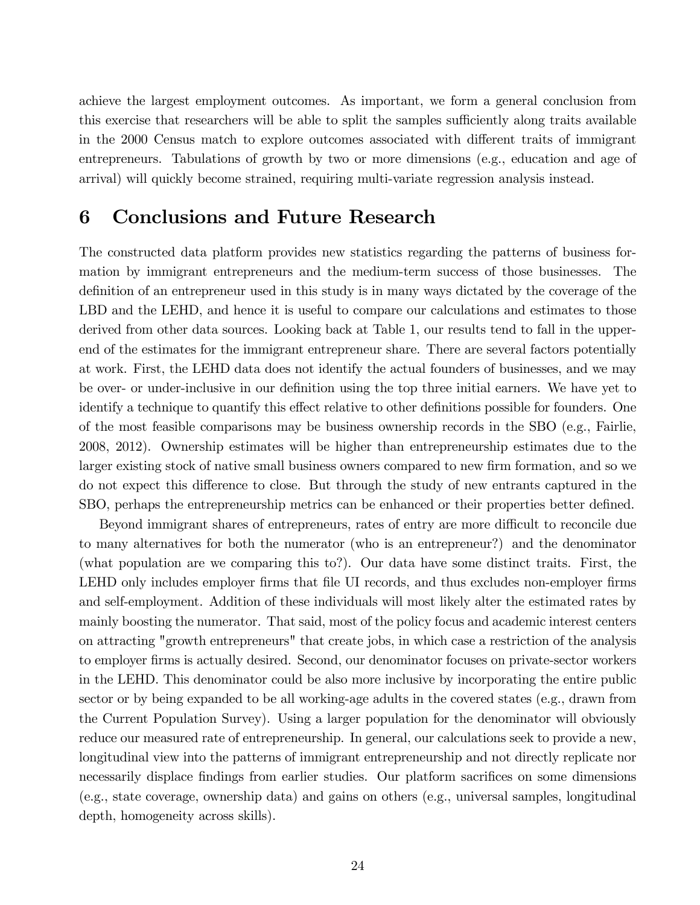achieve the largest employment outcomes. As important, we form a general conclusion from this exercise that researchers will be able to split the samples sufficiently along traits available in the 2000 Census match to explore outcomes associated with different traits of immigrant entrepreneurs. Tabulations of growth by two or more dimensions (e.g., education and age of arrival) will quickly become strained, requiring multi-variate regression analysis instead.

# 6 Conclusions and Future Research

The constructed data platform provides new statistics regarding the patterns of business formation by immigrant entrepreneurs and the medium-term success of those businesses. The definition of an entrepreneur used in this study is in many ways dictated by the coverage of the LBD and the LEHD, and hence it is useful to compare our calculations and estimates to those derived from other data sources. Looking back at Table 1, our results tend to fall in the upper-end of the estimates for the immigrant entrepreneur share. There are several factors potentially at work. First, the LEHD data does not identify the actual founders of businesses, and we may be over- or under-inclusive in our definition using the top three initial earners. We have yet to identify a technique to quantify this effect relative to other definitions possible for founders. One of the most feasible comparisons may be business ownership records in the SBO (e.g., Fairlie, 2008, 2012). Ownership estimates will be higher than entrepreneurship estimates due to the larger existing stock of native small business owners compared to new firm formation, and so we do not expect this difference to close. But through the study of new entrants captured in the SBO, perhaps the entrepreneurship metrics can be enhanced or their properties better defined.

Beyond immigrant shares of entrepreneurs, rates of entry are more difficult to reconcile due to many alternatives for both the numerator (who is an entrepreneur?) and the denominator (what population are we comparing this to?). Our data have some distinct traits. First, the LEHD only includes employer firms that file UI records, and thus excludes non-employer firms and self-employment. Addition of these individuals will most likely alter the estimated rates by mainly boosting the numerator. That said, most of the policy focus and academic interest centers on attracting "growth entrepreneurs" that create jobs, in which case a restriction of the analysis to employer firms is actually desired. Second, our denominator focuses on private-sector workers in the LEHD. This denominator could be also more inclusive by incorporating the entire public sector or by being expanded to be all working-age adults in the covered states (e.g., drawn from the Current Population Survey). Using a larger population for the denominator will obviously reduce our measured rate of entrepreneurship. In general, our calculations seek to provide a new, longitudinal view into the patterns of immigrant entrepreneurship and not directly replicate nor necessarily displace findings from earlier studies. Our platform sacrifices on some dimensions (e.g., state coverage, ownership data) and gains on others (e.g., universal samples, longitudinal depth, homogeneity across skills).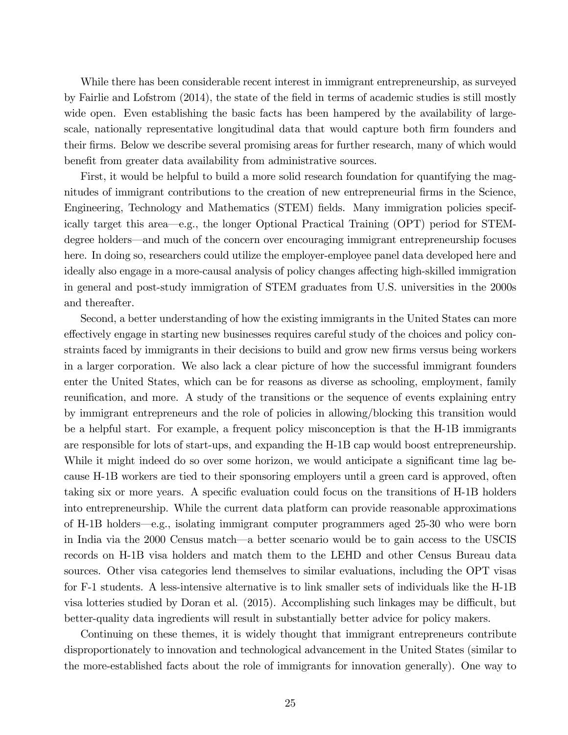While there has been considerable recent interest in immigrant entrepreneurship, as surveyed by Fairlie and Lofstrom (2014), the state of the field in terms of academic studies is still mostly wide open. Even establishing the basic facts has been hampered by the availability of large-scale, nationally representative longitudinal data that would capture both firm founders and their firms. Below we describe several promising areas for further research, many of which would benefit from greater data availability from administrative sources.

First, it would be helpful to build a more solid research foundation for quantifying the magnitudes of immigrant contributions to the creation of new entrepreneurial firms in the Science, Engineering, Technology and Mathematics (STEM) fields. Many immigration policies specifically target this area—e.g., the longer Optional Practical Training (OPT) period for STEM-degree holders—and much of the concern over encouraging immigrant entrepreneurship focuses here. In doing so, researchers could utilize the employer-employee panel data developed here and ideally also engage in a more-causal analysis of policy changes affecting high-skilled immigration in general and post-study immigration of STEM graduates from U.S. universities in the 2000s and thereafter.

Second, a better understanding of how the existing immigrants in the United States can more effectively engage in starting new businesses requires careful study of the choices and policy constraints faced by immigrants in their decisions to build and grow new firms versus being workers in a larger corporation. We also lack a clear picture of how the successful immigrant founders enter the United States, which can be for reasons as diverse as schooling, employment, family reunification, and more. A study of the transitions or the sequence of events explaining entry by immigrant entrepreneurs and the role of policies in allowing/blocking this transition would be a helpful start. For example, a frequent policy misconception is that the H-1B immigrants are responsible for lots of start-ups, and expanding the H-1B cap would boost entrepreneurship. While it might indeed do so over some horizon, we would anticipate a significant time lag because H-1B workers are tied to their sponsoring employers until a green card is approved, often taking six or more years. A specific evaluation could focus on the transitions of H-1B holders into entrepreneurship. While the current data platform can provide reasonable approximations of H-1B holders—e.g., isolating immigrant computer programmers aged 25-30 who were born in India via the 2000 Census match—a better scenario would be to gain access to the USCIS records on H-1B visa holders and match them to the LEHD and other Census Bureau data sources. Other visa categories lend themselves to similar evaluations, including the OPT visas for F-1 students. A less-intensive alternative is to link smaller sets of individuals like the H-1B visa lotteries studied by Doran et al. (2015). Accomplishing such linkages may be difficult, but better-quality data ingredients will result in substantially better advice for policy makers.

Continuing on these themes, it is widely thought that immigrant entrepreneurs contribute disproportionately to innovation and technological advancement in the United States (similar to the more-established facts about the role of immigrants for innovation generally). One way to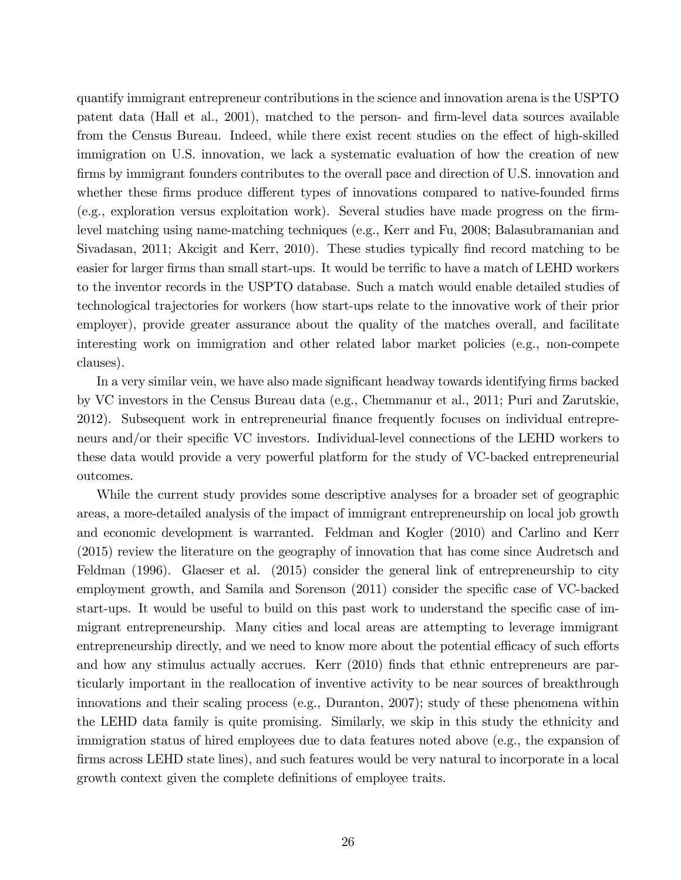quantify immigrant entrepreneur contributions in the science and innovation arena is the USPTO patent data (Hall et al., 2001), matched to the person- and firm-level data sources available from the Census Bureau. Indeed, while there exist recent studies on the effect of high-skilled immigration on U.S. innovation, we lack a systematic evaluation of how the creation of new firms by immigrant founders contributes to the overall pace and direction of U.S. innovation and whether these firms produce different types of innovations compared to native-founded firms (e.g., exploration versus exploitation work). Several studies have made progress on the firm-level matching using name-matching techniques (e.g., Kerr and Fu, 2008; Balasubramanian and Sivadasan, 2011; Akcigit and Kerr, 2010). These studies typically find record matching to be easier for larger firms than small start-ups. It would be terrific to have a match of LEHD workers to the inventor records in the USPTO database. Such a match would enable detailed studies of technological trajectories for workers (how start-ups relate to the innovative work of their prior employer), provide greater assurance about the quality of the matches overall, and facilitate interesting work on immigration and other related labor market policies (e.g., non-compete clauses).

In a very similar vein, we have also made significant headway towards identifying firms backed by VC investors in the Census Bureau data (e.g., Chemmanur et al., 2011; Puri and Zarutskie, 2012). Subsequent work in entrepreneurial finance frequently focuses on individual entrepreneurs and/or their specific VC investors. Individual-level connections of the LEHD workers to these data would provide a very powerful platform for the study of VC-backed entrepreneurial outcomes.

While the current study provides some descriptive analyses for a broader set of geographic areas, a more-detailed analysis of the impact of immigrant entrepreneurship on local job growth and economic development is warranted. Feldman and Kogler (2010) and Carlino and Kerr (2015) review the literature on the geography of innovation that has come since Audretsch and Feldman (1996). Glaeser et al. (2015) consider the general link of entrepreneurship to city employment growth, and Samila and Sorenson (2011) consider the specific case of VC-backed start-ups. It would be useful to build on this past work to understand the specific case of immigrant entrepreneurship. Many cities and local areas are attempting to leverage immigrant entrepreneurship directly, and we need to know more about the potential efficacy of such efforts and how any stimulus actually accrues. Kerr (2010) finds that ethnic entrepreneurs are particularly important in the reallocation of inventive activity to be near sources of breakthrough innovations and their scaling process (e.g., Duranton, 2007); study of these phenomena within the LEHD data family is quite promising. Similarly, we skip in this study the ethnicity and immigration status of hired employees due to data features noted above (e.g., the expansion of firms across LEHD state lines), and such features would be very natural to incorporate in a local growth context given the complete definitions of employee traits.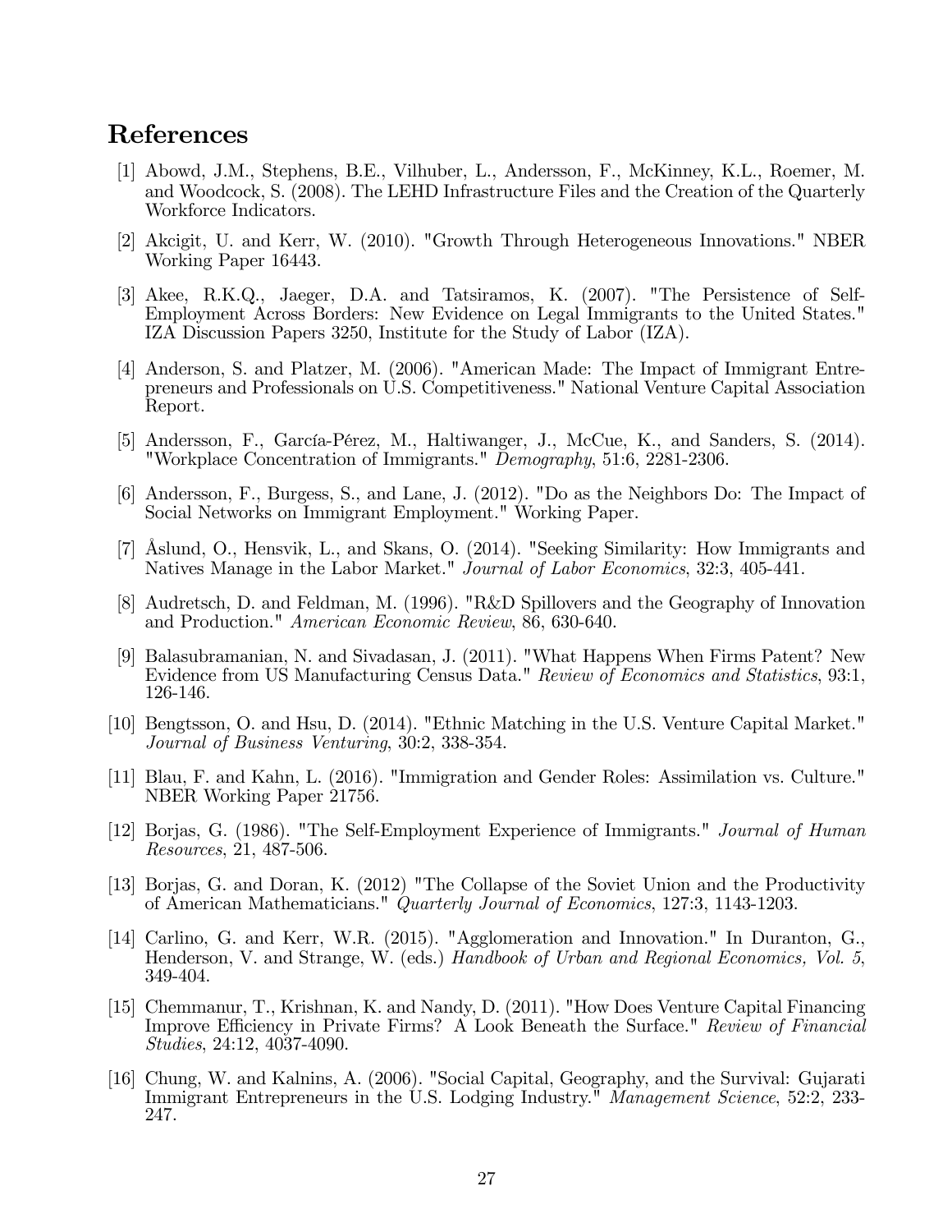# References

[1] Abowd, J.M., Stephens, B.E., Vilhuber, L., Andersson, F., McKinney, K.L., Roemer, M. and Woodcock, S. (2008). The LEHD Infrastructure Files and the Creation of the Quarterly Workforce Indicators.

[2] Akcigit, U. and Kerr, W. (2010). "Growth Through Heterogeneous Innovations." NBER Working Paper 16443.

[3] Akee, R.K.Q., Jaeger, D.A. and Tatsiramos, K. (2007). "The Persistence of Self-Employment Across Borders: New Evidence on Legal Immigrants to the United States." IZA Discussion Papers 3250, Institute for the Study of Labor (IZA).

[4] Anderson, S. and Platzer, M. (2006). "American Made: The Impact of Immigrant Entrepreneurs and Professionals on U.S. Competitiveness." National Venture Capital Association Report.

[5] Andersson, F., García-Pérez, M., Haltiwanger, J., McCue, K., and Sanders, S. (2014). "Workplace Concentration of Immigrants." *Demography*, 51:6, 2281-2306.

[6] Andersson, F., Burgess, S., and Lane, J. (2012). "Do as the Neighbors Do: The Impact of Social Networks on Immigrant Employment." Working Paper.

[7] Åslund, O., Hensvik, L., and Skans, O. (2014). "Seeking Similarity: How Immigrants and Natives Manage in the Labor Market." *Journal of Labor Economics*, 32:3, 405-441.

[8] Audretsch, D. and Feldman, M. (1996). "R&D Spillovers and the Geography of Innovation and Production." *American Economic Review*, 86, 630-640.

[9] Balasubramanian, N. and Sivadasan, J. (2011). "What Happens When Firms Patent? New Evidence from US Manufacturing Census Data." *Review of Economics and Statistics*, 93:1, 126-146.

[10] Bengtsson, O. and Hsu, D. (2014). "Ethnic Matching in the U.S. Venture Capital Market." *Journal of Business Venturing*, 30:2, 338-354.

[11] Blau, F. and Kahn, L. (2016). "Immigration and Gender Roles: Assimilation vs. Culture." NBER Working Paper 21756.

[12] Borjas, G. (1986). "The Self-Employment Experience of Immigrants." *Journal of Human Resources*, 21, 487-506.

[13] Borjas, G. and Doran, K. (2012) "The Collapse of the Soviet Union and the Productivity of American Mathematicians." *Quarterly Journal of Economics*, 127:3, 1143-1203.

[14] Carlino, G. and Kerr, W.R. (2015). "Agglomeration and Innovation." In Duranton, G., Henderson, V. and Strange, W. (eds.) *Handbook of Urban and Regional Economics, Vol. 5*, 349-404.

[15] Chemmanur, T., Krishnan, K. and Nandy, D. (2011). "How Does Venture Capital Financing Improve Efficiency in Private Firms? A Look Beneath the Surface." *Review of Financial Studies*, 24:12, 4037-4090.

[16] Chung, W. and Kalnins, A. (2006). "Social Capital, Geography, and the Survival: Gujarati Immigrant Entrepreneurs in the U.S. Lodging Industry." *Management Science*, 52:2, 233-247.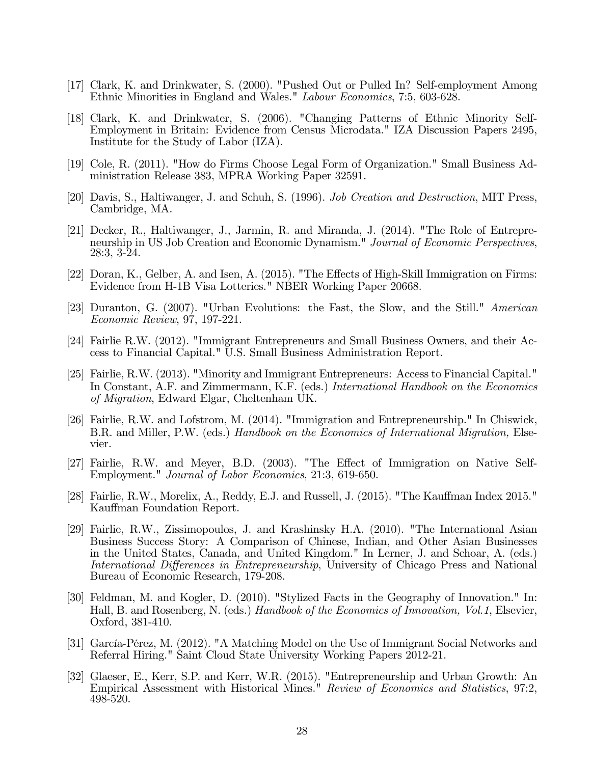[17] Clark, K. and Drinkwater, S. (2000). "Pushed Out or Pulled In? Self-employment Among Ethnic Minorities in England and Wales." *Labour Economics*, 7:5, 603-628.

[18] Clark, K. and Drinkwater, S. (2006). "Changing Patterns of Ethnic Minority Self-Employment in Britain: Evidence from Census Microdata." IZA Discussion Papers 2495, Institute for the Study of Labor (IZA).

[19] Cole, R. (2011). "How do Firms Choose Legal Form of Organization." Small Business Administration Release 383, MPRA Working Paper 32591.

[20] Davis, S., Haltiwanger, J. and Schuh, S. (1996). *Job Creation and Destruction*, MIT Press, Cambridge, MA.

[21] Decker, R., Haltiwanger, J., Jarmin, R. and Miranda, J. (2014). "The Role of Entrepreneurship in US Job Creation and Economic Dynamism." *Journal of Economic Perspectives*, 28:3, 3-24.

[22] Doran, K., Gelber, A. and Isen, A. (2015). "The Effects of High-Skill Immigration on Firms: Evidence from H-1B Visa Lotteries." NBER Working Paper 20668.

[23] Duranton, G. (2007). "Urban Evolutions: the Fast, the Slow, and the Still." *American Economic Review*, 97, 197-221.

[24] Fairlie R.W. (2012). "Immigrant Entrepreneurs and Small Business Owners, and their Access to Financial Capital." U.S. Small Business Administration Report.

[25] Fairlie, R.W. (2013). "Minority and Immigrant Entrepreneurs: Access to Financial Capital." In Constant, A.F. and Zimmermann, K.F. (eds.) *International Handbook on the Economics of Migration*, Edward Elgar, Cheltenham UK.

[26] Fairlie, R.W. and Lofstrom, M. (2014). "Immigration and Entrepreneurship." In Chiswick, B.R. and Miller, P.W. (eds.) *Handbook on the Economics of International Migration,* Elsevier.

[27] Fairlie, R.W. and Meyer, B.D. (2003). "The Effect of Immigration on Native Self-Employment." *Journal of Labor Economics*, 21:3, 619-650.

[28] Fairlie, R.W., Morelix, A., Reddy, E.J. and Russell, J. (2015). "The Kauffman Index 2015." Kauffman Foundation Report.

[29] Fairlie, R.W., Zissimopoulos, J. and Krashinsky H.A. (2010). "The International Asian Business Success Story: A Comparison of Chinese, Indian, and Other Asian Businesses in the United States, Canada, and United Kingdom." In Lerner, J. and Schoar, A. (eds.) *International Differences in Entrepreneurship*, University of Chicago Press and National Bureau of Economic Research, 179-208.

[30] Feldman, M. and Kogler, D. (2010). "Stylized Facts in the Geography of Innovation." In: Hall, B. and Rosenberg, N. (eds.) *Handbook of the Economics of Innovation, Vol.1*, Elsevier, Oxford, 381-410.

[31] García-Pérez, M. (2012). "A Matching Model on the Use of Immigrant Social Networks and Referral Hiring." Saint Cloud State University Working Papers 2012-21.

[32] Glaeser, E., Kerr, S.P. and Kerr, W.R. (2015). "Entrepreneurship and Urban Growth: An Empirical Assessment with Historical Mines." *Review of Economics and Statistics*, 97:2, 498-520.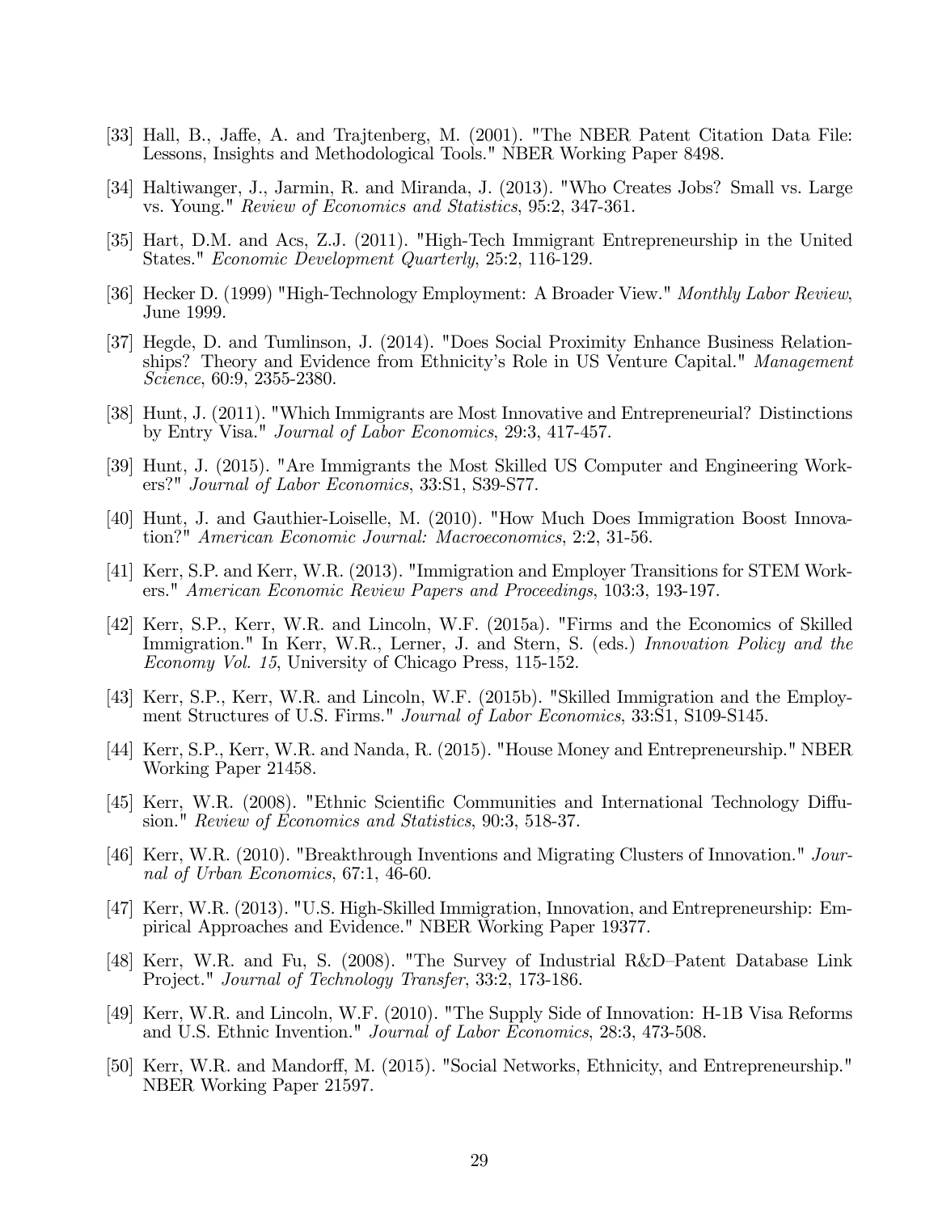[33] Hall, B., Jaffe, A. and Trajtenberg, M. (2001). "The NBER Patent Citation Data File: Lessons, Insights and Methodological Tools." NBER Working Paper 8498.

[34] Haltiwanger, J., Jarmin, R. and Miranda, J. (2013). "Who Creates Jobs? Small vs. Large vs. Young." *Review of Economics and Statistics*, 95:2, 347-361.

[35] Hart, D.M. and Acs, Z.J. (2011). "High-Tech Immigrant Entrepreneurship in the United States." *Economic Development Quarterly*, 25:2, 116-129.

[36] Hecker D. (1999) "High-Technology Employment: A Broader View." *Monthly Labor Review*, June 1999.

[37] Hegde, D. and Tumlinson, J. (2014). "Does Social Proximity Enhance Business Relationships? Theory and Evidence from Ethnicity's Role in US Venture Capital." *Management Science*, 60:9, 2355-2380.

[38] Hunt, J. (2011). "Which Immigrants are Most Innovative and Entrepreneurial? Distinctions by Entry Visa." *Journal of Labor Economics*, 29:3, 417-457.

[39] Hunt, J. (2015). "Are Immigrants the Most Skilled US Computer and Engineering Workers?" *Journal of Labor Economics*, 33:S1, S39-S77.

[40] Hunt, J. and Gauthier-Loiselle, M. (2010). "How Much Does Immigration Boost Innovation?" *American Economic Journal: Macroeconomics*, 2:2, 31-56.

[41] Kerr, S.P. and Kerr, W.R. (2013). "Immigration and Employer Transitions for STEM Workers." *American Economic Review Papers and Proceedings*, 103:3, 193-197.

[42] Kerr, S.P., Kerr, W.R. and Lincoln, W.F. (2015a). "Firms and the Economics of Skilled Immigration." In Kerr, W.R., Lerner, J. and Stern, S. (eds.) *Innovation Policy and the Economy Vol. 15*, University of Chicago Press, 115-152.

[43] Kerr, S.P., Kerr, W.R. and Lincoln, W.F. (2015b). "Skilled Immigration and the Employment Structures of U.S. Firms." *Journal of Labor Economics*, 33:S1, S109-S145.

[44] Kerr, S.P., Kerr, W.R. and Nanda, R. (2015). "House Money and Entrepreneurship." NBER Working Paper 21458.

[45] Kerr, W.R. (2008). "Ethnic Scientific Communities and International Technology Diffusion." *Review of Economics and Statistics*, 90:3, 518-37.

[46] Kerr, W.R. (2010). "Breakthrough Inventions and Migrating Clusters of Innovation." *Journal of Urban Economics*, 67:1, 46-60.

[47] Kerr, W.R. (2013). "U.S. High-Skilled Immigration, Innovation, and Entrepreneurship: Empirical Approaches and Evidence." NBER Working Paper 19377.

[48] Kerr, W.R. and Fu, S. (2008). "The Survey of Industrial R&D–Patent Database Link Project." *Journal of Technology Transfer*, 33:2, 173-186.

[49] Kerr, W.R. and Lincoln, W.F. (2010). "The Supply Side of Innovation: H-1B Visa Reforms and U.S. Ethnic Invention." *Journal of Labor Economics*, 28:3, 473-508.

[50] Kerr, W.R. and Mandorff, M. (2015). "Social Networks, Ethnicity, and Entrepreneurship." NBER Working Paper 21597.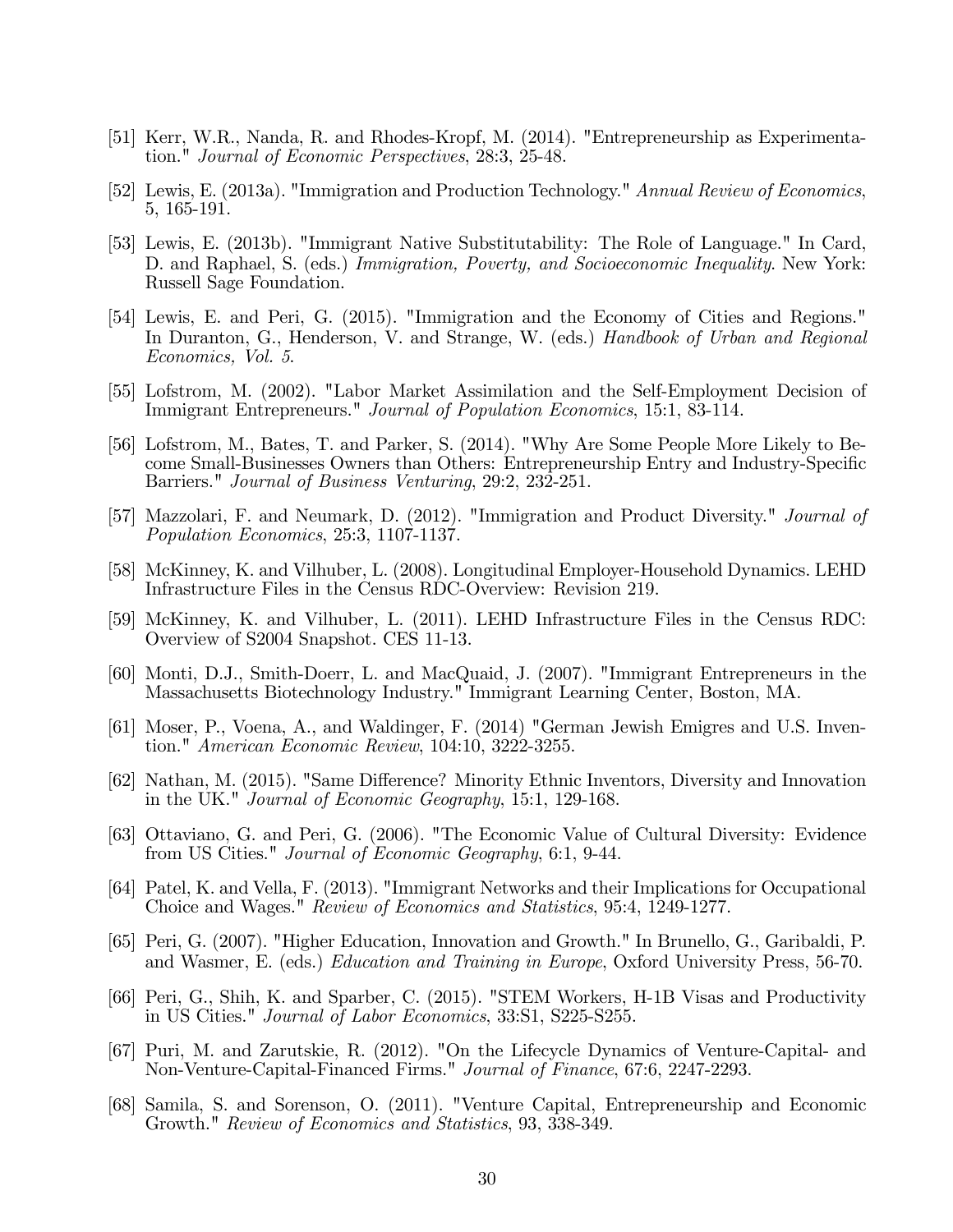[51] Kerr, W.R., Nanda, R. and Rhodes-Kropf, M. (2014). "Entrepreneurship as Experimentation." *Journal of Economic Perspectives*, 28:3, 25-48.

[52] Lewis, E. (2013a). "Immigration and Production Technology." *Annual Review of Economics*, 5, 165-191.

[53] Lewis, E. (2013b). "Immigrant Native Substitutability: The Role of Language." In Card, D. and Raphael, S. (eds.) *Immigration, Poverty, and Socioeconomic Inequality*. New York: Russell Sage Foundation.

[54] Lewis, E. and Peri, G. (2015). "Immigration and the Economy of Cities and Regions." In Duranton, G., Henderson, V. and Strange, W. (eds.) *Handbook of Urban and Regional Economics, Vol. 5*.

[55] Lofstrom, M. (2002). "Labor Market Assimilation and the Self-Employment Decision of Immigrant Entrepreneurs." *Journal of Population Economics*, 15:1, 83-114.

[56] Lofstrom, M., Bates, T. and Parker, S. (2014). "Why Are Some People More Likely to Become Small-Businesses Owners than Others: Entrepreneurship Entry and Industry-Specific Barriers." *Journal of Business Venturing*, 29:2, 232-251.

[57] Mazzolari, F. and Neumark, D. (2012). "Immigration and Product Diversity." *Journal of Population Economics*, 25:3, 1107-1137.

[58] McKinney, K. and Vilhuber, L. (2008). Longitudinal Employer-Household Dynamics. LEHD Infrastructure Files in the Census RDC-Overview: Revision 219.

[59] McKinney, K. and Vilhuber, L. (2011). LEHD Infrastructure Files in the Census RDC: Overview of S2004 Snapshot. CES 11-13.

[60] Monti, D.J., Smith-Doerr, L. and MacQuaid, J. (2007). "Immigrant Entrepreneurs in the Massachusetts Biotechnology Industry." Immigrant Learning Center, Boston, MA.

[61] Moser, P., Voena, A., and Waldinger, F. (2014) "German Jewish Emigres and U.S. Invention." *American Economic Review*, 104:10, 3222-3255.

[62] Nathan, M. (2015). "Same Difference? Minority Ethnic Inventors, Diversity and Innovation in the UK." *Journal of Economic Geography*, 15:1, 129-168.

[63] Ottaviano, G. and Peri, G. (2006). "The Economic Value of Cultural Diversity: Evidence from US Cities." *Journal of Economic Geography*, 6:1, 9-44.

[64] Patel, K. and Vella, F. (2013). "Immigrant Networks and their Implications for Occupational Choice and Wages." *Review of Economics and Statistics*, 95:4, 1249-1277.

[65] Peri, G. (2007). "Higher Education, Innovation and Growth." In Brunello, G., Garibaldi, P. and Wasmer, E. (eds.) *Education and Training in Europe*, Oxford University Press, 56-70.

[66] Peri, G., Shih, K. and Sparber, C. (2015). "STEM Workers, H-1B Visas and Productivity in US Cities." *Journal of Labor Economics*, 33:S1, S225-S255.

[67] Puri, M. and Zarutskie, R. (2012). "On the Lifecycle Dynamics of Venture-Capital- and Non-Venture-Capital-Financed Firms." *Journal of Finance*, 67:6, 2247-2293.

[68] Samila, S. and Sorenson, O. (2011). "Venture Capital, Entrepreneurship and Economic Growth." *Review of Economics and Statistics*, 93, 338-349.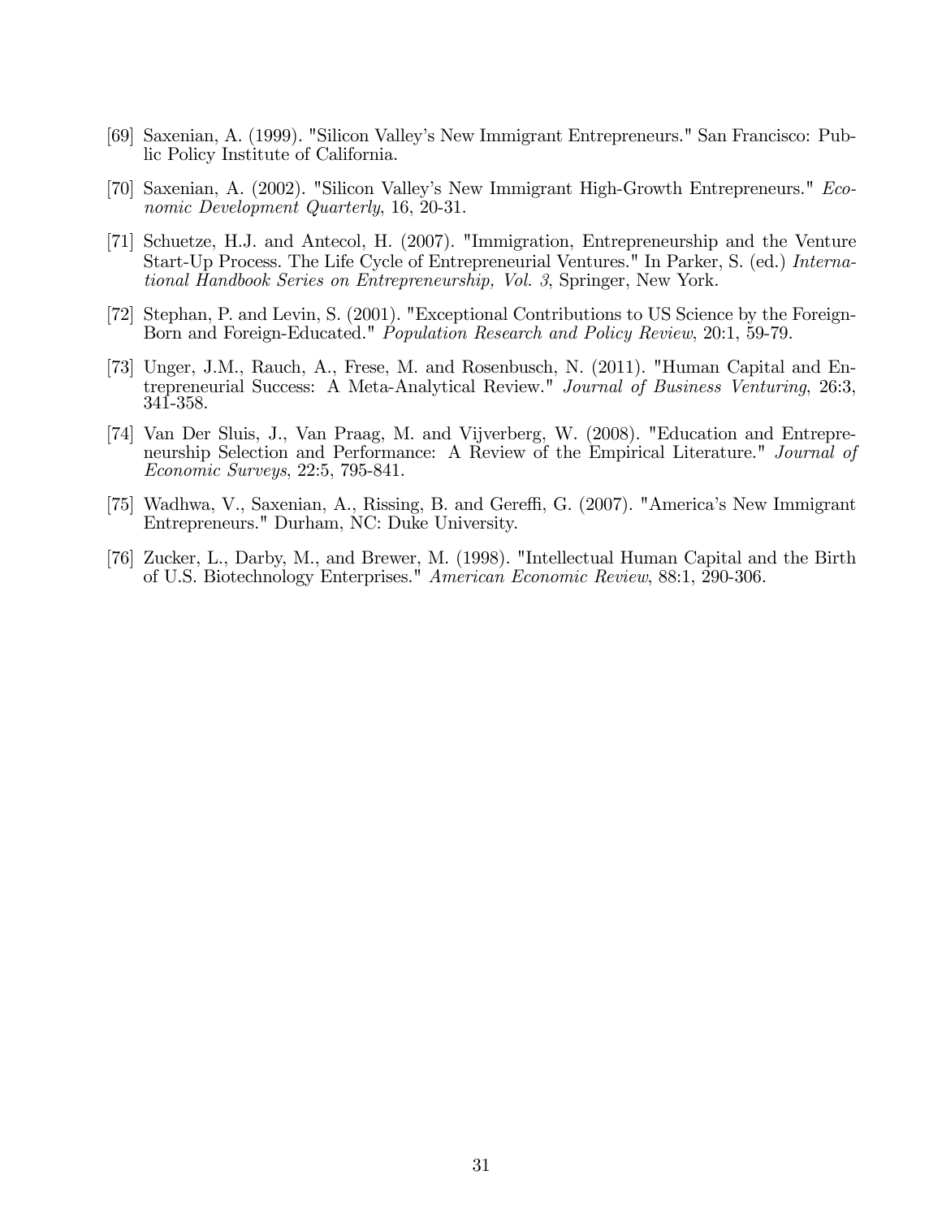[69] Saxenian, A. (1999). "Silicon Valley's New Immigrant Entrepreneurs." San Francisco: Public Policy Institute of California.

[70] Saxenian, A. (2002). "Silicon Valley's New Immigrant High-Growth Entrepreneurs." *Economic Development Quarterly*, 16, 20-31.

[71] Schuetze, H.J. and Antecol, H. (2007). "Immigration, Entrepreneurship and the Venture Start-Up Process. The Life Cycle of Entrepreneurial Ventures." In Parker, S. (ed.) *International Handbook Series on Entrepreneurship, Vol. 3*, Springer, New York.

[72] Stephan, P. and Levin, S. (2001). "Exceptional Contributions to US Science by the Foreign-Born and Foreign-Educated." *Population Research and Policy Review*, 20:1, 59-79.

[73] Unger, J.M., Rauch, A., Frese, M. and Rosenbusch, N. (2011). "Human Capital and Entrepreneurial Success: A Meta-Analytical Review." *Journal of Business Venturing*, 26:3, 341-358.

[74] Van Der Sluis, J., Van Praag, M. and Vijverberg, W. (2008). "Education and Entrepreneurship Selection and Performance: A Review of the Empirical Literature." *Journal of Economic Surveys*, 22:5, 795-841.

[75] Wadhwa, V., Saxenian, A., Rissing, B. and Gereffi, G. (2007). "America's New Immigrant Entrepreneurs." Durham, NC: Duke University.

[76] Zucker, L., Darby, M., and Brewer, M. (1998). "Intellectual Human Capital and the Birth of U.S. Biotechnology Enterprises." *American Economic Review*, 88:1, 290-306.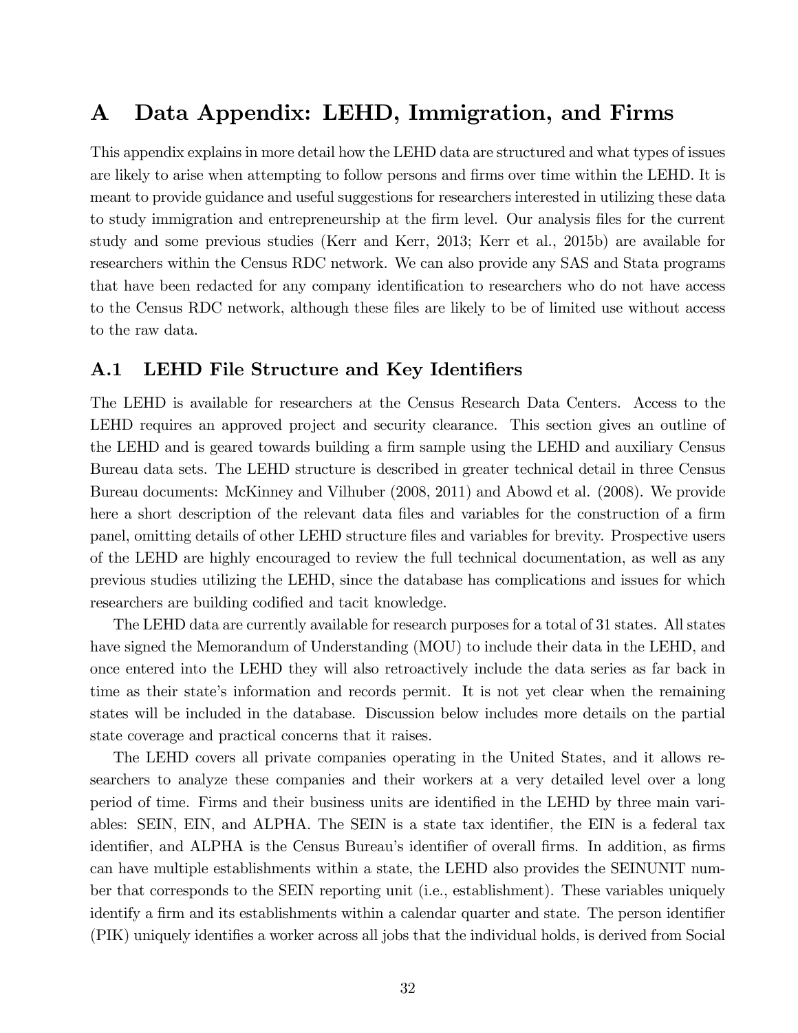# A Data Appendix: LEHD, Immigration, and Firms

This appendix explains in more detail how the LEHD data are structured and what types of issues are likely to arise when attempting to follow persons and firms over time within the LEHD. It is meant to provide guidance and useful suggestions for researchers interested in utilizing these data to study immigration and entrepreneurship at the firm level. Our analysis files for the current study and some previous studies (Kerr and Kerr, 2013; Kerr et al., 2015b) are available for researchers within the Census RDC network. We can also provide any SAS and Stata programs that have been redacted for any company identification to researchers who do not have access to the Census RDC network, although these files are likely to be of limited use without access to the raw data.

## A.1 LEHD File Structure and Key Identifiers

The LEHD is available for researchers at the Census Research Data Centers. Access to the LEHD requires an approved project and security clearance. This section gives an outline of the LEHD and is geared towards building a firm sample using the LEHD and auxiliary Census Bureau data sets. The LEHD structure is described in greater technical detail in three Census Bureau documents: McKinney and Vilhuber (2008, 2011) and Abowd et al. (2008). We provide here a short description of the relevant data files and variables for the construction of a firm panel, omitting details of other LEHD structure files and variables for brevity. Prospective users of the LEHD are highly encouraged to review the full technical documentation, as well as any previous studies utilizing the LEHD, since the database has complications and issues for which researchers are building codified and tacit knowledge.

The LEHD data are currently available for research purposes for a total of 31 states. All states have signed the Memorandum of Understanding (MOU) to include their data in the LEHD, and once entered into the LEHD they will also retroactively include the data series as far back in time as their state's information and records permit. It is not yet clear when the remaining states will be included in the database. Discussion below includes more details on the partial state coverage and practical concerns that it raises.

The LEHD covers all private companies operating in the United States, and it allows researchers to analyze these companies and their workers at a very detailed level over a long period of time. Firms and their business units are identified in the LEHD by three main variables: SEIN, EIN, and ALPHA. The SEIN is a state tax identifier, the EIN is a federal tax identifier, and ALPHA is the Census Bureau's identifier of overall firms. In addition, as firms can have multiple establishments within a state, the LEHD also provides the SEINUNIT number that corresponds to the SEIN reporting unit (i.e., establishment). These variables uniquely identify a firm and its establishments within a calendar quarter and state. The person identifier (PIK) uniquely identifies a worker across all jobs that the individual holds, is derived from Social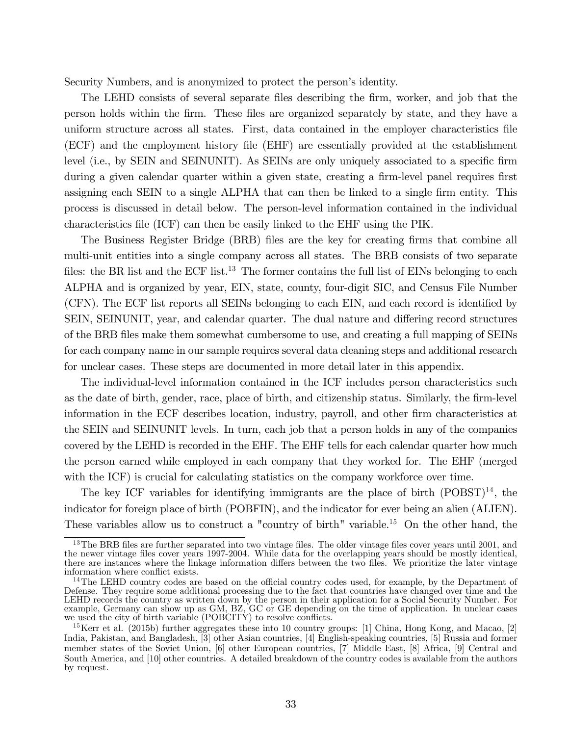Security Numbers, and is anonymized to protect the person's identity.

The LEHD consists of several separate files describing the firm, worker, and job that the person holds within the firm. These files are organized separately by state, and they have a uniform structure across all states. First, data contained in the employer characteristics file (ECF) and the employment history file (EHF) are essentially provided at the establishment level (i.e., by SEIN and SEINUNIT). As SEINs are only uniquely associated to a specific firm during a given calendar quarter within a given state, creating a firm-level panel requires first assigning each SEIN to a single ALPHA that can then be linked to a single firm entity. This process is discussed in detail below. The person-level information contained in the individual characteristics file (ICF) can then be easily linked to the EHF using the PIK.

The Business Register Bridge (BRB) files are the key for creating firms that combine all multi-unit entities into a single company across all states. The BRB consists of two separate files: the BR list and the ECF list.[13] The former contains the full list of EINs belonging to each ALPHA and is organized by year, EIN, state, county, four-digit SIC, and Census File Number (CFN). The ECF list reports all SEINs belonging to each EIN, and each record is identified by SEIN, SEINUNIT, year, and calendar quarter. The dual nature and differing record structures of the BRB files make them somewhat cumbersome to use, and creating a full mapping of SEINs for each company name in our sample requires several data cleaning steps and additional research for unclear cases. These steps are documented in more detail later in this appendix.

The individual-level information contained in the ICF includes person characteristics such as the date of birth, gender, race, place of birth, and citizenship status. Similarly, the firm-level information in the ECF describes location, industry, payroll, and other firm characteristics at the SEIN and SEINUNIT levels. In turn, each job that a person holds in any of the companies covered by the LEHD is recorded in the EHF. The EHF tells for each calendar quarter how much the person earned while employed in each company that they worked for. The EHF (merged with the ICF) is crucial for calculating statistics on the company workforce over time.

The key ICF variables for identifying immigrants are the place of birth (POBST)[14], the indicator for foreign place of birth (POBFIN), and the indicator for ever being an alien (ALIEN). These variables allow us to construct a "country of birth" variable.[15] On the other hand, the

[13] The BRB files are further separated into two vintage files. The older vintage files cover years until 2001, and the newer vintage files cover years 1997-2004. While data for the overlapping years should be mostly identical, there are instances where the linkage information differs between the two files. We prioritize the later vintage information where conflict exists.

[14] The LEHD country codes are based on the official country codes used, for example, by the Department of Defense. They require some additional processing due to the fact that countries have changed over time and the LEHD records the country as written down by the person in their application for a Social Security Number. For example, Germany can show up as GM, BZ, GC or GE depending on the time of application. In unclear cases we used the city of birth variable (POBCITY) to resolve conflicts.

[15] Kerr et al. (2015b) further aggregates these into 10 country groups: [1] China, Hong Kong, and Macao, [2] India, Pakistan, and Bangladesh, [3] other Asian countries, [4] English-speaking countries, [5] Russia and former member states of the Soviet Union, [6] other European countries, [7] Middle East, [8] Africa, [9] Central and South America, and [10] other countries. A detailed breakdown of the country codes is available from the authors by request.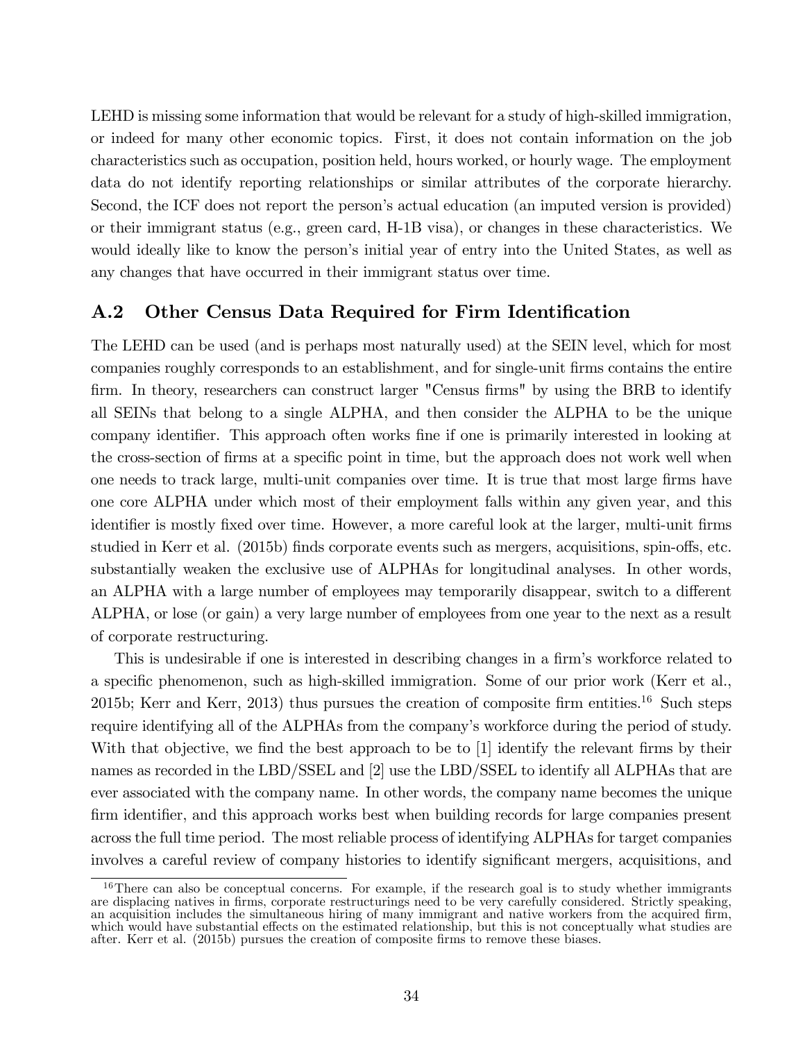LEHD is missing some information that would be relevant for a study of high-skilled immigration, or indeed for many other economic topics. First, it does not contain information on the job characteristics such as occupation, position held, hours worked, or hourly wage. The employment data do not identify reporting relationships or similar attributes of the corporate hierarchy. Second, the ICF does not report the person's actual education (an imputed version is provided) or their immigrant status (e.g., green card, H-1B visa), or changes in these characteristics. We would ideally like to know the person's initial year of entry into the United States, as well as any changes that have occurred in their immigrant status over time.

## A.2 Other Census Data Required for Firm Identification

The LEHD can be used (and is perhaps most naturally used) at the SEIN level, which for most companies roughly corresponds to an establishment, and for single-unit firms contains the entire firm. In theory, researchers can construct larger "Census firms" by using the BRB to identify all SEINs that belong to a single ALPHA, and then consider the ALPHA to be the unique company identifier. This approach often works fine if one is primarily interested in looking at the cross-section of firms at a specific point in time, but the approach does not work well when one needs to track large, multi-unit companies over time. It is true that most large firms have one core ALPHA under which most of their employment falls within any given year, and this identifier is mostly fixed over time. However, a more careful look at the larger, multi-unit firms studied in Kerr et al. (2015b) finds corporate events such as mergers, acquisitions, spin-offs, etc. substantially weaken the exclusive use of ALPHAs for longitudinal analyses. In other words, an ALPHA with a large number of employees may temporarily disappear, switch to a different ALPHA, or lose (or gain) a very large number of employees from one year to the next as a result of corporate restructuring.

This is undesirable if one is interested in describing changes in a firm's workforce related to a specific phenomenon, such as high-skilled immigration. Some of our prior work (Kerr et al., 2015b; Kerr and Kerr, 2013) thus pursues the creation of composite firm entities.[16] Such steps require identifying all of the ALPHAs from the company's workforce during the period of study. With that objective, we find the best approach to be to [1] identify the relevant firms by their names as recorded in the LBD/SSEL and [2] use the LBD/SSEL to identify all ALPHAs that are ever associated with the company name. In other words, the company name becomes the unique firm identifier, and this approach works best when building records for large companies present across the full time period. The most reliable process of identifying ALPHAs for target companies involves a careful review of company histories to identify significant mergers, acquisitions, and

[16] There can also be conceptual concerns. For example, if the research goal is to study whether immigrants are displacing natives in firms, corporate restructurings need to be very carefully considered. Strictly speaking, an acquisition includes the simultaneous hiring of many immigrant and native workers from the acquired firm, which would have substantial effects on the estimated relationship, but this is not conceptually what studies are after. Kerr et al. (2015b) pursues the creation of composite firms to remove these biases.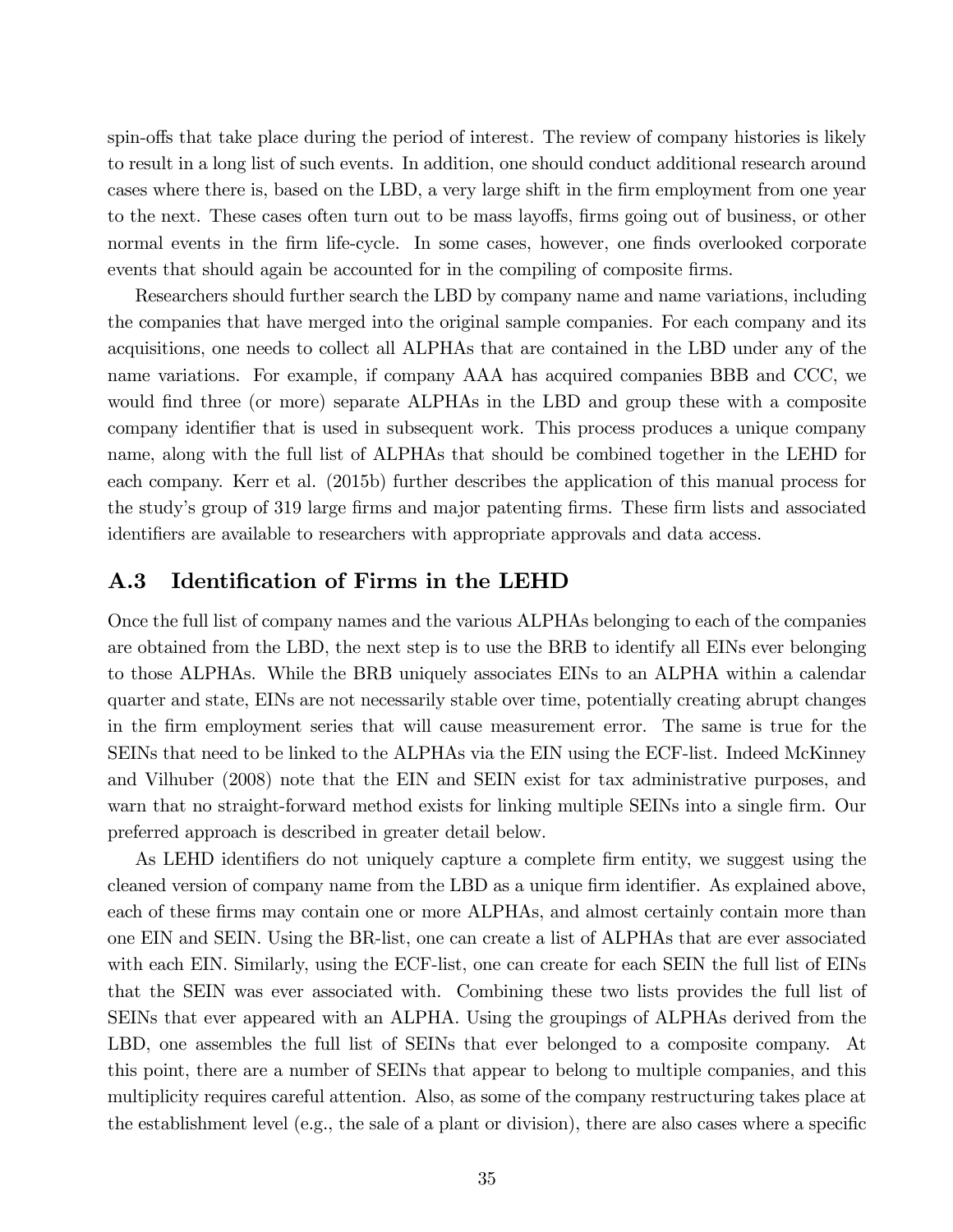spin-offs that take place during the period of interest. The review of company histories is likely to result in a long list of such events. In addition, one should conduct additional research around cases where there is, based on the LBD, a very large shift in the firm employment from one year to the next. These cases often turn out to be mass layoffs, firms going out of business, or other normal events in the firm life-cycle. In some cases, however, one finds overlooked corporate events that should again be accounted for in the compiling of composite firms.

Researchers should further search the LBD by company name and name variations, including the companies that have merged into the original sample companies. For each company and its acquisitions, one needs to collect all ALPHAs that are contained in the LBD under any of the name variations. For example, if company AAA has acquired companies BBB and CCC, we would find three (or more) separate ALPHAs in the LBD and group these with a composite company identifier that is used in subsequent work. This process produces a unique company name, along with the full list of ALPHAs that should be combined together in the LEHD for each company. Kerr et al. (2015b) further describes the application of this manual process for the study's group of 319 large firms and major patenting firms. These firm lists and associated identifiers are available to researchers with appropriate approvals and data access.

## A.3 Identification of Firms in the LEHD

Once the full list of company names and the various ALPHAs belonging to each of the companies are obtained from the LBD, the next step is to use the BRB to identify all EINs ever belonging to those ALPHAs. While the BRB uniquely associates EINs to an ALPHA within a calendar quarter and state, EINs are not necessarily stable over time, potentially creating abrupt changes in the firm employment series that will cause measurement error. The same is true for the SEINs that need to be linked to the ALPHAs via the EIN using the ECF-list. Indeed McKinney and Vilhuber (2008) note that the EIN and SEIN exist for tax administrative purposes, and warn that no straight-forward method exists for linking multiple SEINs into a single firm. Our preferred approach is described in greater detail below.

As LEHD identifiers do not uniquely capture a complete firm entity, we suggest using the cleaned version of company name from the LBD as a unique firm identifier. As explained above, each of these firms may contain one or more ALPHAs, and almost certainly contain more than one EIN and SEIN. Using the BR-list, one can create a list of ALPHAs that are ever associated with each EIN. Similarly, using the ECF-list, one can create for each SEIN the full list of EINs that the SEIN was ever associated with. Combining these two lists provides the full list of SEINs that ever appeared with an ALPHA. Using the groupings of ALPHAs derived from the LBD, one assembles the full list of SEINs that ever belonged to a composite company. At this point, there are a number of SEINs that appear to belong to multiple companies, and this multiplicity requires careful attention. Also, as some of the company restructuring takes place at the establishment level (e.g., the sale of a plant or division), there are also cases where a specific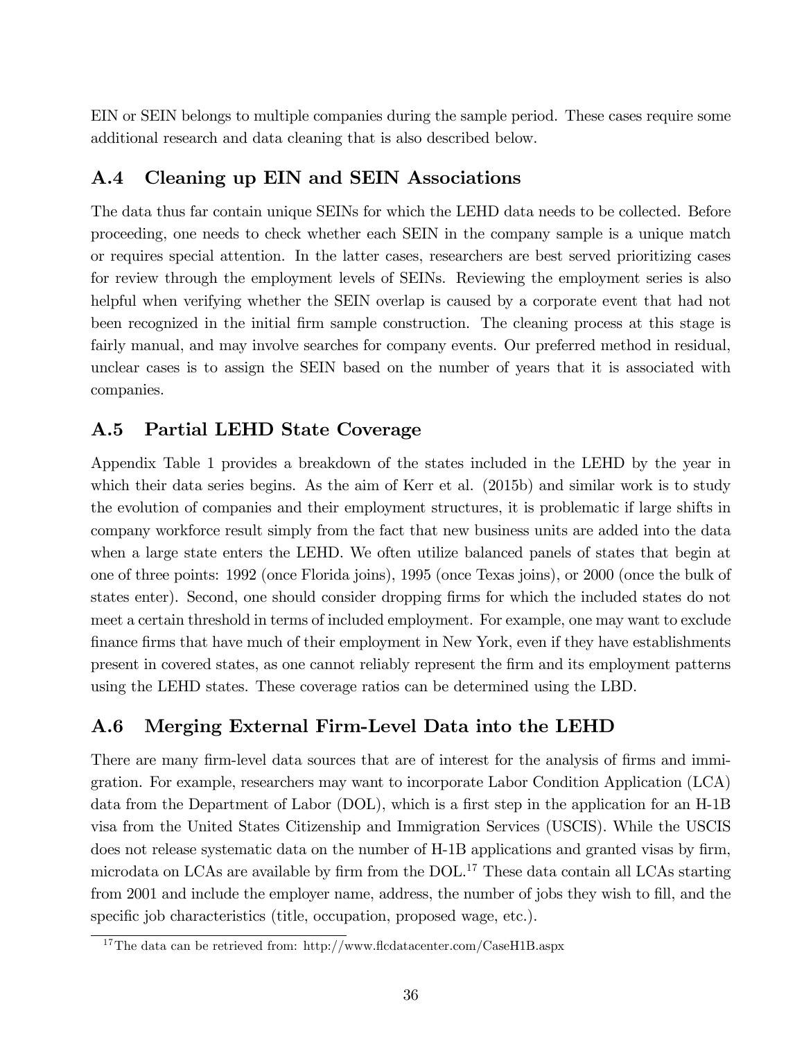EIN or SEIN belongs to multiple companies during the sample period. These cases require some additional research and data cleaning that is also described below.

## A.4 Cleaning up EIN and SEIN Associations

The data thus far contain unique SEINs for which the LEHD data needs to be collected. Before proceeding, one needs to check whether each SEIN in the company sample is a unique match or requires special attention. In the latter cases, researchers are best served prioritizing cases for review through the employment levels of SEINs. Reviewing the employment series is also helpful when verifying whether the SEIN overlap is caused by a corporate event that had not been recognized in the initial firm sample construction. The cleaning process at this stage is fairly manual, and may involve searches for company events. Our preferred method in residual, unclear cases is to assign the SEIN based on the number of years that it is associated with companies.

## A.5 Partial LEHD State Coverage

Appendix Table 1 provides a breakdown of the states included in the LEHD by the year in which their data series begins. As the aim of Kerr et al. (2015b) and similar work is to study the evolution of companies and their employment structures, it is problematic if large shifts in company workforce result simply from the fact that new business units are added into the data when a large state enters the LEHD. We often utilize balanced panels of states that begin at one of three points: 1992 (once Florida joins), 1995 (once Texas joins), or 2000 (once the bulk of states enter). Second, one should consider dropping firms for which the included states do not meet a certain threshold in terms of included employment. For example, one may want to exclude finance firms that have much of their employment in New York, even if they have establishments present in covered states, as one cannot reliably represent the firm and its employment patterns using the LEHD states. These coverage ratios can be determined using the LBD.

## A.6 Merging External Firm-Level Data into the LEHD

There are many firm-level data sources that are of interest for the analysis of firms and immigration. For example, researchers may want to incorporate Labor Condition Application (LCA) data from the Department of Labor (DOL), which is a first step in the application for an H-1B visa from the United States Citizenship and Immigration Services (USCIS). While the USCIS does not release systematic data on the number of H-1B applications and granted visas by firm, microdata on LCAs are available by firm from the DOL.[17] These data contain all LCAs starting from 2001 and include the employer name, address, the number of jobs they wish to fill, and the specific job characteristics (title, occupation, proposed wage, etc.).

[17] The data can be retrieved from: http://www.flcdatacenter.com/CaseH1B.aspx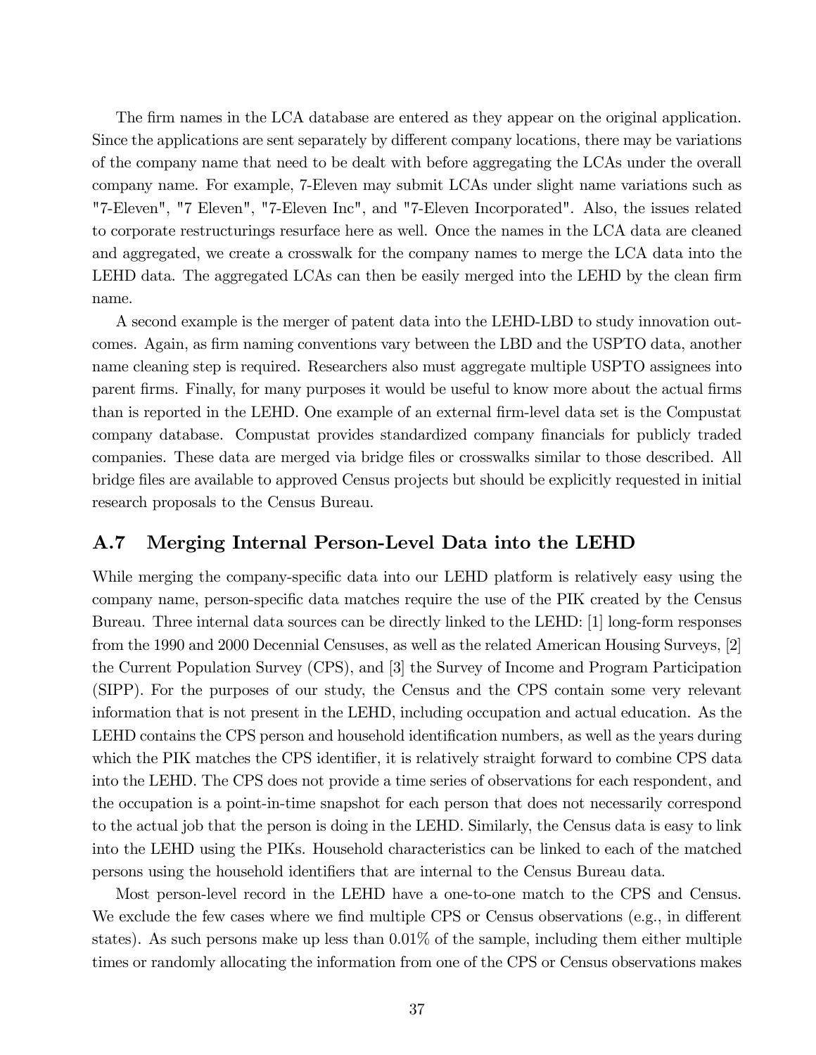The firm names in the LCA database are entered as they appear on the original application. Since the applications are sent separately by different company locations, there may be variations of the company name that need to be dealt with before aggregating the LCAs under the overall company name. For example, 7-Eleven may submit LCAs under slight name variations such as "7-Eleven", "7 Eleven", "7-Eleven Inc", and "7-Eleven Incorporated". Also, the issues related to corporate restructurings resurface here as well. Once the names in the LCA data are cleaned and aggregated, we create a crosswalk for the company names to merge the LCA data into the LEHD data. The aggregated LCAs can then be easily merged into the LEHD by the clean firm name.

A second example is the merger of patent data into the LEHD-LBD to study innovation outcomes. Again, as firm naming conventions vary between the LBD and the USPTO data, another name cleaning step is required. Researchers also must aggregate multiple USPTO assignees into parent firms. Finally, for many purposes it would be useful to know more about the actual firms than is reported in the LEHD. One example of an external firm-level data set is the Compustat company database. Compustat provides standardized company financials for publicly traded companies. These data are merged via bridge files or crosswalks similar to those described. All bridge files are available to approved Census projects but should be explicitly requested in initial research proposals to the Census Bureau.

## A.7 Merging Internal Person-Level Data into the LEHD

While merging the company-specific data into our LEHD platform is relatively easy using the company name, person-specific data matches require the use of the PIK created by the Census Bureau. Three internal data sources can be directly linked to the LEHD: [1] long-form responses from the 1990 and 2000 Decennial Censuses, as well as the related American Housing Surveys, [2] the Current Population Survey (CPS), and [3] the Survey of Income and Program Participation (SIPP). For the purposes of our study, the Census and the CPS contain some very relevant information that is not present in the LEHD, including occupation and actual education. As the LEHD contains the CPS person and household identification numbers, as well as the years during which the PIK matches the CPS identifier, it is relatively straight forward to combine CPS data into the LEHD. The CPS does not provide a time series of observations for each respondent, and the occupation is a point-in-time snapshot for each person that does not necessarily correspond to the actual job that the person is doing in the LEHD. Similarly, the Census data is easy to link into the LEHD using the PIKs. Household characteristics can be linked to each of the matched persons using the household identifiers that are internal to the Census Bureau data.

Most person-level record in the LEHD have a one-to-one match to the CPS and Census. We exclude the few cases where we find multiple CPS or Census observations (e.g., in different states). As such persons make up less than 0.01% of the sample, including them either multiple times or randomly allocating the information from one of the CPS or Census observations makes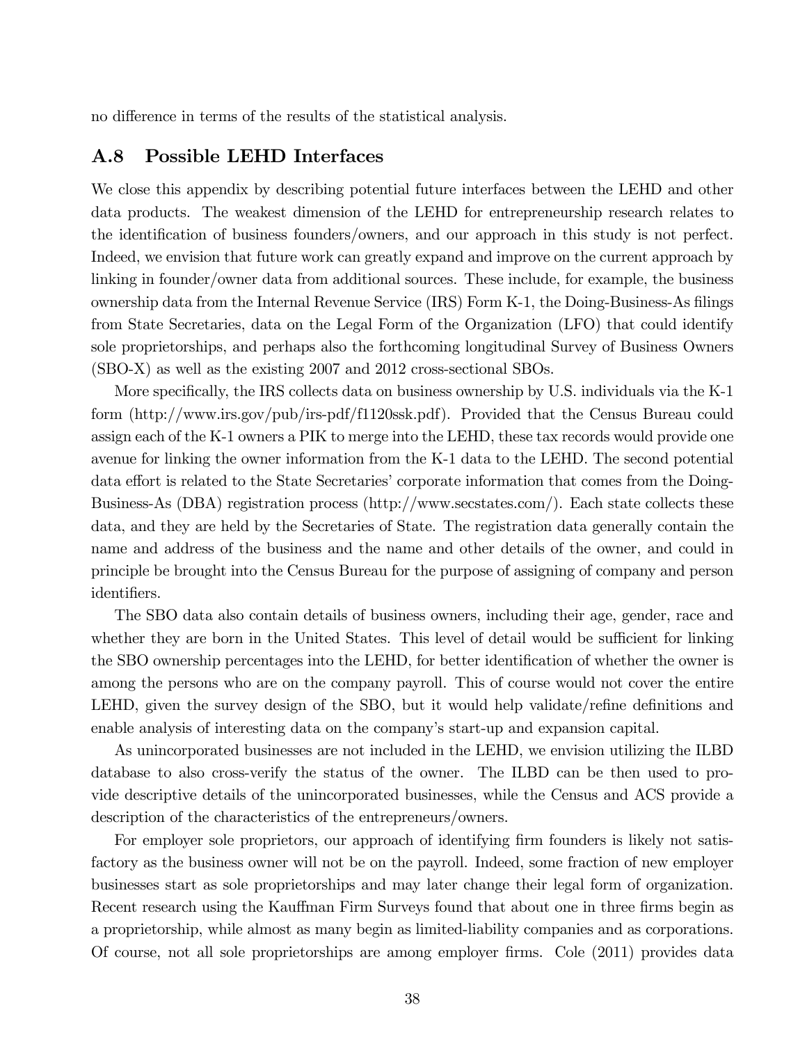no difference in terms of the results of the statistical analysis.

## A.8 Possible LEHD Interfaces

We close this appendix by describing potential future interfaces between the LEHD and other data products. The weakest dimension of the LEHD for entrepreneurship research relates to the identification of business founders/owners, and our approach in this study is not perfect. Indeed, we envision that future work can greatly expand and improve on the current approach by linking in founder/owner data from additional sources. These include, for example, the business ownership data from the Internal Revenue Service (IRS) Form K-1, the Doing-Business-As filings from State Secretaries, data on the Legal Form of the Organization (LFO) that could identify sole proprietorships, and perhaps also the forthcoming longitudinal Survey of Business Owners (SBO-X) as well as the existing 2007 and 2012 cross-sectional SBOs.

More specifically, the IRS collects data on business ownership by U.S. individuals via the K-1 form (http://www.irs.gov/pub/irs-pdf/f1120ssk.pdf). Provided that the Census Bureau could assign each of the K-1 owners a PIK to merge into the LEHD, these tax records would provide one avenue for linking the owner information from the K-1 data to the LEHD. The second potential data effort is related to the State Secretaries' corporate information that comes from the Doing-Business-As (DBA) registration process (http://www.secstates.com/). Each state collects these data, and they are held by the Secretaries of State. The registration data generally contain the name and address of the business and the name and other details of the owner, and could in principle be brought into the Census Bureau for the purpose of assigning of company and person identifiers.

The SBO data also contain details of business owners, including their age, gender, race and whether they are born in the United States. This level of detail would be sufficient for linking the SBO ownership percentages into the LEHD, for better identification of whether the owner is among the persons who are on the company payroll. This of course would not cover the entire LEHD, given the survey design of the SBO, but it would help validate/refine definitions and enable analysis of interesting data on the company's start-up and expansion capital.

As unincorporated businesses are not included in the LEHD, we envision utilizing the ILBD database to also cross-verify the status of the owner. The ILBD can be then used to provide descriptive details of the unincorporated businesses, while the Census and ACS provide a description of the characteristics of the entrepreneurs/owners.

For employer sole proprietors, our approach of identifying firm founders is likely not satisfactory as the business owner will not be on the payroll. Indeed, some fraction of new employer businesses start as sole proprietorships and may later change their legal form of organization. Recent research using the Kauffman Firm Surveys found that about one in three firms begin as a proprietorship, while almost as many begin as limited-liability companies and as corporations. Of course, not all sole proprietorships are among employer firms. Cole (2011) provides data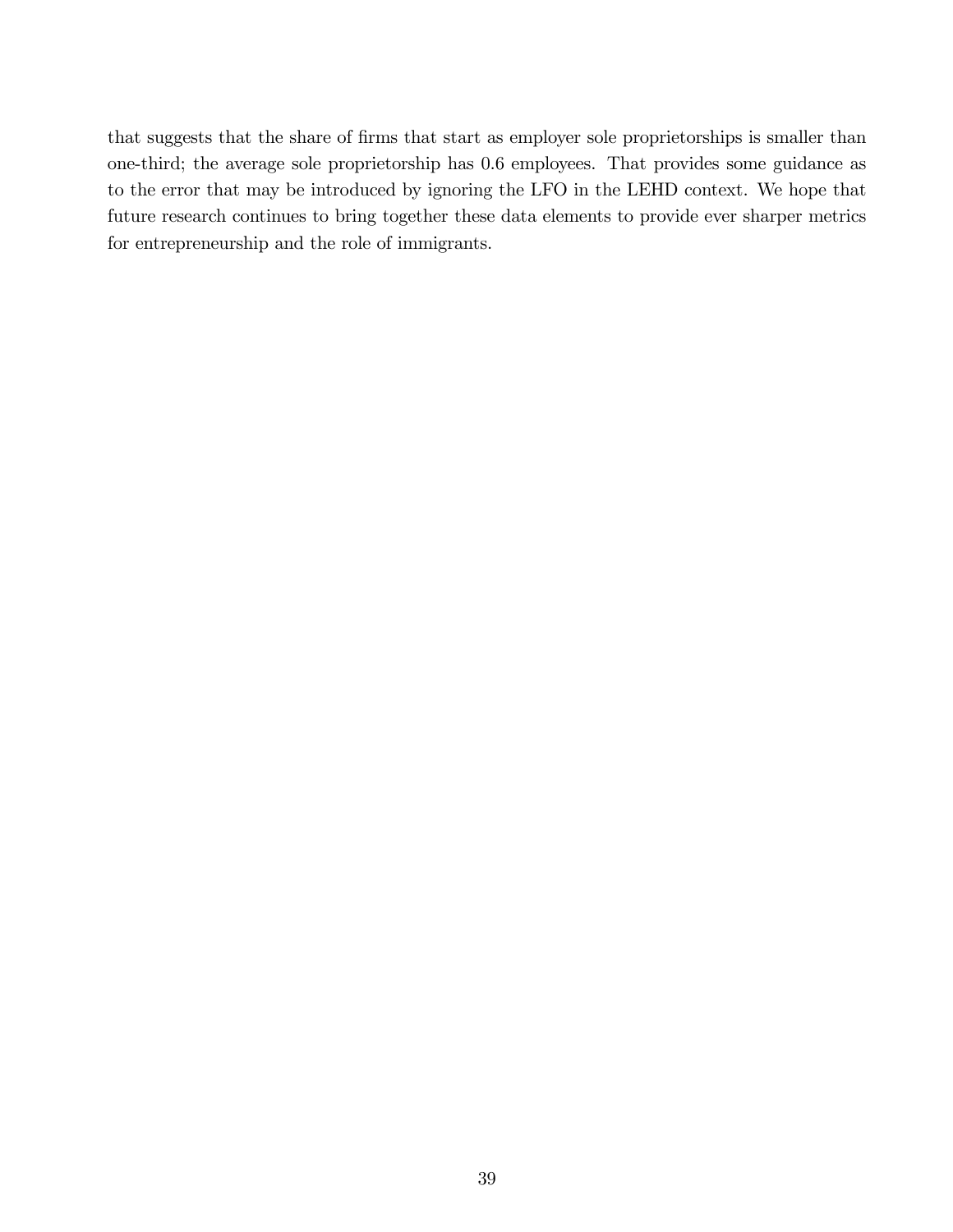that suggests that the share of firms that start as employer sole proprietorships is smaller than one-third; the average sole proprietorship has 0.6 employees. That provides some guidance as to the error that may be introduced by ignoring the LFO in the LEHD context. We hope that future research continues to bring together these data elements to provide ever sharper metrics for entrepreneurship and the role of immigrants.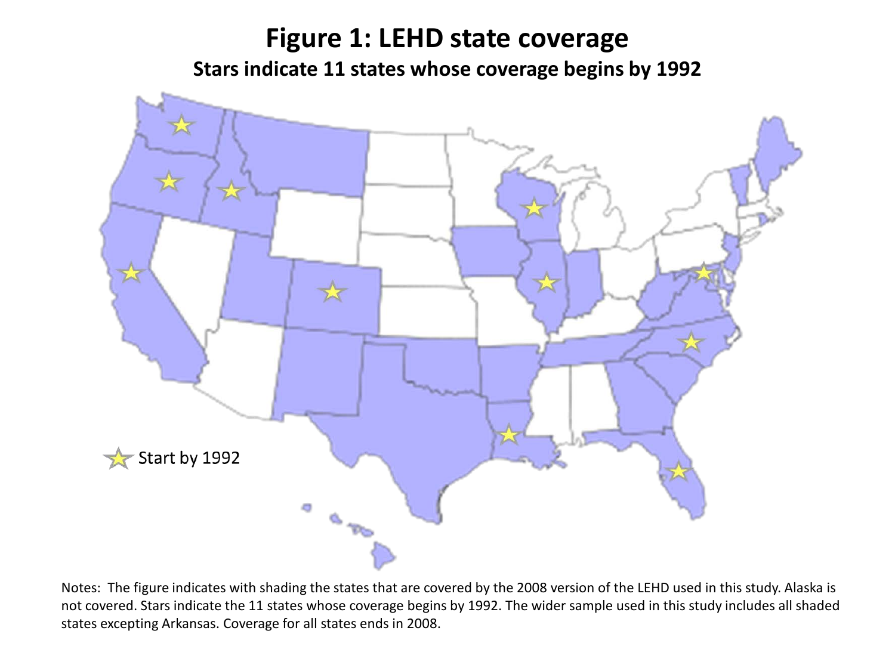# Figure 1: LEHD state coverage

**Stars indicate 11 states whose coverage begins by 1992**

Start by 1992

Notes: The figure indicates with shading the states that are covered by the 2008 version of the LEHD used in this study. Alaska is not covered. Stars indicate the 11 states whose coverage begins by 1992. The wider sample used in this study includes all shaded states excepting Arkansas. Coverage for all states ends in 2008.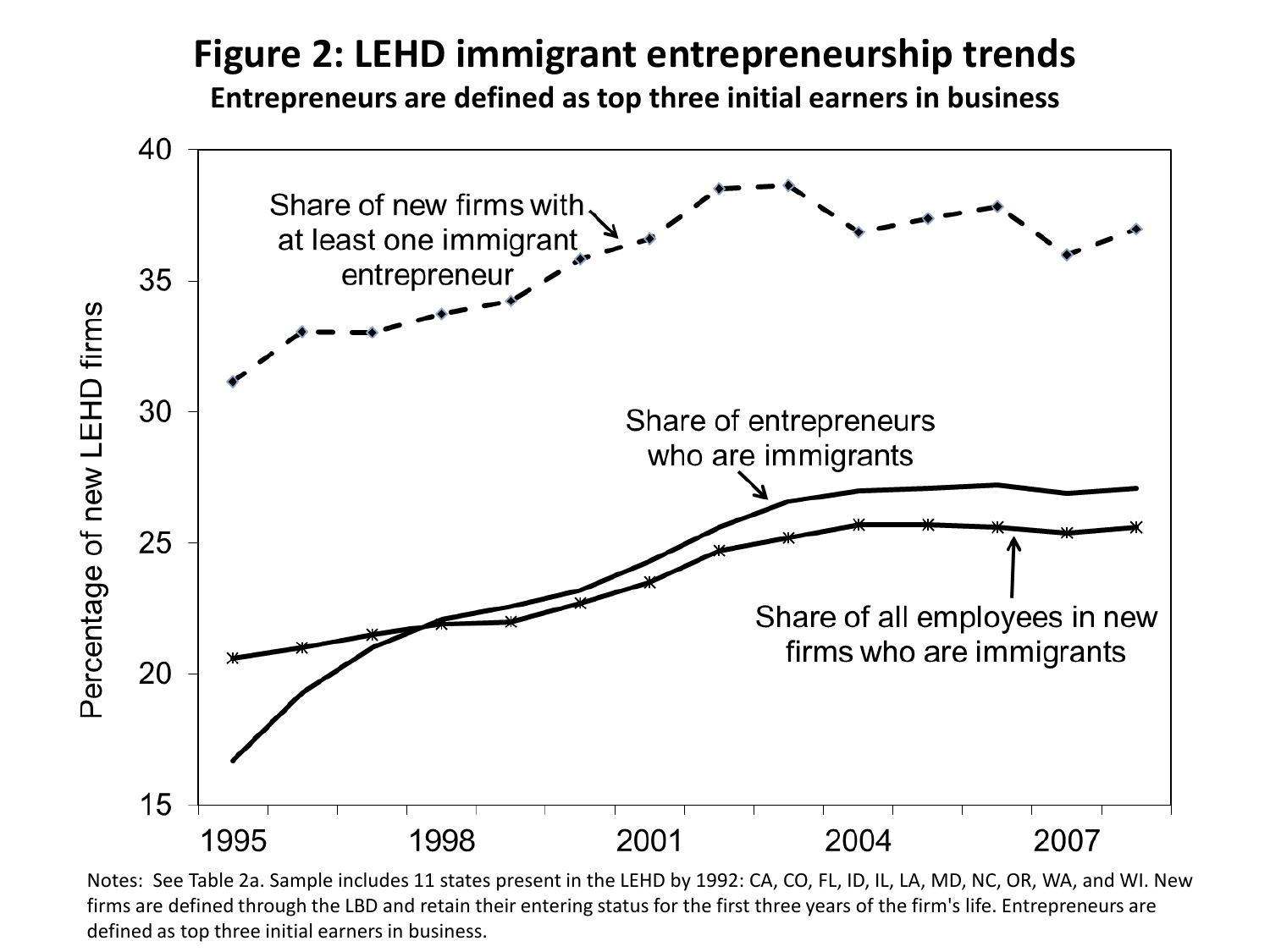# Figure 2: LEHD immigrant entrepreneurship trends

**Entrepreneurs are defined as top three initial earners in business**

Notes: See Table 2a. Sample includes 11 states present in the LEHD by 1992: CA, CO, FL, ID, IL, LA, MD, NC, OR, WA, and WI. New firms are defined through the LBD and retain their entering status for the first three years of the firm's life. Entrepreneurs are defined as top three initial earners in business.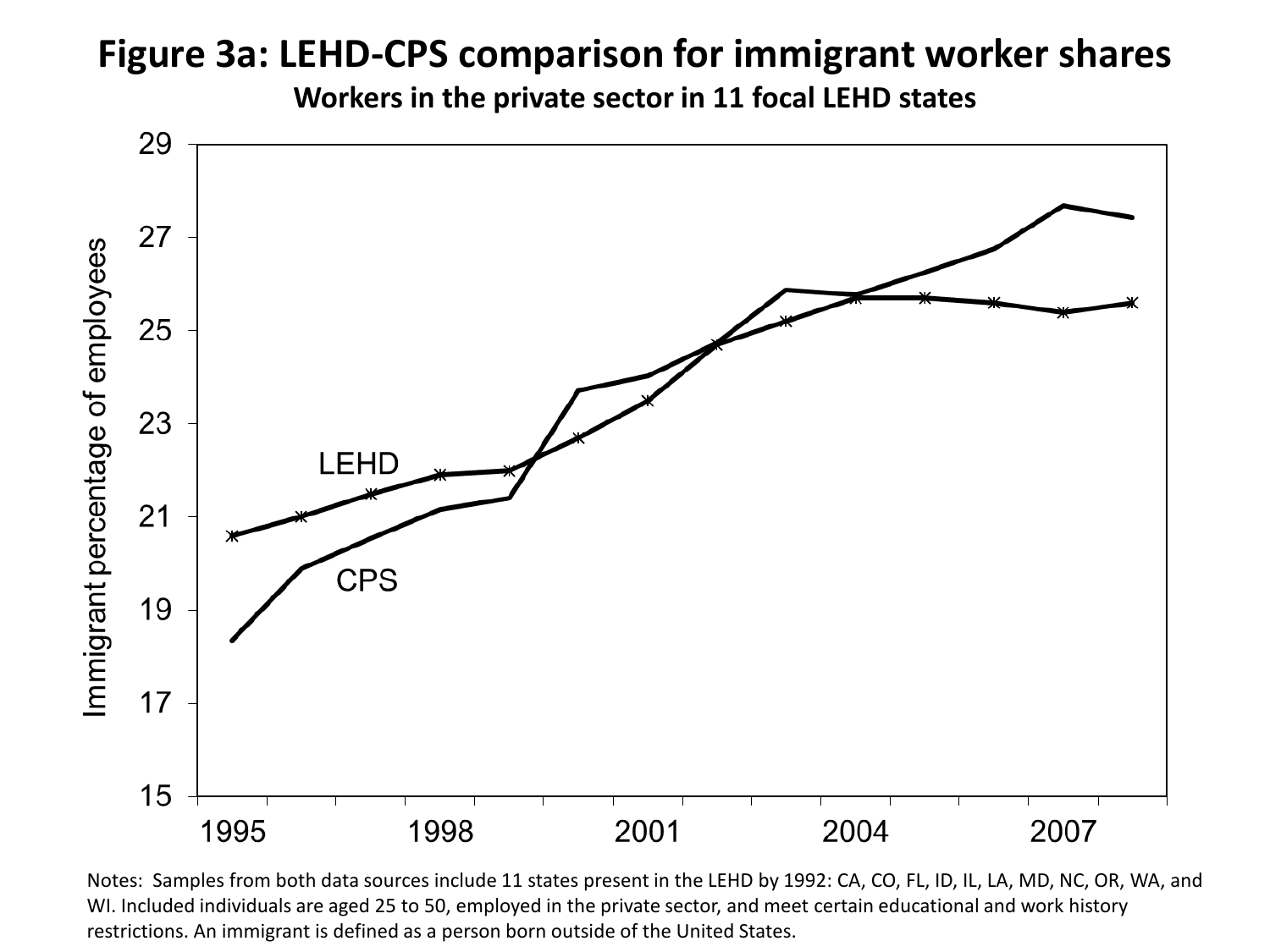# Figure 3a: LEHD-CPS comparison for immigrant worker shares

**Workers in the private sector in 11 focal LEHD states**

Notes: Samples from both data sources include 11 states present in the LEHD by 1992: CA, CO, FL, ID, IL, LA, MD, NC, OR, WA, and WI. Included individuals are aged 25 to 50, employed in the private sector, and meet certain educational and work history restrictions. An immigrant is defined as a person born outside of the United States.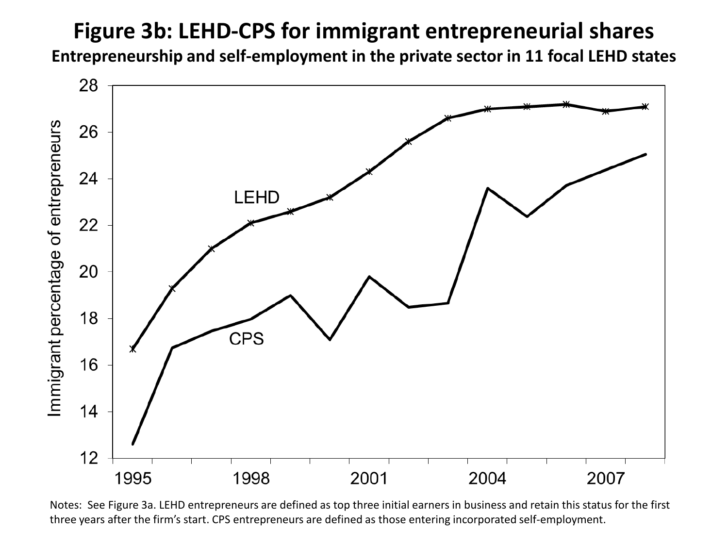# Figure 3b: LEHD-CPS for immigrant entrepreneurial shares

**Entrepreneurship and self-employment in the private sector in 11 focal LEHD states**

Notes: See Figure 3a. LEHD entrepreneurs are defined as top three initial earners in business and retain this status for the first three years after the firm's start. CPS entrepreneurs are defined as those entering incorporated self-employment.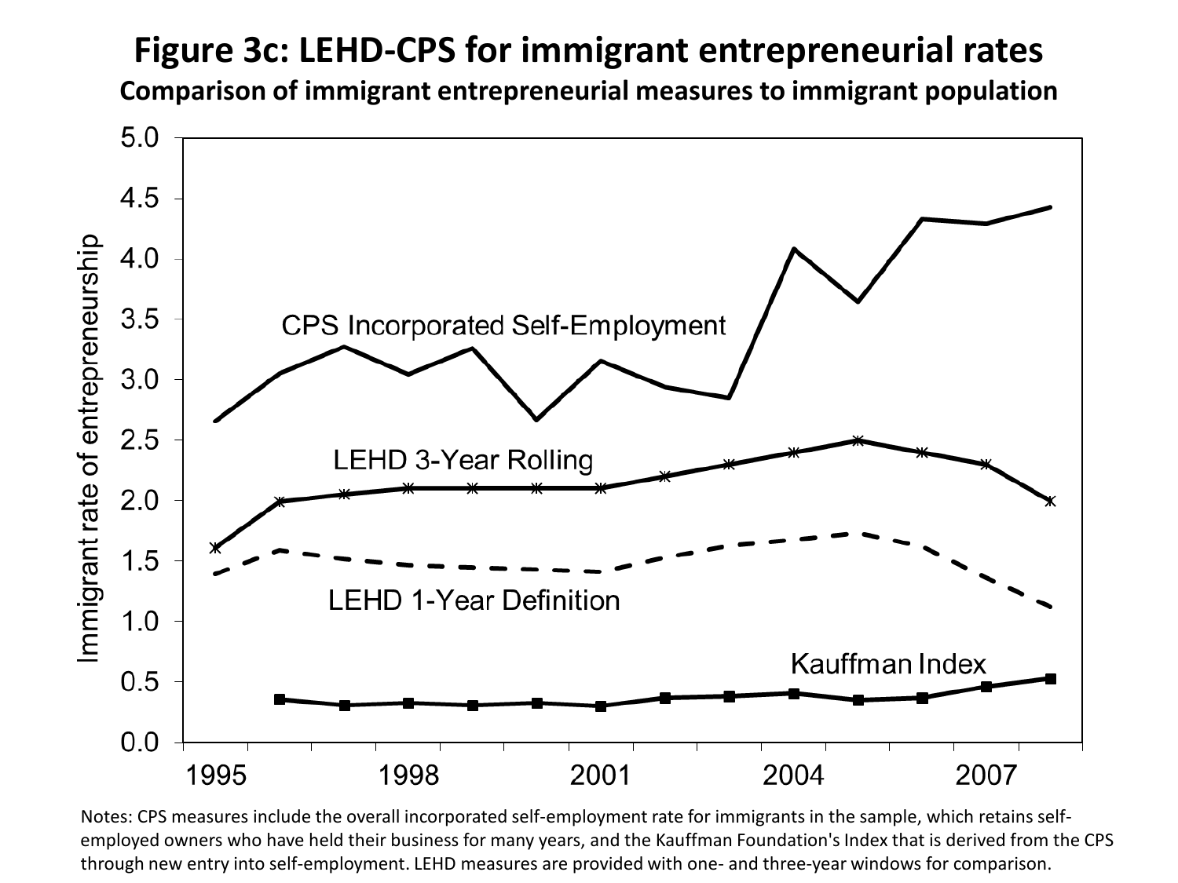# Figure 3c: LEHD-CPS for immigrant entrepreneurial rates

**Comparison of immigrant entrepreneurial measures to immigrant population**

Notes: CPS measures include the overall incorporated self-employment rate for immigrants in the sample, which retains self-employed owners who have held their business for many years, and the Kauffman Foundation's Index that is derived from the CPS through new entry into self-employment. LEHD measures are provided with one- and three-year windows for comparison.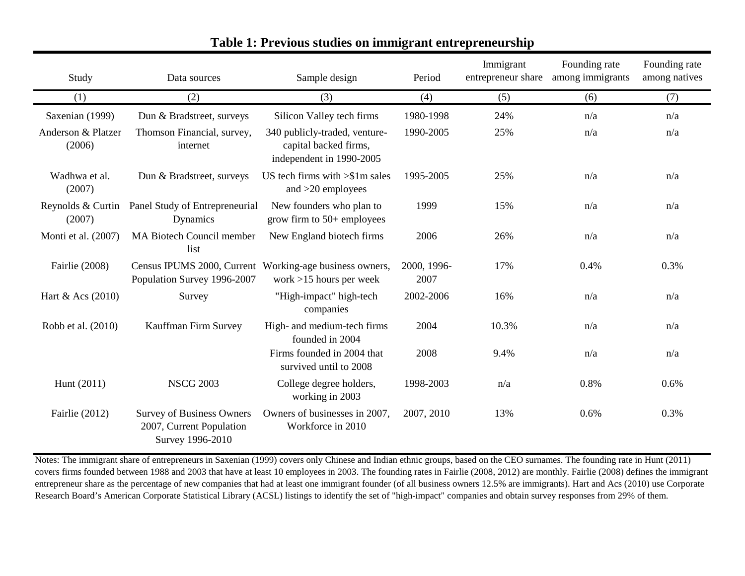**Table 1: Previous studies on immigrant entrepreneurship**

| Study | Data sources | Sample design | Period | Immigrant entrepreneur share | Founding rate among immigrants | Founding rate among natives |
|---|---|---|---|---|---|---|
| (1) | (2) | (3) | (4) | (5) | (6) | (7) |
| Saxenian (1999) | Dun & Bradstreet, surveys | Silicon Valley tech firms | 1980-1998 | 24% | n/a | n/a |
| Anderson & Platzer (2006) | Thomson Financial, survey, internet | 340 publicly-traded, venture-capital backed firms, independent in 1990-2005 | 1990-2005 | 25% | n/a | n/a |
| Wadhwa et al. (2007) | Dun & Bradstreet, surveys | US tech firms with >$1m sales and >20 employees | 1995-2005 | 25% | n/a | n/a |
| Reynolds & Curtin (2007) | Panel Study of Entrepreneurial Dynamics | New founders who plan to grow firm to 50+ employees | 1999 | 15% | n/a | n/a |
| Monti et al. (2007) | MA Biotech Council member list | New England biotech firms | 2006 | 26% | n/a | n/a |
| Fairlie (2008) | Census IPUMS 2000, Current Population Survey 1996-2007 | Working-age business owners, work >15 hours per week | 2000, 1996-2007 | 17% | 0.4% | 0.3% |
| Hart & Acs (2010) | Survey | "High-impact" high-tech companies | 2002-2006 | 16% | n/a | n/a |
| Robb et al. (2010) | Kauffman Firm Survey | High- and medium-tech firms founded in 2004 | 2004 | 10.3% | n/a | n/a |
| | | Firms founded in 2004 that survived until 2008 | 2008 | 9.4% | n/a | n/a |
| Hunt (2011) | NSCG 2003 | College degree holders, working in 2003 | 1998-2003 | n/a | 0.8% | 0.6% |
| Fairlie (2012) | Survey of Business Owners 2007, Current Population Survey 1996-2010 | Owners of businesses in 2007, Workforce in 2010 | 2007, 2010 | 13% | 0.6% | 0.3% |

Notes: The immigrant share of entrepreneurs in Saxenian (1999) covers only Chinese and Indian ethnic groups, based on the CEO surnames. The founding rate in Hunt (2011) covers firms founded between 1988 and 2003 that have at least 10 employees in 2003. The founding rates in Fairlie (2008, 2012) are monthly. Fairlie (2008) defines the immigrant entrepreneur share as the percentage of new companies that had at least one immigrant founder (of all business owners 12.5% are immigrants). Hart and Acs (2010) use Corporate Research Board's American Corporate Statistical Library (ACSL) listings to identify the set of "high-impact" companies and obtain survey responses from 29% of them.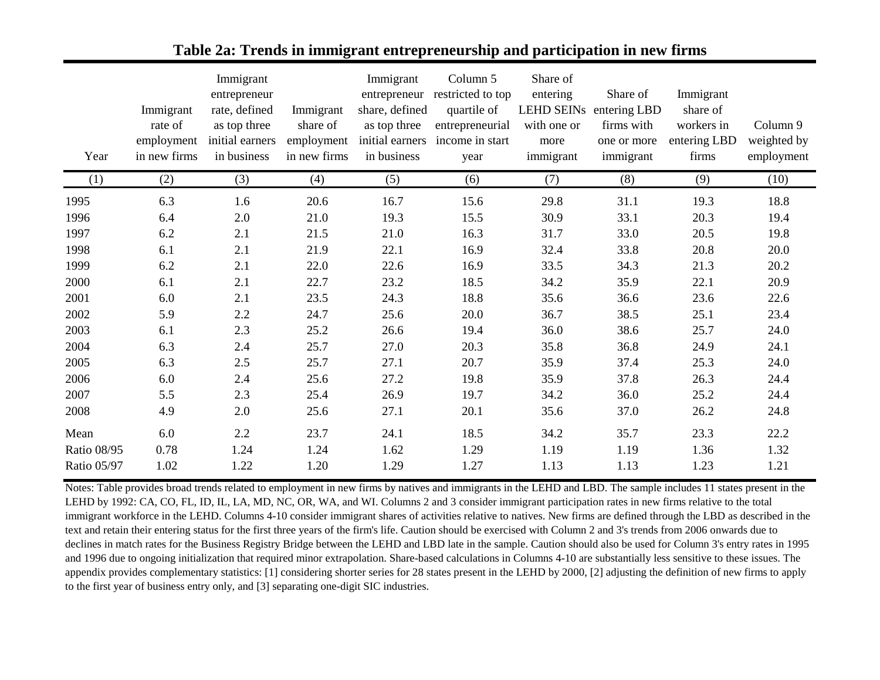**Table 2a: Trends in immigrant entrepreneurship and participation in new firms**

| Year | Immigrant rate of employment in new firms | Immigrant entrepreneur rate, defined as top three initial earners in business | Immigrant share of employment in new firms | Immigrant entrepreneur share, defined as top three initial earners in business | Column 5 restricted to top quartile of entrepreneurial income in start year | Share of entering LEHD SEINs with one or more immigrant | Share of entering LBD firms with one or more immigrant | Immigrant share of workers in entering LBD firms | Column 9 weighted by employment |
|---|---|---|---|---|---|---|---|---|---|
| (1) | (2) | (3) | (4) | (5) | (6) | (7) | (8) | (9) | (10) |
| 1995 | 6.3 | 1.6 | 20.6 | 16.7 | 15.6 | 29.8 | 31.1 | 19.3 | 18.8 |
| 1996 | 6.4 | 2.0 | 21.0 | 19.3 | 15.5 | 30.9 | 33.1 | 20.3 | 19.4 |
| 1997 | 6.2 | 2.1 | 21.5 | 21.0 | 16.3 | 31.7 | 33.0 | 20.5 | 19.8 |
| 1998 | 6.1 | 2.1 | 21.9 | 22.1 | 16.9 | 32.4 | 33.8 | 20.8 | 20.0 |
| 1999 | 6.2 | 2.1 | 22.0 | 22.6 | 16.9 | 33.5 | 34.3 | 21.3 | 20.2 |
| 2000 | 6.1 | 2.1 | 22.7 | 23.2 | 18.5 | 34.2 | 35.9 | 22.1 | 20.9 |
| 2001 | 6.0 | 2.1 | 23.5 | 24.3 | 18.8 | 35.6 | 36.6 | 23.6 | 22.6 |
| 2002 | 5.9 | 2.2 | 24.7 | 25.6 | 20.0 | 36.7 | 38.5 | 25.1 | 23.4 |
| 2003 | 6.1 | 2.3 | 25.2 | 26.6 | 19.4 | 36.0 | 38.6 | 25.7 | 24.0 |
| 2004 | 6.3 | 2.4 | 25.7 | 27.0 | 20.3 | 35.8 | 36.8 | 24.9 | 24.1 |
| 2005 | 6.3 | 2.5 | 25.7 | 27.1 | 20.7 | 35.9 | 37.4 | 25.3 | 24.0 |
| 2006 | 6.0 | 2.4 | 25.6 | 27.2 | 19.8 | 35.9 | 37.8 | 26.3 | 24.4 |
| 2007 | 5.5 | 2.3 | 25.4 | 26.9 | 19.7 | 34.2 | 36.0 | 25.2 | 24.4 |
| 2008 | 4.9 | 2.0 | 25.6 | 27.1 | 20.1 | 35.6 | 37.0 | 26.2 | 24.8 |
| Mean | 6.0 | 2.2 | 23.7 | 24.1 | 18.5 | 34.2 | 35.7 | 23.3 | 22.2 |
| Ratio 08/95 | 0.78 | 1.24 | 1.24 | 1.62 | 1.29 | 1.19 | 1.19 | 1.36 | 1.32 |
| Ratio 05/97 | 1.02 | 1.22 | 1.20 | 1.29 | 1.27 | 1.13 | 1.13 | 1.23 | 1.21 |

Notes: Table provides broad trends related to employment in new firms by natives and immigrants in the LEHD and LBD. The sample includes 11 states present in the LEHD by 1992: CA, CO, FL, ID, IL, LA, MD, NC, OR, WA, and WI. Columns 2 and 3 consider immigrant participation rates in new firms relative to the total immigrant workforce in the LEHD. Columns 4-10 consider immigrant shares of activities relative to natives. New firms are defined through the LBD as described in the text and retain their entering status for the first three years of the firm's life. Caution should be exercised with Column 2 and 3's trends from 2006 onwards due to declines in match rates for the Business Registry Bridge between the LEHD and LBD late in the sample. Caution should also be used for Column 3's entry rates in 1995 and 1996 due to ongoing initialization that required minor extrapolation. Share-based calculations in Columns 4-10 are substantially less sensitive to these issues. The appendix provides complementary statistics: [1] considering shorter series for 28 states present in the LEHD by 2000, [2] adjusting the definition of new firms to apply to the first year of business entry only, and [3] separating one-digit SIC industries.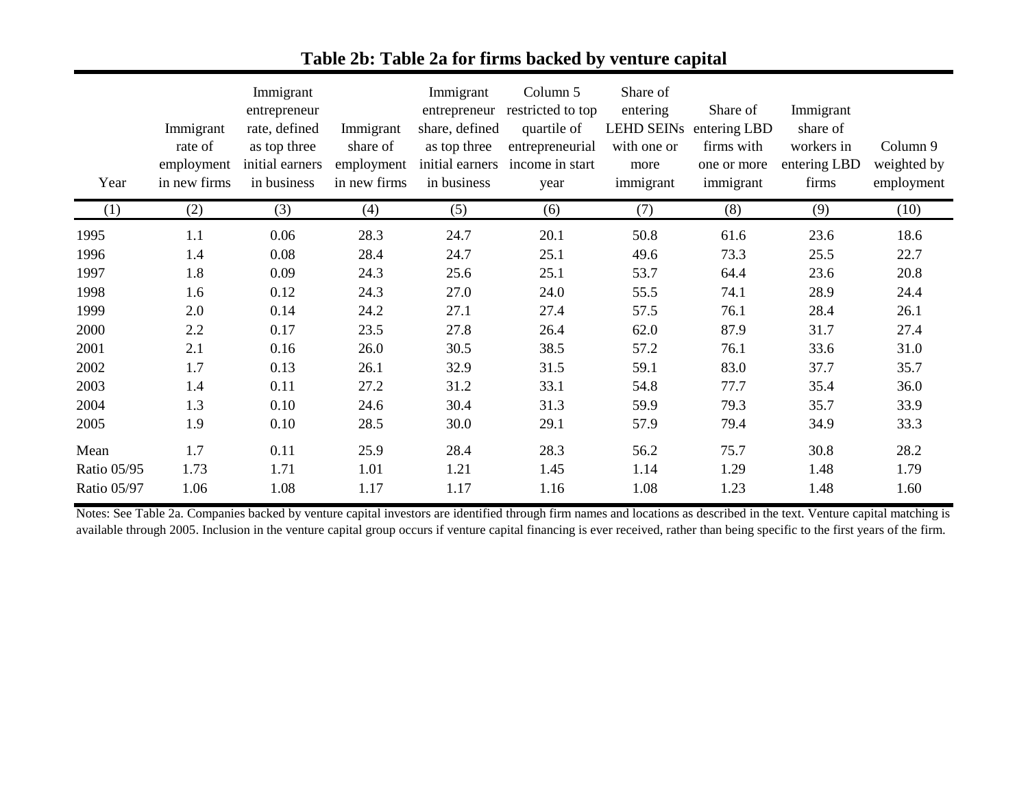# Table 2b: Table 2a for firms backed by venture capital

| Year | Immigrant rate of employment in new firms | Immigrant entrepreneur rate, defined as top three initial earners in business | Immigrant share of employment in new firms | Immigrant entrepreneur share, defined as top three initial earners in business | Column 5 restricted to top quartile of entrepreneurial income in start year | Share of entering LEHD SEINs with one or more immigrant | Share of entering LBD firms with one or more immigrant | Immigrant share of workers in entering LBD firms | Column 9 weighted by employment |
|---|---|---|---|---|---|---|---|---|---|
| (1) | (2) | (3) | (4) | (5) | (6) | (7) | (8) | (9) | (10) |
| 1995 | 1.1 | 0.06 | 28.3 | 24.7 | 20.1 | 50.8 | 61.6 | 23.6 | 18.6 |
| 1996 | 1.4 | 0.08 | 28.4 | 24.7 | 25.1 | 49.6 | 73.3 | 25.5 | 22.7 |
| 1997 | 1.8 | 0.09 | 24.3 | 25.6 | 25.1 | 53.7 | 64.4 | 23.6 | 20.8 |
| 1998 | 1.6 | 0.12 | 24.3 | 27.0 | 24.0 | 55.5 | 74.1 | 28.9 | 24.4 |
| 1999 | 2.0 | 0.14 | 24.2 | 27.1 | 27.4 | 57.5 | 76.1 | 28.4 | 26.1 |
| 2000 | 2.2 | 0.17 | 23.5 | 27.8 | 26.4 | 62.0 | 87.9 | 31.7 | 27.4 |
| 2001 | 2.1 | 0.16 | 26.0 | 30.5 | 38.5 | 57.2 | 76.1 | 33.6 | 31.0 |
| 2002 | 1.7 | 0.13 | 26.1 | 32.9 | 31.5 | 59.1 | 83.0 | 37.7 | 35.7 |
| 2003 | 1.4 | 0.11 | 27.2 | 31.2 | 33.1 | 54.8 | 77.7 | 35.4 | 36.0 |
| 2004 | 1.3 | 0.10 | 24.6 | 30.4 | 31.3 | 59.9 | 79.3 | 35.7 | 33.9 |
| 2005 | 1.9 | 0.10 | 28.5 | 30.0 | 29.1 | 57.9 | 79.4 | 34.9 | 33.3 |
| Mean | 1.7 | 0.11 | 25.9 | 28.4 | 28.3 | 56.2 | 75.7 | 30.8 | 28.2 |
| Ratio 05/95 | 1.73 | 1.71 | 1.01 | 1.21 | 1.45 | 1.14 | 1.29 | 1.48 | 1.79 |
| Ratio 05/97 | 1.06 | 1.08 | 1.17 | 1.17 | 1.16 | 1.08 | 1.23 | 1.48 | 1.60 |

Notes: See Table 2a. Companies backed by venture capital investors are identified through firm names and locations as described in the text. Venture capital matching is available through 2005. Inclusion in the venture capital group occurs if venture capital financing is ever received, rather than being specific to the first years of the firm.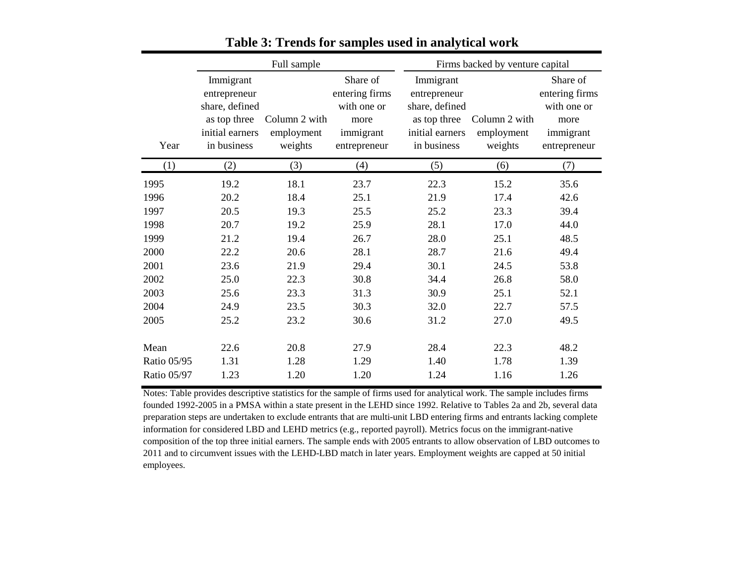## Table 3: Trends for samples used in analytical work

| | Full sample | | | Firms backed by venture capital | | |
|---|---|---|---|---|---|---|
| Year | Immigrant entrepreneur share, defined as top three initial earners in business | Column 2 with employment weights | Share of entering firms with one or more immigrant entrepreneur | Immigrant entrepreneur share, defined as top three initial earners in business | Column 2 with employment weights | Share of entering firms with one or more immigrant entrepreneur |
| (1) | (2) | (3) | (4) | (5) | (6) | (7) |
| 1995 | 19.2 | 18.1 | 23.7 | 22.3 | 15.2 | 35.6 |
| 1996 | 20.2 | 18.4 | 25.1 | 21.9 | 17.4 | 42.6 |
| 1997 | 20.5 | 19.3 | 25.5 | 25.2 | 23.3 | 39.4 |
| 1998 | 20.7 | 19.2 | 25.9 | 28.1 | 17.0 | 44.0 |
| 1999 | 21.2 | 19.4 | 26.7 | 28.0 | 25.1 | 48.5 |
| 2000 | 22.2 | 20.6 | 28.1 | 28.7 | 21.6 | 49.4 |
| 2001 | 23.6 | 21.9 | 29.4 | 30.1 | 24.5 | 53.8 |
| 2002 | 25.0 | 22.3 | 30.8 | 34.4 | 26.8 | 58.0 |
| 2003 | 25.6 | 23.3 | 31.3 | 30.9 | 25.1 | 52.1 |
| 2004 | 24.9 | 23.5 | 30.3 | 32.0 | 22.7 | 57.5 |
| 2005 | 25.2 | 23.2 | 30.6 | 31.2 | 27.0 | 49.5 |
| | | | | | | |
| Mean | 22.6 | 20.8 | 27.9 | 28.4 | 22.3 | 48.2 |
| Ratio 05/95 | 1.31 | 1.28 | 1.29 | 1.40 | 1.78 | 1.39 |
| Ratio 05/97 | 1.23 | 1.20 | 1.20 | 1.24 | 1.16 | 1.26 |

Notes: Table provides descriptive statistics for the sample of firms used for analytical work. The sample includes firms founded 1992-2005 in a PMSA within a state present in the LEHD since 1992. Relative to Tables 2a and 2b, several data preparation steps are undertaken to exclude entrants that are multi-unit LBD entering firms and entrants lacking complete information for considered LBD and LEHD metrics (e.g., reported payroll). Metrics focus on the immigrant-native composition of the top three initial earners. The sample ends with 2005 entrants to allow observation of LBD outcomes to 2011 and to circumvent issues with the LEHD-LBD match in later years. Employment weights are capped at 50 initial employees.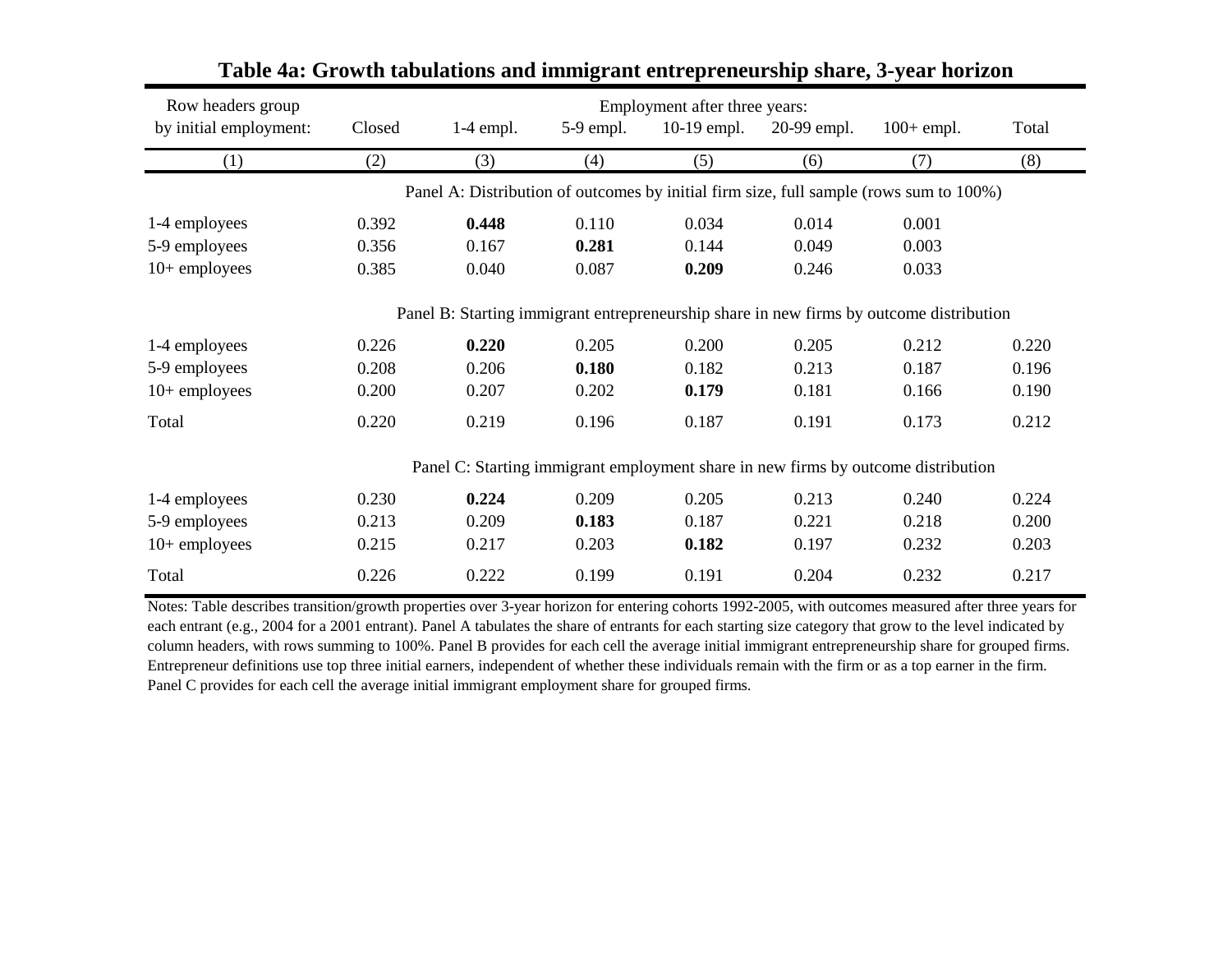# Table 4a: Growth tabulations and immigrant entrepreneurship share, 3-year horizon

| Row headers group by initial employment: | Employment after three years: Closed | 1-4 empl. | 5-9 empl. | 10-19 empl. | 20-99 empl. | 100+ empl. | Total |
|---|---|---|---|---|---|---|---|
| (1) | (2) | (3) | (4) | (5) | (6) | (7) | (8) |
| | Panel A: Distribution of outcomes by initial firm size, full sample (rows sum to 100%) | | | | | | |
| 1-4 employees | 0.392 | **0.448** | 0.110 | 0.034 | 0.014 | 0.001 | |
| 5-9 employees | 0.356 | 0.167 | **0.281** | 0.144 | 0.049 | 0.003 | |
| 10+ employees | 0.385 | 0.040 | 0.087 | **0.209** | 0.246 | 0.033 | |
| | Panel B: Starting immigrant entrepreneurship share in new firms by outcome distribution | | | | | | |
| 1-4 employees | 0.226 | **0.220** | 0.205 | 0.200 | 0.205 | 0.212 | 0.220 |
| 5-9 employees | 0.208 | 0.206 | **0.180** | 0.182 | 0.213 | 0.187 | 0.196 |
| 10+ employees | 0.200 | 0.207 | 0.202 | **0.179** | 0.181 | 0.166 | 0.190 |
| Total | 0.220 | 0.219 | 0.196 | 0.187 | 0.191 | 0.173 | 0.212 |
| | Panel C: Starting immigrant employment share in new firms by outcome distribution | | | | | | |
| 1-4 employees | 0.230 | **0.224** | 0.209 | 0.205 | 0.213 | 0.240 | 0.224 |
| 5-9 employees | 0.213 | 0.209 | **0.183** | 0.187 | 0.221 | 0.218 | 0.200 |
| 10+ employees | 0.215 | 0.217 | 0.203 | **0.182** | 0.197 | 0.232 | 0.203 |
| Total | 0.226 | 0.222 | 0.199 | 0.191 | 0.204 | 0.232 | 0.217 |

Notes: Table describes transition/growth properties over 3-year horizon for entering cohorts 1992-2005, with outcomes measured after three years for each entrant (e.g., 2004 for a 2001 entrant). Panel A tabulates the share of entrants for each starting size category that grow to the level indicated by column headers, with rows summing to 100%. Panel B provides for each cell the average initial immigrant entrepreneurship share for grouped firms. Entrepreneur definitions use top three initial earners, independent of whether these individuals remain with the firm or as a top earner in the firm. Panel C provides for each cell the average initial immigrant employment share for grouped firms.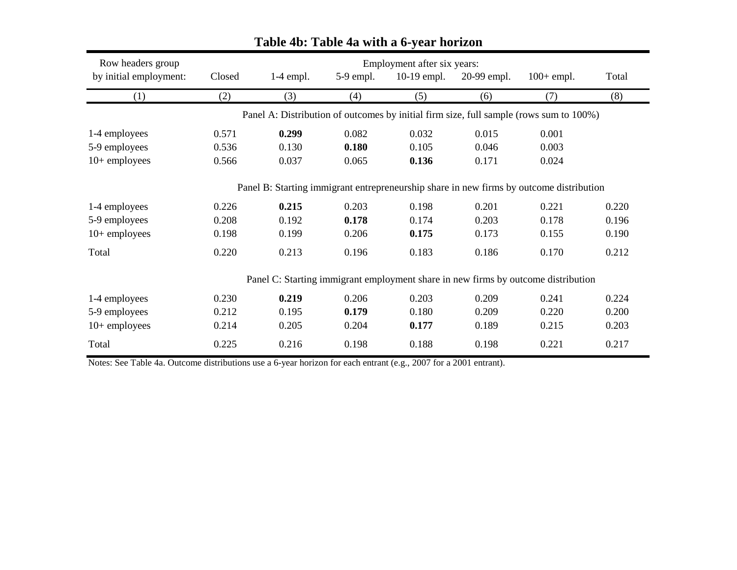## Table 4b: Table 4a with a 6-year horizon

| Row headers group by initial employment: | Employment after six years: Closed | 1-4 empl. | 5-9 empl. | 10-19 empl. | 20-99 empl. | 100+ empl. | Total |
|---|---|---|---|---|---|---|---|
| (1) | (2) | (3) | (4) | (5) | (6) | (7) | (8) |
| | Panel A: Distribution of outcomes by initial firm size, full sample (rows sum to 100%) | | | | | | |
| 1-4 employees | 0.571 | **0.299** | 0.082 | 0.032 | 0.015 | 0.001 | |
| 5-9 employees | 0.536 | 0.130 | **0.180** | 0.105 | 0.046 | 0.003 | |
| 10+ employees | 0.566 | 0.037 | 0.065 | **0.136** | 0.171 | 0.024 | |
| | Panel B: Starting immigrant entrepreneurship share in new firms by outcome distribution | | | | | | |
| 1-4 employees | 0.226 | **0.215** | 0.203 | 0.198 | 0.201 | 0.221 | 0.220 |
| 5-9 employees | 0.208 | 0.192 | **0.178** | 0.174 | 0.203 | 0.178 | 0.196 |
| 10+ employees | 0.198 | 0.199 | 0.206 | **0.175** | 0.173 | 0.155 | 0.190 |
| Total | 0.220 | 0.213 | 0.196 | 0.183 | 0.186 | 0.170 | 0.212 |
| | Panel C: Starting immigrant employment share in new firms by outcome distribution | | | | | | |
| 1-4 employees | 0.230 | **0.219** | 0.206 | 0.203 | 0.209 | 0.241 | 0.224 |
| 5-9 employees | 0.212 | 0.195 | **0.179** | 0.180 | 0.209 | 0.220 | 0.200 |
| 10+ employees | 0.214 | 0.205 | 0.204 | **0.177** | 0.189 | 0.215 | 0.203 |
| Total | 0.225 | 0.216 | 0.198 | 0.188 | 0.198 | 0.221 | 0.217 |

Notes: See Table 4a. Outcome distributions use a 6-year horizon for each entrant (e.g., 2007 for a 2001 entrant).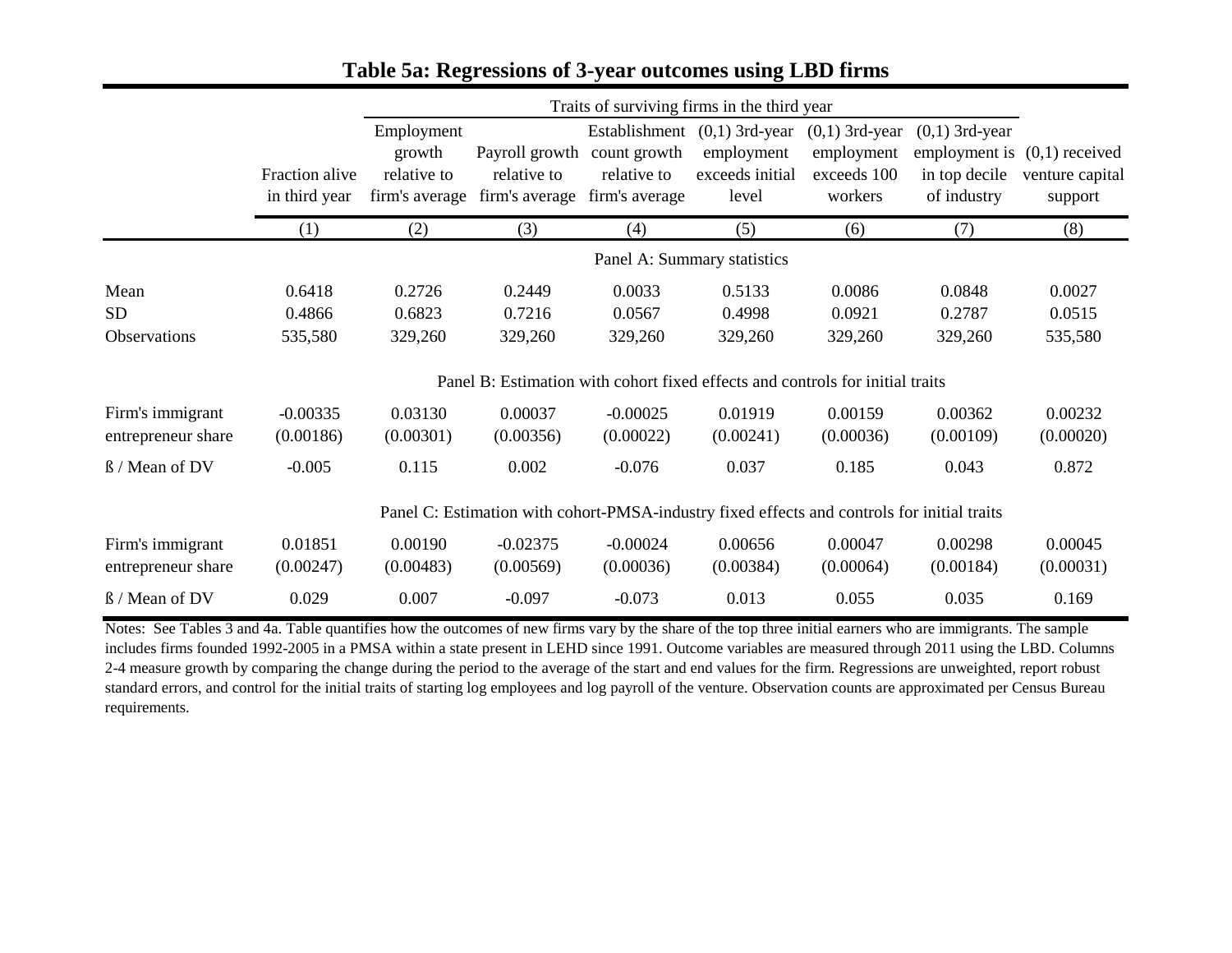# Table 5a: Regressions of 3-year outcomes using LBD firms

| | Fraction alive in third year | Traits of surviving firms in the third year: Employment growth relative to firm's average | Payroll growth relative to firm's average | Establishment count growth relative to firm's average | (0,1) 3rd-year employment exceeds initial level | (0,1) 3rd-year employment exceeds 100 workers | (0,1) 3rd-year employment is in top decile of industry | (0,1) received venture capital support |
|---|---|---|---|---|---|---|---|---|
| | (1) | (2) | (3) | (4) | (5) | (6) | (7) | (8) |
| **Panel A: Summary statistics** | | | | | | | | |
| Mean | 0.6418 | 0.2726 | 0.2449 | 0.0033 | 0.5133 | 0.0086 | 0.0848 | 0.0027 |
| SD | 0.4866 | 0.6823 | 0.7216 | 0.0567 | 0.4998 | 0.0921 | 0.2787 | 0.0515 |
| Observations | 535,580 | 329,260 | 329,260 | 329,260 | 329,260 | 329,260 | 329,260 | 535,580 |
| **Panel B: Estimation with cohort fixed effects and controls for initial traits** | | | | | | | | |
| Firm's immigrant entrepreneur share | -0.00335 | 0.03130 | 0.00037 | -0.00025 | 0.01919 | 0.00159 | 0.00362 | 0.00232 |
| | (0.00186) | (0.00301) | (0.00356) | (0.00022) | (0.00241) | (0.00036) | (0.00109) | (0.00020) |
| ß / Mean of DV | -0.005 | 0.115 | 0.002 | -0.076 | 0.037 | 0.185 | 0.043 | 0.872 |
| **Panel C: Estimation with cohort-PMSA-industry fixed effects and controls for initial traits** | | | | | | | | |
| Firm's immigrant entrepreneur share | 0.01851 | 0.00190 | -0.02375 | -0.00024 | 0.00656 | 0.00047 | 0.00298 | 0.00045 |
| | (0.00247) | (0.00483) | (0.00569) | (0.00036) | (0.00384) | (0.00064) | (0.00184) | (0.00031) |
| ß / Mean of DV | 0.029 | 0.007 | -0.097 | -0.073 | 0.013 | 0.055 | 0.035 | 0.169 |

Notes: See Tables 3 and 4a. Table quantifies how the outcomes of new firms vary by the share of the top three initial earners who are immigrants. The sample includes firms founded 1992-2005 in a PMSA within a state present in LEHD since 1991. Outcome variables are measured through 2011 using the LBD. Columns 2-4 measure growth by comparing the change during the period to the average of the start and end values for the firm. Regressions are unweighted, report robust standard errors, and control for the initial traits of starting log employees and log payroll of the venture. Observation counts are approximated per Census Bureau requirements.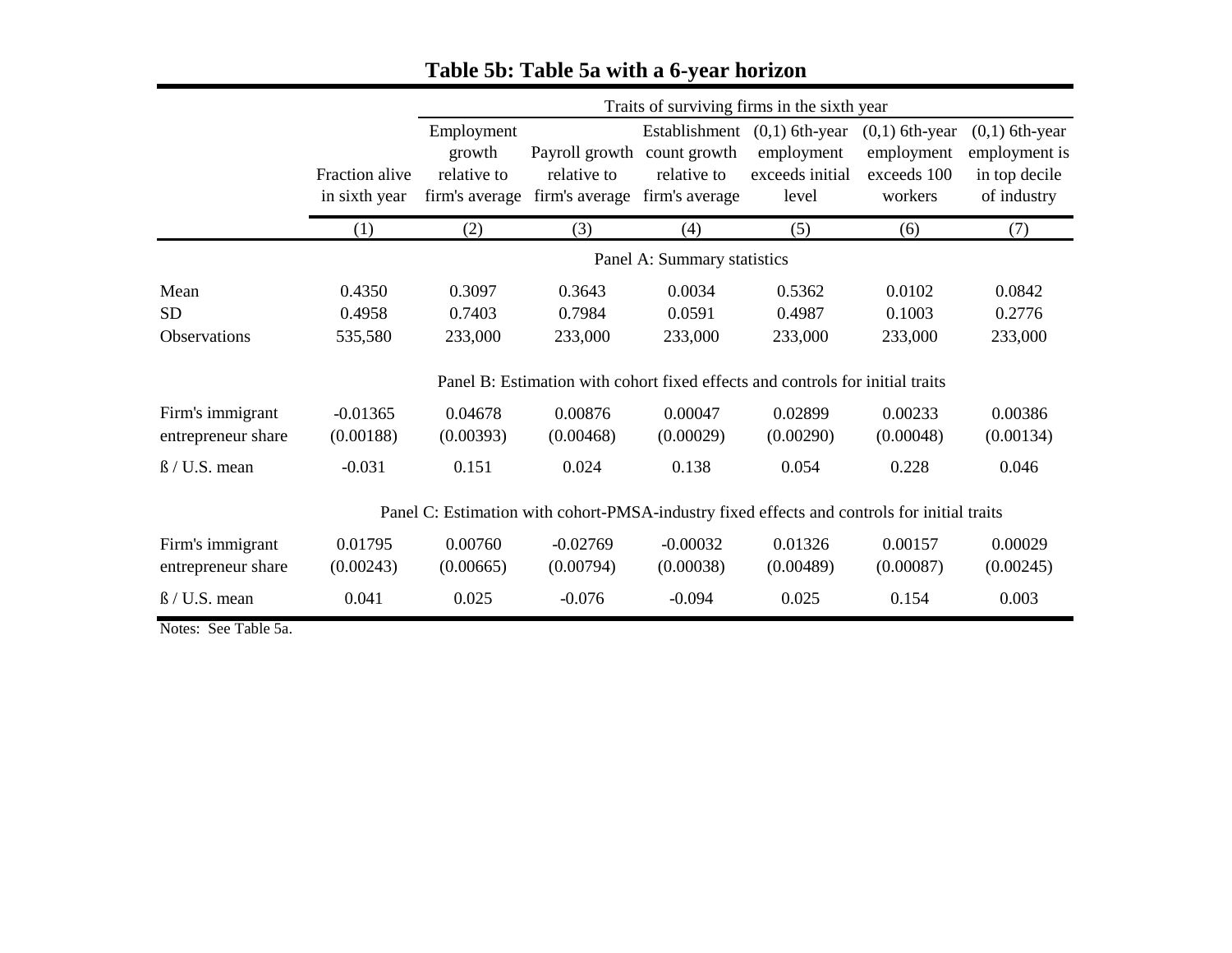# Table 5b: Table 5a with a 6-year horizon

| | Fraction alive in sixth year | Employment growth relative to firm's average | Payroll growth relative to firm's average | Establishment count growth relative to firm's average | (0,1) 6th-year employment exceeds initial level | (0,1) 6th-year employment exceeds 100 workers | (0,1) 6th-year employment is in top decile of industry |
|---|---|---|---|---|---|---|---|
| | | Traits of surviving firms in the sixth year | | | | | |
| | (1) | (2) | (3) | (4) | (5) | (6) | (7) |
| | Panel A: Summary statistics | | | | | | |
| Mean | 0.4350 | 0.3097 | 0.3643 | 0.0034 | 0.5362 | 0.0102 | 0.0842 |
| SD | 0.4958 | 0.7403 | 0.7984 | 0.0591 | 0.4987 | 0.1003 | 0.2776 |
| Observations | 535,580 | 233,000 | 233,000 | 233,000 | 233,000 | 233,000 | 233,000 |
| | Panel B: Estimation with cohort fixed effects and controls for initial traits | | | | | | |
| Firm's immigrant entrepreneur share | -0.01365 | 0.04678 | 0.00876 | 0.00047 | 0.02899 | 0.00233 | 0.00386 |
| | (0.00188) | (0.00393) | (0.00468) | (0.00029) | (0.00290) | (0.00048) | (0.00134) |
| ß / U.S. mean | -0.031 | 0.151 | 0.024 | 0.138 | 0.054 | 0.228 | 0.046 |
| | Panel C: Estimation with cohort-PMSA-industry fixed effects and controls for initial traits | | | | | | |
| Firm's immigrant entrepreneur share | 0.01795 | 0.00760 | -0.02769 | -0.00032 | 0.01326 | 0.00157 | 0.00029 |
| | (0.00243) | (0.00665) | (0.00794) | (0.00038) | (0.00489) | (0.00087) | (0.00245) |
| ß / U.S. mean | 0.041 | 0.025 | -0.076 | -0.094 | 0.025 | 0.154 | 0.003 |

Notes: See Table 5a.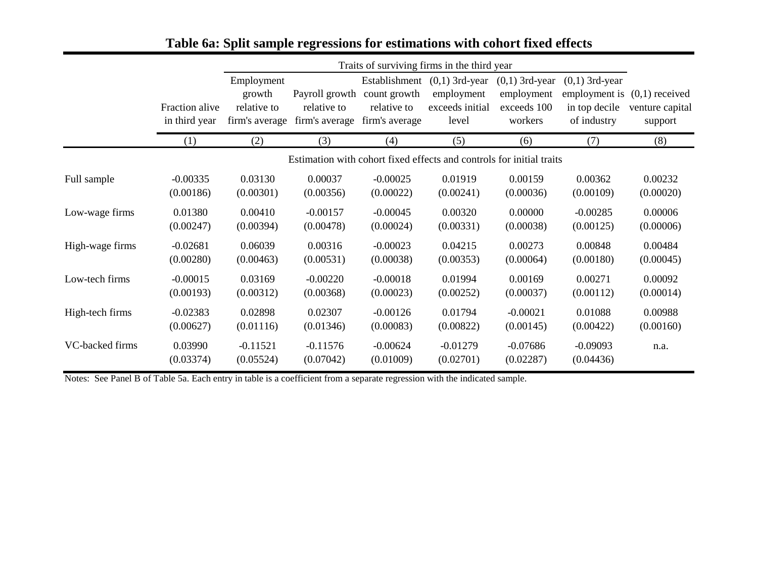**Table 6a: Split sample regressions for estimations with cohort fixed effects**

| | | Traits of surviving firms in the third year | | | | | | |
|---|---|---|---|---|---|---|---|---|
| | Fraction alive in third year | Employment growth relative to firm's average | Payroll growth relative to firm's average | Establishment count growth relative to firm's average | (0,1) 3rd-year employment exceeds initial level | (0,1) 3rd-year employment exceeds 100 workers | (0,1) 3rd-year employment is in top decile of industry | (0,1) received venture capital support |
| | (1) | (2) | (3) | (4) | (5) | (6) | (7) | (8) |
| | Estimation with cohort fixed effects and controls for initial traits | | | | | | | |
| Full sample | -0.00335 | 0.03130 | 0.00037 | -0.00025 | 0.01919 | 0.00159 | 0.00362 | 0.00232 |
| | (0.00186) | (0.00301) | (0.00356) | (0.00022) | (0.00241) | (0.00036) | (0.00109) | (0.00020) |
| Low-wage firms | 0.01380 | 0.00410 | -0.00157 | -0.00045 | 0.00320 | 0.00000 | -0.00285 | 0.00006 |
| | (0.00247) | (0.00394) | (0.00478) | (0.00024) | (0.00331) | (0.00038) | (0.00125) | (0.00006) |
| High-wage firms | -0.02681 | 0.06039 | 0.00316 | -0.00023 | 0.04215 | 0.00273 | 0.00848 | 0.00484 |
| | (0.00280) | (0.00463) | (0.00531) | (0.00038) | (0.00353) | (0.00064) | (0.00180) | (0.00045) |
| Low-tech firms | -0.00015 | 0.03169 | -0.00220 | -0.00018 | 0.01994 | 0.00169 | 0.00271 | 0.00092 |
| | (0.00193) | (0.00312) | (0.00368) | (0.00023) | (0.00252) | (0.00037) | (0.00112) | (0.00014) |
| High-tech firms | -0.02383 | 0.02898 | 0.02307 | -0.00126 | 0.01794 | -0.00021 | 0.01088 | 0.00988 |
| | (0.00627) | (0.01116) | (0.01346) | (0.00083) | (0.00822) | (0.00145) | (0.00422) | (0.00160) |
| VC-backed firms | 0.03990 | -0.11521 | -0.11576 | -0.00624 | -0.01279 | -0.07686 | -0.09093 | n.a. |
| | (0.03374) | (0.05524) | (0.07042) | (0.01009) | (0.02701) | (0.02287) | (0.04436) | |

Notes: See Panel B of Table 5a. Each entry in table is a coefficient from a separate regression with the indicated sample.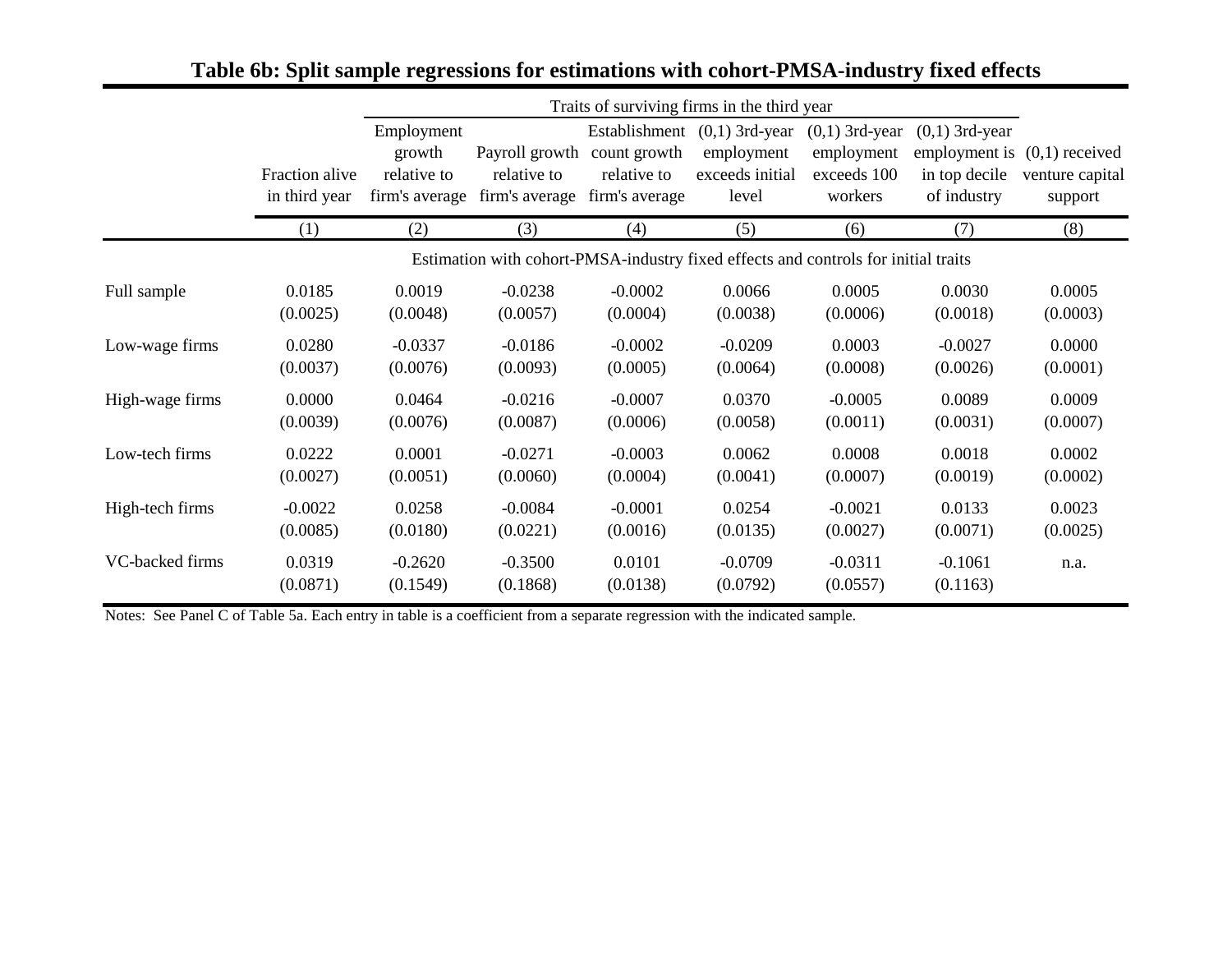# Table 6b: Split sample regressions for estimations with cohort-PMSA-industry fixed effects

| | | Traits of surviving firms in the third year | | | | | | |
|---|---|---|---|---|---|---|---|---|
| | Fraction alive in third year | Employment growth relative to firm's average | Payroll growth relative to firm's average | Establishment count growth relative to firm's average | (0,1) 3rd-year employment exceeds initial level | (0,1) 3rd-year employment exceeds 100 workers | (0,1) 3rd-year employment is in top decile of industry | (0,1) received venture capital support |
| | (1) | (2) | (3) | (4) | (5) | (6) | (7) | (8) |
| | Estimation with cohort-PMSA-industry fixed effects and controls for initial traits | | | | | | | |
| Full sample | 0.0185 | 0.0019 | -0.0238 | -0.0002 | 0.0066 | 0.0005 | 0.0030 | 0.0005 |
| | (0.0025) | (0.0048) | (0.0057) | (0.0004) | (0.0038) | (0.0006) | (0.0018) | (0.0003) |
| Low-wage firms | 0.0280 | -0.0337 | -0.0186 | -0.0002 | -0.0209 | 0.0003 | -0.0027 | 0.0000 |
| | (0.0037) | (0.0076) | (0.0093) | (0.0005) | (0.0064) | (0.0008) | (0.0026) | (0.0001) |
| High-wage firms | 0.0000 | 0.0464 | -0.0216 | -0.0007 | 0.0370 | -0.0005 | 0.0089 | 0.0009 |
| | (0.0039) | (0.0076) | (0.0087) | (0.0006) | (0.0058) | (0.0011) | (0.0031) | (0.0007) |
| Low-tech firms | 0.0222 | 0.0001 | -0.0271 | -0.0003 | 0.0062 | 0.0008 | 0.0018 | 0.0002 |
| | (0.0027) | (0.0051) | (0.0060) | (0.0004) | (0.0041) | (0.0007) | (0.0019) | (0.0002) |
| High-tech firms | -0.0022 | 0.0258 | -0.0084 | -0.0001 | 0.0254 | -0.0021 | 0.0133 | 0.0023 |
| | (0.0085) | (0.0180) | (0.0221) | (0.0016) | (0.0135) | (0.0027) | (0.0071) | (0.0025) |
| VC-backed firms | 0.0319 | -0.2620 | -0.3500 | 0.0101 | -0.0709 | -0.0311 | -0.1061 | n.a. |
| | (0.0871) | (0.1549) | (0.1868) | (0.0138) | (0.0792) | (0.0557) | (0.1163) | |

Notes: See Panel C of Table 5a. Each entry in table is a coefficient from a separate regression with the indicated sample.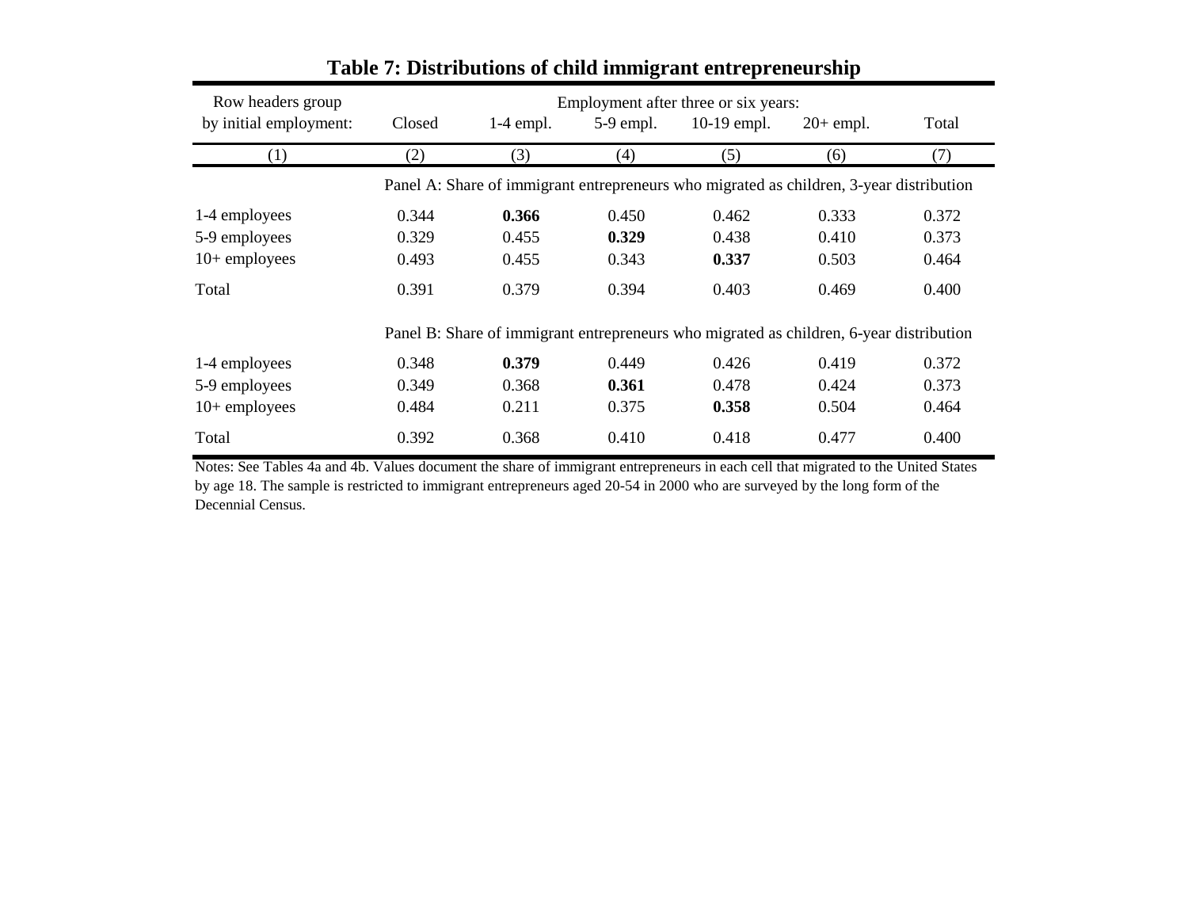# Table 7: Distributions of child immigrant entrepreneurship

| Row headers group by initial employment: | Closed | 1-4 empl. | 5-9 empl. | 10-19 empl. | 20+ empl. | Total |
|---|---|---|---|---|---|---|
| | Employment after three or six years: | | | | | |
| (1) | (2) | (3) | (4) | (5) | (6) | (7) |
| | Panel A: Share of immigrant entrepreneurs who migrated as children, 3-year distribution | | | | | |
| 1-4 employees | 0.344 | **0.366** | 0.450 | 0.462 | 0.333 | 0.372 |
| 5-9 employees | 0.329 | 0.455 | **0.329** | 0.438 | 0.410 | 0.373 |
| 10+ employees | 0.493 | 0.455 | 0.343 | **0.337** | 0.503 | 0.464 |
| Total | 0.391 | 0.379 | 0.394 | 0.403 | 0.469 | 0.400 |
| | Panel B: Share of immigrant entrepreneurs who migrated as children, 6-year distribution | | | | | |
| 1-4 employees | 0.348 | **0.379** | 0.449 | 0.426 | 0.419 | 0.372 |
| 5-9 employees | 0.349 | 0.368 | **0.361** | 0.478 | 0.424 | 0.373 |
| 10+ employees | 0.484 | 0.211 | 0.375 | **0.358** | 0.504 | 0.464 |
| Total | 0.392 | 0.368 | 0.410 | 0.418 | 0.477 | 0.400 |

Notes: See Tables 4a and 4b. Values document the share of immigrant entrepreneurs in each cell that migrated to the United States by age 18. The sample is restricted to immigrant entrepreneurs aged 20-54 in 2000 who are surveyed by the long form of the Decennial Census.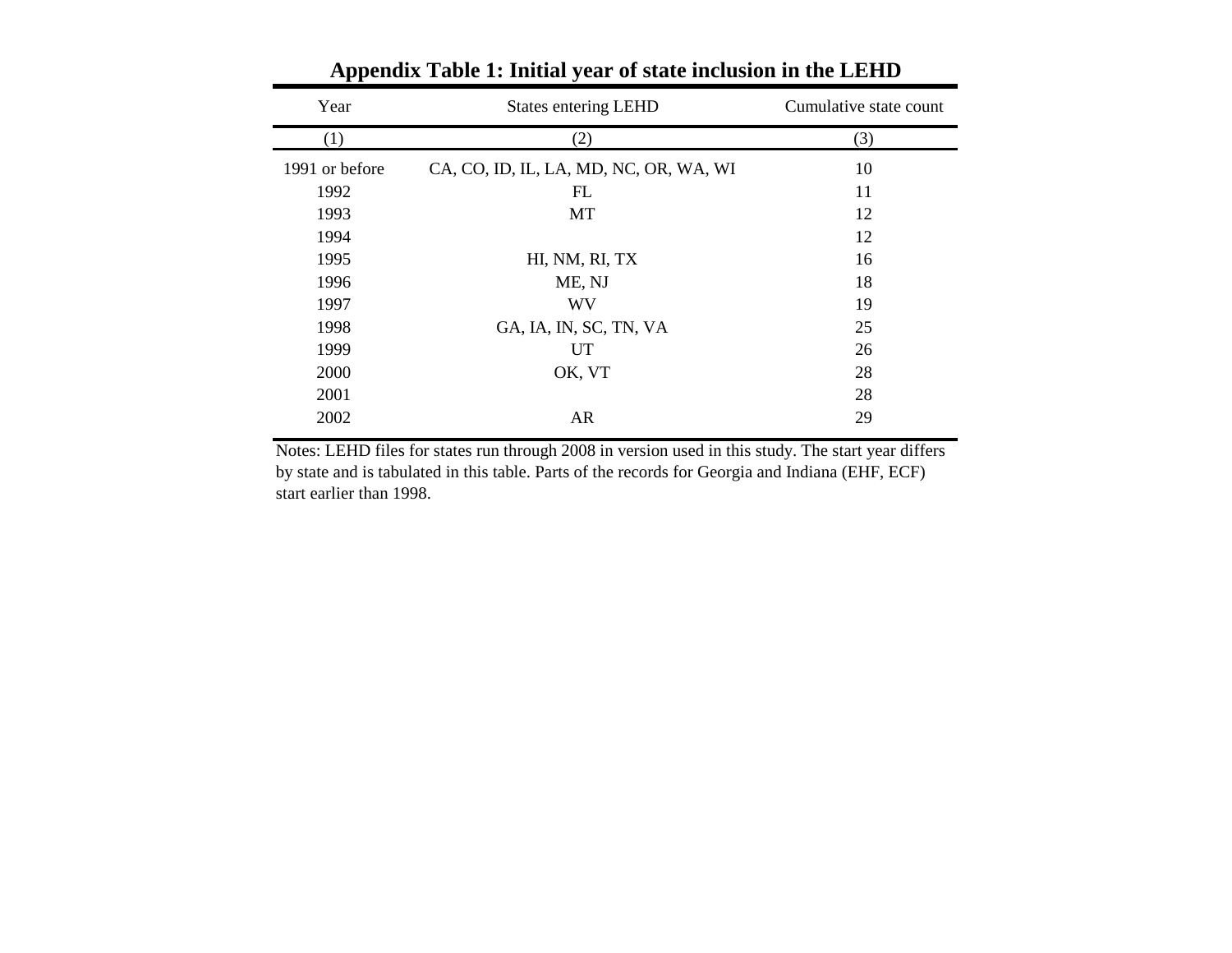**Appendix Table 1: Initial year of state inclusion in the LEHD**

| Year | States entering LEHD | Cumulative state count |
|---|---|---|
| (1) | (2) | (3) |
| 1991 or before | CA, CO, ID, IL, LA, MD, NC, OR, WA, WI | 10 |
| 1992 | FL | 11 |
| 1993 | MT | 12 |
| 1994 | | 12 |
| 1995 | HI, NM, RI, TX | 16 |
| 1996 | ME, NJ | 18 |
| 1997 | WV | 19 |
| 1998 | GA, IA, IN, SC, TN, VA | 25 |
| 1999 | UT | 26 |
| 2000 | OK, VT | 28 |
| 2001 | | 28 |
| 2002 | AR | 29 |

Notes: LEHD files for states run through 2008 in version used in this study. The start year differs by state and is tabulated in this table. Parts of the records for Georgia and Indiana (EHF, ECF) start earlier than 1998.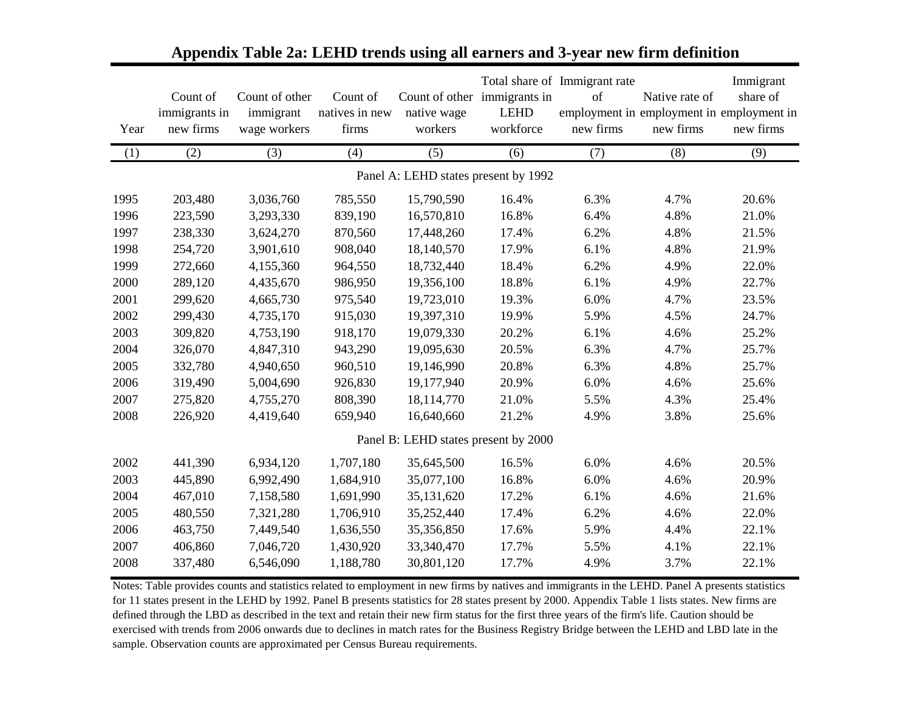## Appendix Table 2a: LEHD trends using all earners and 3-year new firm definition

| Year | Count of immigrants in new firms | Count of other immigrant wage workers | Count of natives in new firms | Count of other native wage workers | Total share of immigrants in LEHD workforce | Immigrant rate of employment in new firms | Native rate of employment in new firms | Immigrant share of employment in new firms |
|---|---|---|---|---|---|---|---|---|
| (1) | (2) | (3) | (4) | (5) | (6) | (7) | (8) | (9) |
| | | | | Panel A: LEHD states present by 1992 | | | | |
| 1995 | 203,480 | 3,036,760 | 785,550 | 15,790,590 | 16.4% | 6.3% | 4.7% | 20.6% |
| 1996 | 223,590 | 3,293,330 | 839,190 | 16,570,810 | 16.8% | 6.4% | 4.8% | 21.0% |
| 1997 | 238,330 | 3,624,270 | 870,560 | 17,448,260 | 17.4% | 6.2% | 4.8% | 21.5% |
| 1998 | 254,720 | 3,901,610 | 908,040 | 18,140,570 | 17.9% | 6.1% | 4.8% | 21.9% |
| 1999 | 272,660 | 4,155,360 | 964,550 | 18,732,440 | 18.4% | 6.2% | 4.9% | 22.0% |
| 2000 | 289,120 | 4,435,670 | 986,950 | 19,356,100 | 18.8% | 6.1% | 4.9% | 22.7% |
| 2001 | 299,620 | 4,665,730 | 975,540 | 19,723,010 | 19.3% | 6.0% | 4.7% | 23.5% |
| 2002 | 299,430 | 4,735,170 | 915,030 | 19,397,310 | 19.9% | 5.9% | 4.5% | 24.7% |
| 2003 | 309,820 | 4,753,190 | 918,170 | 19,079,330 | 20.2% | 6.1% | 4.6% | 25.2% |
| 2004 | 326,070 | 4,847,310 | 943,290 | 19,095,630 | 20.5% | 6.3% | 4.7% | 25.7% |
| 2005 | 332,780 | 4,940,650 | 960,510 | 19,146,990 | 20.8% | 6.3% | 4.8% | 25.7% |
| 2006 | 319,490 | 5,004,690 | 926,830 | 19,177,940 | 20.9% | 6.0% | 4.6% | 25.6% |
| 2007 | 275,820 | 4,755,270 | 808,390 | 18,114,770 | 21.0% | 5.5% | 4.3% | 25.4% |
| 2008 | 226,920 | 4,419,640 | 659,940 | 16,640,660 | 21.2% | 4.9% | 3.8% | 25.6% |
| | | | | Panel B: LEHD states present by 2000 | | | | |
| 2002 | 441,390 | 6,934,120 | 1,707,180 | 35,645,500 | 16.5% | 6.0% | 4.6% | 20.5% |
| 2003 | 445,890 | 6,992,490 | 1,684,910 | 35,077,100 | 16.8% | 6.0% | 4.6% | 20.9% |
| 2004 | 467,010 | 7,158,580 | 1,691,990 | 35,131,620 | 17.2% | 6.1% | 4.6% | 21.6% |
| 2005 | 480,550 | 7,321,280 | 1,706,910 | 35,252,440 | 17.4% | 6.2% | 4.6% | 22.0% |
| 2006 | 463,750 | 7,449,540 | 1,636,550 | 35,356,850 | 17.6% | 5.9% | 4.4% | 22.1% |
| 2007 | 406,860 | 7,046,720 | 1,430,920 | 33,340,470 | 17.7% | 5.5% | 4.1% | 22.1% |
| 2008 | 337,480 | 6,546,090 | 1,188,780 | 30,801,120 | 17.7% | 4.9% | 3.7% | 22.1% |

Notes: Table provides counts and statistics related to employment in new firms by natives and immigrants in the LEHD. Panel A presents statistics for 11 states present in the LEHD by 1992. Panel B presents statistics for 28 states present by 2000. Appendix Table 1 lists states. New firms are defined through the LBD as described in the text and retain their new firm status for the first three years of the firm's life. Caution should be exercised with trends from 2006 onwards due to declines in match rates for the Business Registry Bridge between the LEHD and LBD late in the sample. Observation counts are approximated per Census Bureau requirements.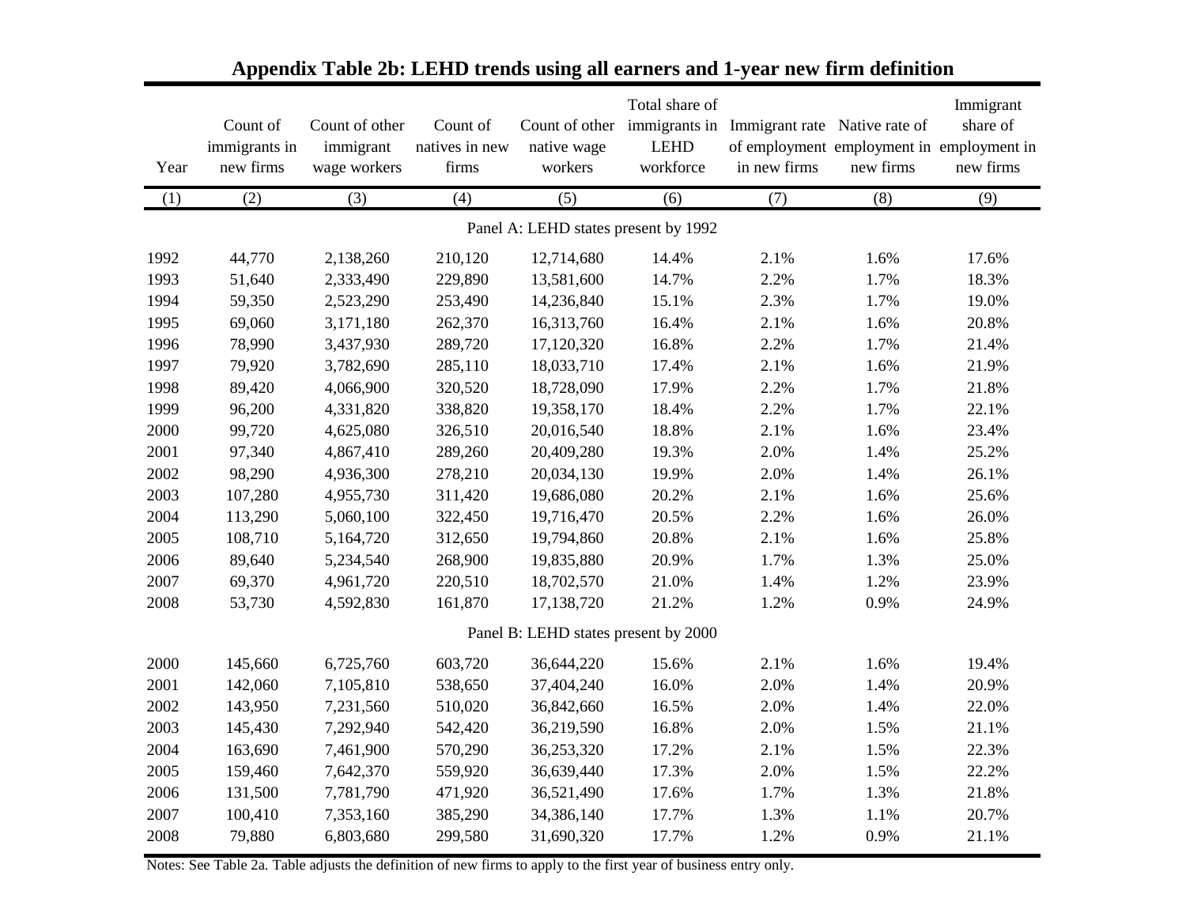## Appendix Table 2b: LEHD trends using all earners and 1-year new firm definition

| Year | Count of immigrants in new firms | Count of other immigrant wage workers | Count of natives in new firms | Count of other native wage workers | Total share of immigrants in LEHD workforce | Immigrant rate of employment in new firms | Native rate of employment in new firms | Immigrant share of employment in new firms |
|---|---|---|---|---|---|---|---|---|
| (1) | (2) | (3) | (4) | (5) | (6) | (7) | (8) | (9) |
| | | | | Panel A: LEHD states present by 1992 | | | | |
| 1992 | 44,770 | 2,138,260 | 210,120 | 12,714,680 | 14.4% | 2.1% | 1.6% | 17.6% |
| 1993 | 51,640 | 2,333,490 | 229,890 | 13,581,600 | 14.7% | 2.2% | 1.7% | 18.3% |
| 1994 | 59,350 | 2,523,290 | 253,490 | 14,236,840 | 15.1% | 2.3% | 1.7% | 19.0% |
| 1995 | 69,060 | 3,171,180 | 262,370 | 16,313,760 | 16.4% | 2.1% | 1.6% | 20.8% |
| 1996 | 78,990 | 3,437,930 | 289,720 | 17,120,320 | 16.8% | 2.2% | 1.7% | 21.4% |
| 1997 | 79,920 | 3,782,690 | 285,110 | 18,033,710 | 17.4% | 2.1% | 1.6% | 21.9% |
| 1998 | 89,420 | 4,066,900 | 320,520 | 18,728,090 | 17.9% | 2.2% | 1.7% | 21.8% |
| 1999 | 96,200 | 4,331,820 | 338,820 | 19,358,170 | 18.4% | 2.2% | 1.7% | 22.1% |
| 2000 | 99,720 | 4,625,080 | 326,510 | 20,016,540 | 18.8% | 2.1% | 1.6% | 23.4% |
| 2001 | 97,340 | 4,867,410 | 289,260 | 20,409,280 | 19.3% | 2.0% | 1.4% | 25.2% |
| 2002 | 98,290 | 4,936,300 | 278,210 | 20,034,130 | 19.9% | 2.0% | 1.4% | 26.1% |
| 2003 | 107,280 | 4,955,730 | 311,420 | 19,686,080 | 20.2% | 2.1% | 1.6% | 25.6% |
| 2004 | 113,290 | 5,060,100 | 322,450 | 19,716,470 | 20.5% | 2.2% | 1.6% | 26.0% |
| 2005 | 108,710 | 5,164,720 | 312,650 | 19,794,860 | 20.8% | 2.1% | 1.6% | 25.8% |
| 2006 | 89,640 | 5,234,540 | 268,900 | 19,835,880 | 20.9% | 1.7% | 1.3% | 25.0% |
| 2007 | 69,370 | 4,961,720 | 220,510 | 18,702,570 | 21.0% | 1.4% | 1.2% | 23.9% |
| 2008 | 53,730 | 4,592,830 | 161,870 | 17,138,720 | 21.2% | 1.2% | 0.9% | 24.9% |
| | | | | Panel B: LEHD states present by 2000 | | | | |
| 2000 | 145,660 | 6,725,760 | 603,720 | 36,644,220 | 15.6% | 2.1% | 1.6% | 19.4% |
| 2001 | 142,060 | 7,105,810 | 538,650 | 37,404,240 | 16.0% | 2.0% | 1.4% | 20.9% |
| 2002 | 143,950 | 7,231,560 | 510,020 | 36,842,660 | 16.5% | 2.0% | 1.4% | 22.0% |
| 2003 | 145,430 | 7,292,940 | 542,420 | 36,219,590 | 16.8% | 2.0% | 1.5% | 21.1% |
| 2004 | 163,690 | 7,461,900 | 570,290 | 36,253,320 | 17.2% | 2.1% | 1.5% | 22.3% |
| 2005 | 159,460 | 7,642,370 | 559,920 | 36,639,440 | 17.3% | 2.0% | 1.5% | 22.2% |
| 2006 | 131,500 | 7,781,790 | 471,920 | 36,521,490 | 17.6% | 1.7% | 1.3% | 21.8% |
| 2007 | 100,410 | 7,353,160 | 385,290 | 34,386,140 | 17.7% | 1.3% | 1.1% | 20.7% |
| 2008 | 79,880 | 6,803,680 | 299,580 | 31,690,320 | 17.7% | 1.2% | 0.9% | 21.1% |

Notes: See Table 2a. Table adjusts the definition of new firms to apply to the first year of business entry only.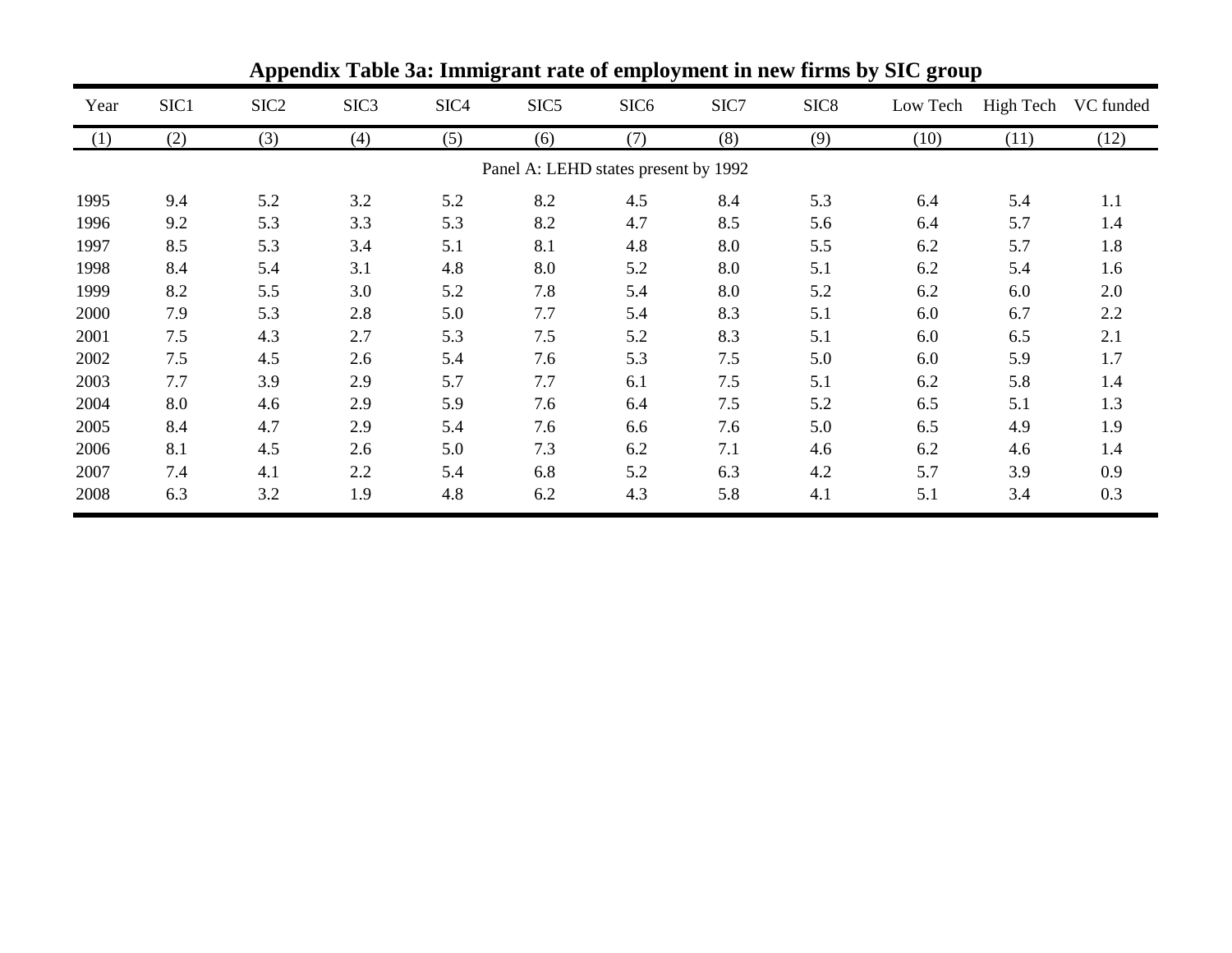**Appendix Table 3a: Immigrant rate of employment in new firms by SIC group**

| Year | SIC1 | SIC2 | SIC3 | SIC4 | SIC5 | SIC6 | SIC7 | SIC8 | Low Tech | High Tech | VC funded |
|---|---|---|---|---|---|---|---|---|---|---|---|
| (1) | (2) | (3) | (4) | (5) | (6) | (7) | (8) | (9) | (10) | (11) | (12) |
| Panel A: LEHD states present by 1992 | | | | | | | | | | | |
| 1995 | 9.4 | 5.2 | 3.2 | 5.2 | 8.2 | 4.5 | 8.4 | 5.3 | 6.4 | 5.4 | 1.1 |
| 1996 | 9.2 | 5.3 | 3.3 | 5.3 | 8.2 | 4.7 | 8.5 | 5.6 | 6.4 | 5.7 | 1.4 |
| 1997 | 8.5 | 5.3 | 3.4 | 5.1 | 8.1 | 4.8 | 8.0 | 5.5 | 6.2 | 5.7 | 1.8 |
| 1998 | 8.4 | 5.4 | 3.1 | 4.8 | 8.0 | 5.2 | 8.0 | 5.1 | 6.2 | 5.4 | 1.6 |
| 1999 | 8.2 | 5.5 | 3.0 | 5.2 | 7.8 | 5.4 | 8.0 | 5.2 | 6.2 | 6.0 | 2.0 |
| 2000 | 7.9 | 5.3 | 2.8 | 5.0 | 7.7 | 5.4 | 8.3 | 5.1 | 6.0 | 6.7 | 2.2 |
| 2001 | 7.5 | 4.3 | 2.7 | 5.3 | 7.5 | 5.2 | 8.3 | 5.1 | 6.0 | 6.5 | 2.1 |
| 2002 | 7.5 | 4.5 | 2.6 | 5.4 | 7.6 | 5.3 | 7.5 | 5.0 | 6.0 | 5.9 | 1.7 |
| 2003 | 7.7 | 3.9 | 2.9 | 5.7 | 7.7 | 6.1 | 7.5 | 5.1 | 6.2 | 5.8 | 1.4 |
| 2004 | 8.0 | 4.6 | 2.9 | 5.9 | 7.6 | 6.4 | 7.5 | 5.2 | 6.5 | 5.1 | 1.3 |
| 2005 | 8.4 | 4.7 | 2.9 | 5.4 | 7.6 | 6.6 | 7.6 | 5.0 | 6.5 | 4.9 | 1.9 |
| 2006 | 8.1 | 4.5 | 2.6 | 5.0 | 7.3 | 6.2 | 7.1 | 4.6 | 6.2 | 4.6 | 1.4 |
| 2007 | 7.4 | 4.1 | 2.2 | 5.4 | 6.8 | 5.2 | 6.3 | 4.2 | 5.7 | 3.9 | 0.9 |
| 2008 | 6.3 | 3.2 | 1.9 | 4.8 | 6.2 | 4.3 | 5.8 | 4.1 | 5.1 | 3.4 | 0.3 |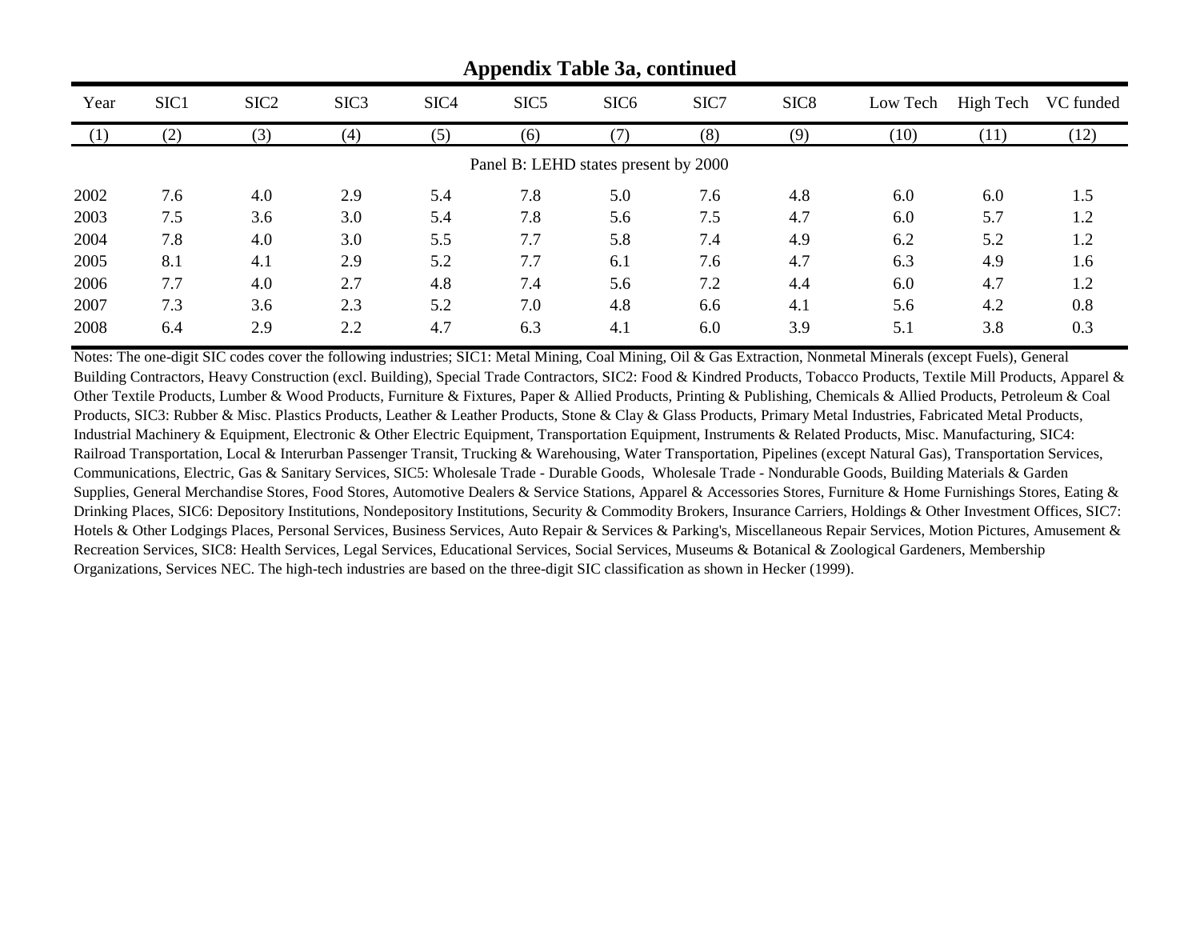**Appendix Table 3a, continued**

| Year | SIC1 | SIC2 | SIC3 | SIC4 | SIC5 | SIC6 | SIC7 | SIC8 | Low Tech | High Tech | VC funded |
|---|---|---|---|---|---|---|---|---|---|---|---|
| (1) | (2) | (3) | (4) | (5) | (6) | (7) | (8) | (9) | (10) | (11) | (12) |
| | | | | | Panel B: LEHD states present by 2000 | | | | | | |
| 2002 | 7.6 | 4.0 | 2.9 | 5.4 | 7.8 | 5.0 | 7.6 | 4.8 | 6.0 | 6.0 | 1.5 |
| 2003 | 7.5 | 3.6 | 3.0 | 5.4 | 7.8 | 5.6 | 7.5 | 4.7 | 6.0 | 5.7 | 1.2 |
| 2004 | 7.8 | 4.0 | 3.0 | 5.5 | 7.7 | 5.8 | 7.4 | 4.9 | 6.2 | 5.2 | 1.2 |
| 2005 | 8.1 | 4.1 | 2.9 | 5.2 | 7.7 | 6.1 | 7.6 | 4.7 | 6.3 | 4.9 | 1.6 |
| 2006 | 7.7 | 4.0 | 2.7 | 4.8 | 7.4 | 5.6 | 7.2 | 4.4 | 6.0 | 4.7 | 1.2 |
| 2007 | 7.3 | 3.6 | 2.3 | 5.2 | 7.0 | 4.8 | 6.6 | 4.1 | 5.6 | 4.2 | 0.8 |
| 2008 | 6.4 | 2.9 | 2.2 | 4.7 | 6.3 | 4.1 | 6.0 | 3.9 | 5.1 | 3.8 | 0.3 |

Notes: The one-digit SIC codes cover the following industries; SIC1: Metal Mining, Coal Mining, Oil & Gas Extraction, Nonmetal Minerals (except Fuels), General Building Contractors, Heavy Construction (excl. Building), Special Trade Contractors, SIC2: Food & Kindred Products, Tobacco Products, Textile Mill Products, Apparel & Other Textile Products, Lumber & Wood Products, Furniture & Fixtures, Paper & Allied Products, Printing & Publishing, Chemicals & Allied Products, Petroleum & Coal Products, SIC3: Rubber & Misc. Plastics Products, Leather & Leather Products, Stone & Clay & Glass Products, Primary Metal Industries, Fabricated Metal Products, Industrial Machinery & Equipment, Electronic & Other Electric Equipment, Transportation Equipment, Instruments & Related Products, Misc. Manufacturing, SIC4: Railroad Transportation, Local & Interurban Passenger Transit, Trucking & Warehousing, Water Transportation, Pipelines (except Natural Gas), Transportation Services, Communications, Electric, Gas & Sanitary Services, SIC5: Wholesale Trade - Durable Goods, Wholesale Trade - Nondurable Goods, Building Materials & Garden Supplies, General Merchandise Stores, Food Stores, Automotive Dealers & Service Stations, Apparel & Accessories Stores, Furniture & Home Furnishings Stores, Eating & Drinking Places, SIC6: Depository Institutions, Nondepository Institutions, Security & Commodity Brokers, Insurance Carriers, Holdings & Other Investment Offices, SIC7: Hotels & Other Lodgings Places, Personal Services, Business Services, Auto Repair & Services & Parking's, Miscellaneous Repair Services, Motion Pictures, Amusement & Recreation Services, SIC8: Health Services, Legal Services, Educational Services, Social Services, Museums & Botanical & Zoological Gardeners, Membership Organizations, Services NEC. The high-tech industries are based on the three-digit SIC classification as shown in Hecker (1999).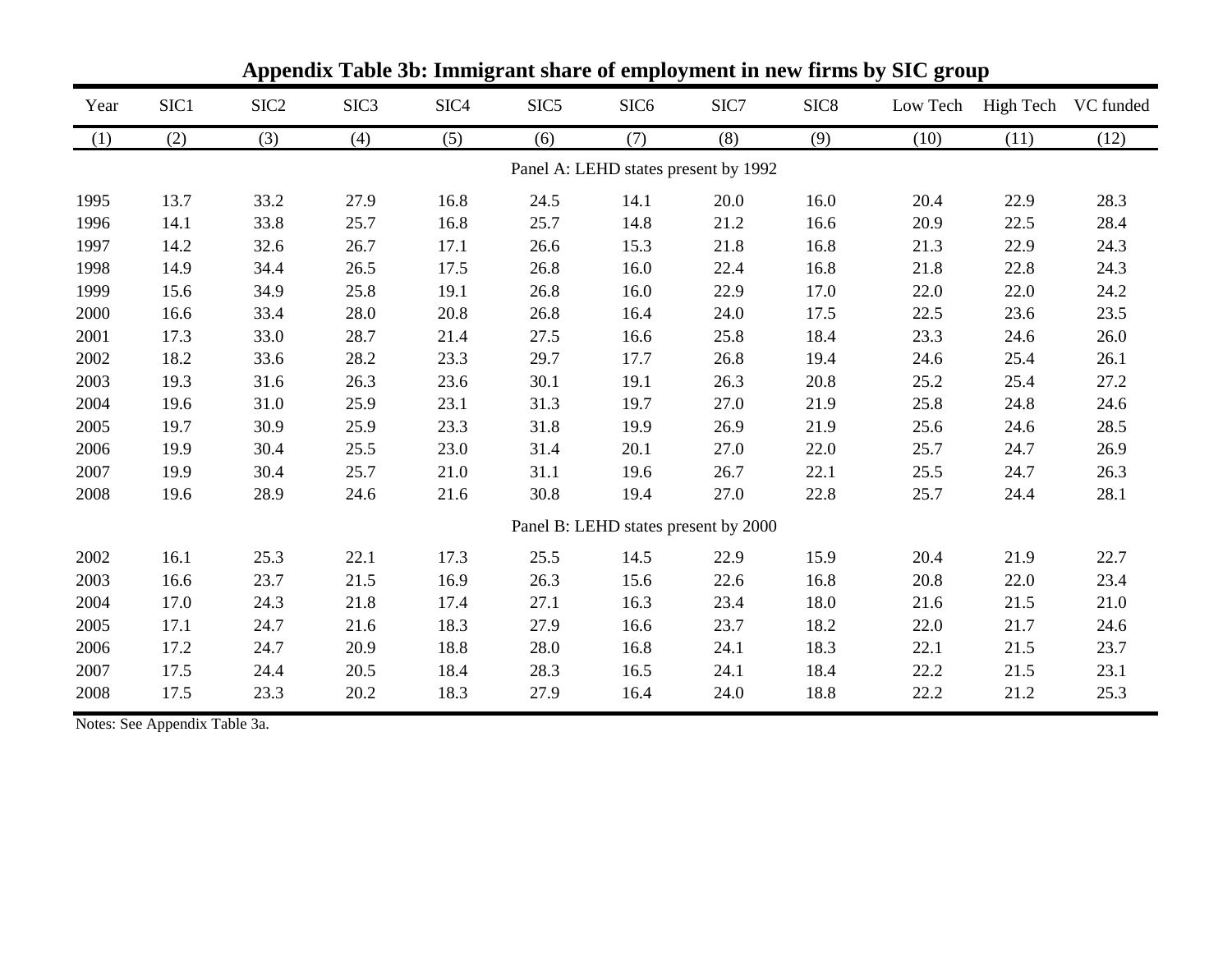**Appendix Table 3b: Immigrant share of employment in new firms by SIC group**

| Year | SIC1 | SIC2 | SIC3 | SIC4 | SIC5 | SIC6 | SIC7 | SIC8 | Low Tech | High Tech | VC funded |
|---|---|---|---|---|---|---|---|---|---|---|---|
| (1) | (2) | (3) | (4) | (5) | (6) | (7) | (8) | (9) | (10) | (11) | (12) |
| Panel A: LEHD states present by 1992 | | | | | | | | | | | |
| 1995 | 13.7 | 33.2 | 27.9 | 16.8 | 24.5 | 14.1 | 20.0 | 16.0 | 20.4 | 22.9 | 28.3 |
| 1996 | 14.1 | 33.8 | 25.7 | 16.8 | 25.7 | 14.8 | 21.2 | 16.6 | 20.9 | 22.5 | 28.4 |
| 1997 | 14.2 | 32.6 | 26.7 | 17.1 | 26.6 | 15.3 | 21.8 | 16.8 | 21.3 | 22.9 | 24.3 |
| 1998 | 14.9 | 34.4 | 26.5 | 17.5 | 26.8 | 16.0 | 22.4 | 16.8 | 21.8 | 22.8 | 24.3 |
| 1999 | 15.6 | 34.9 | 25.8 | 19.1 | 26.8 | 16.0 | 22.9 | 17.0 | 22.0 | 22.0 | 24.2 |
| 2000 | 16.6 | 33.4 | 28.0 | 20.8 | 26.8 | 16.4 | 24.0 | 17.5 | 22.5 | 23.6 | 23.5 |
| 2001 | 17.3 | 33.0 | 28.7 | 21.4 | 27.5 | 16.6 | 25.8 | 18.4 | 23.3 | 24.6 | 26.0 |
| 2002 | 18.2 | 33.6 | 28.2 | 23.3 | 29.7 | 17.7 | 26.8 | 19.4 | 24.6 | 25.4 | 26.1 |
| 2003 | 19.3 | 31.6 | 26.3 | 23.6 | 30.1 | 19.1 | 26.3 | 20.8 | 25.2 | 25.4 | 27.2 |
| 2004 | 19.6 | 31.0 | 25.9 | 23.1 | 31.3 | 19.7 | 27.0 | 21.9 | 25.8 | 24.8 | 24.6 |
| 2005 | 19.7 | 30.9 | 25.9 | 23.3 | 31.8 | 19.9 | 26.9 | 21.9 | 25.6 | 24.6 | 28.5 |
| 2006 | 19.9 | 30.4 | 25.5 | 23.0 | 31.4 | 20.1 | 27.0 | 22.0 | 25.7 | 24.7 | 26.9 |
| 2007 | 19.9 | 30.4 | 25.7 | 21.0 | 31.1 | 19.6 | 26.7 | 22.1 | 25.5 | 24.7 | 26.3 |
| 2008 | 19.6 | 28.9 | 24.6 | 21.6 | 30.8 | 19.4 | 27.0 | 22.8 | 25.7 | 24.4 | 28.1 |
| Panel B: LEHD states present by 2000 | | | | | | | | | | | |
| 2002 | 16.1 | 25.3 | 22.1 | 17.3 | 25.5 | 14.5 | 22.9 | 15.9 | 20.4 | 21.9 | 22.7 |
| 2003 | 16.6 | 23.7 | 21.5 | 16.9 | 26.3 | 15.6 | 22.6 | 16.8 | 20.8 | 22.0 | 23.4 |
| 2004 | 17.0 | 24.3 | 21.8 | 17.4 | 27.1 | 16.3 | 23.4 | 18.0 | 21.6 | 21.5 | 21.0 |
| 2005 | 17.1 | 24.7 | 21.6 | 18.3 | 27.9 | 16.6 | 23.7 | 18.2 | 22.0 | 21.7 | 24.6 |
| 2006 | 17.2 | 24.7 | 20.9 | 18.8 | 28.0 | 16.8 | 24.1 | 18.3 | 22.1 | 21.5 | 23.7 |
| 2007 | 17.5 | 24.4 | 20.5 | 18.4 | 28.3 | 16.5 | 24.1 | 18.4 | 22.2 | 21.5 | 23.1 |
| 2008 | 17.5 | 23.3 | 20.2 | 18.3 | 27.9 | 16.4 | 24.0 | 18.8 | 22.2 | 21.2 | 25.3 |

Notes: See Appendix Table 3a.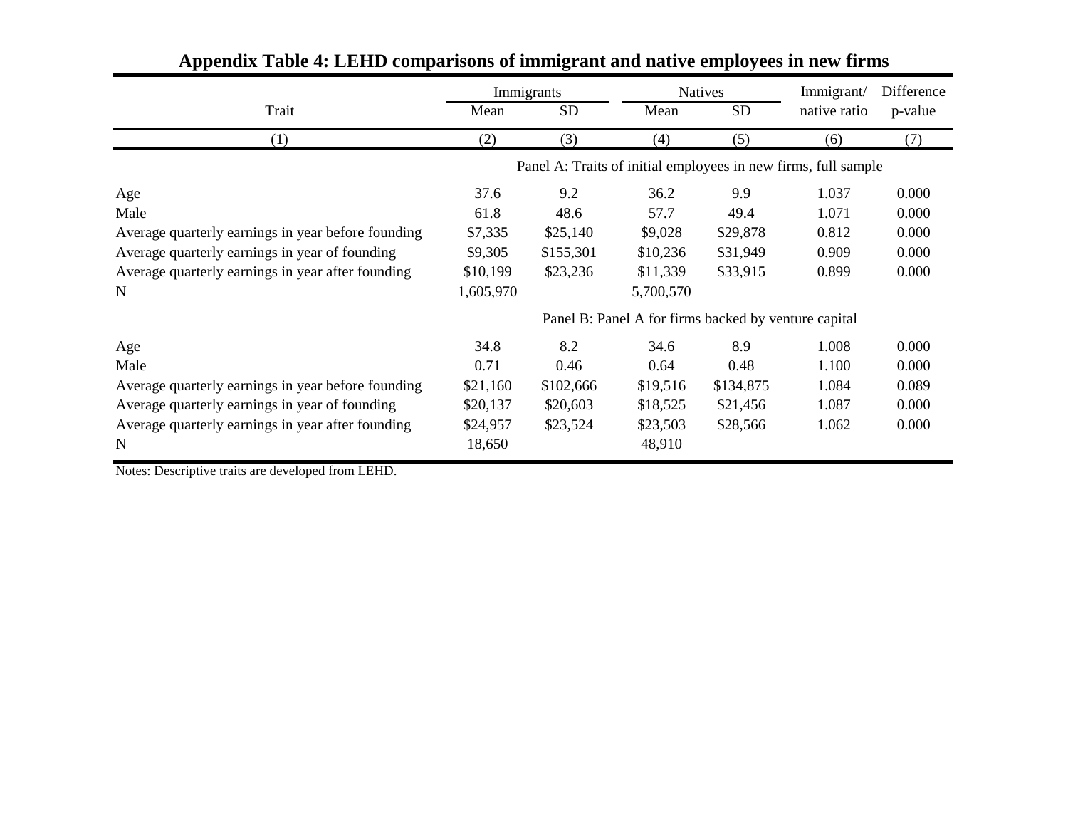**Appendix Table 4: LEHD comparisons of immigrant and native employees in new firms**

| Trait | Immigrants | | Natives | | Immigrant/ native ratio | Difference p-value |
|---|---|---|---|---|---|---|
| | Mean | SD | Mean | SD | | |
| (1) | (2) | (3) | (4) | (5) | (6) | (7) |
| | Panel A: Traits of initial employees in new firms, full sample | | | | | |
| Age | 37.6 | 9.2 | 36.2 | 9.9 | 1.037 | 0.000 |
| Male | 61.8 | 48.6 | 57.7 | 49.4 | 1.071 | 0.000 |
| Average quarterly earnings in year before founding | $7,335 | $25,140 | $9,028 | $29,878 | 0.812 | 0.000 |
| Average quarterly earnings in year of founding | $9,305 | $155,301 | $10,236 | $31,949 | 0.909 | 0.000 |
| Average quarterly earnings in year after founding | $10,199 | $23,236 | $11,339 | $33,915 | 0.899 | 0.000 |
| N | 1,605,970 | | 5,700,570 | | | |
| | Panel B: Panel A for firms backed by venture capital | | | | | |
| Age | 34.8 | 8.2 | 34.6 | 8.9 | 1.008 | 0.000 |
| Male | 0.71 | 0.46 | 0.64 | 0.48 | 1.100 | 0.000 |
| Average quarterly earnings in year before founding | $21,160 | $102,666 | $19,516 | $134,875 | 1.084 | 0.089 |
| Average quarterly earnings in year of founding | $20,137 | $20,603 | $18,525 | $21,456 | 1.087 | 0.000 |
| Average quarterly earnings in year after founding | $24,957 | $23,524 | $23,503 | $28,566 | 1.062 | 0.000 |
| N | 18,650 | | 48,910 | | | |

Notes: Descriptive traits are developed from LEHD.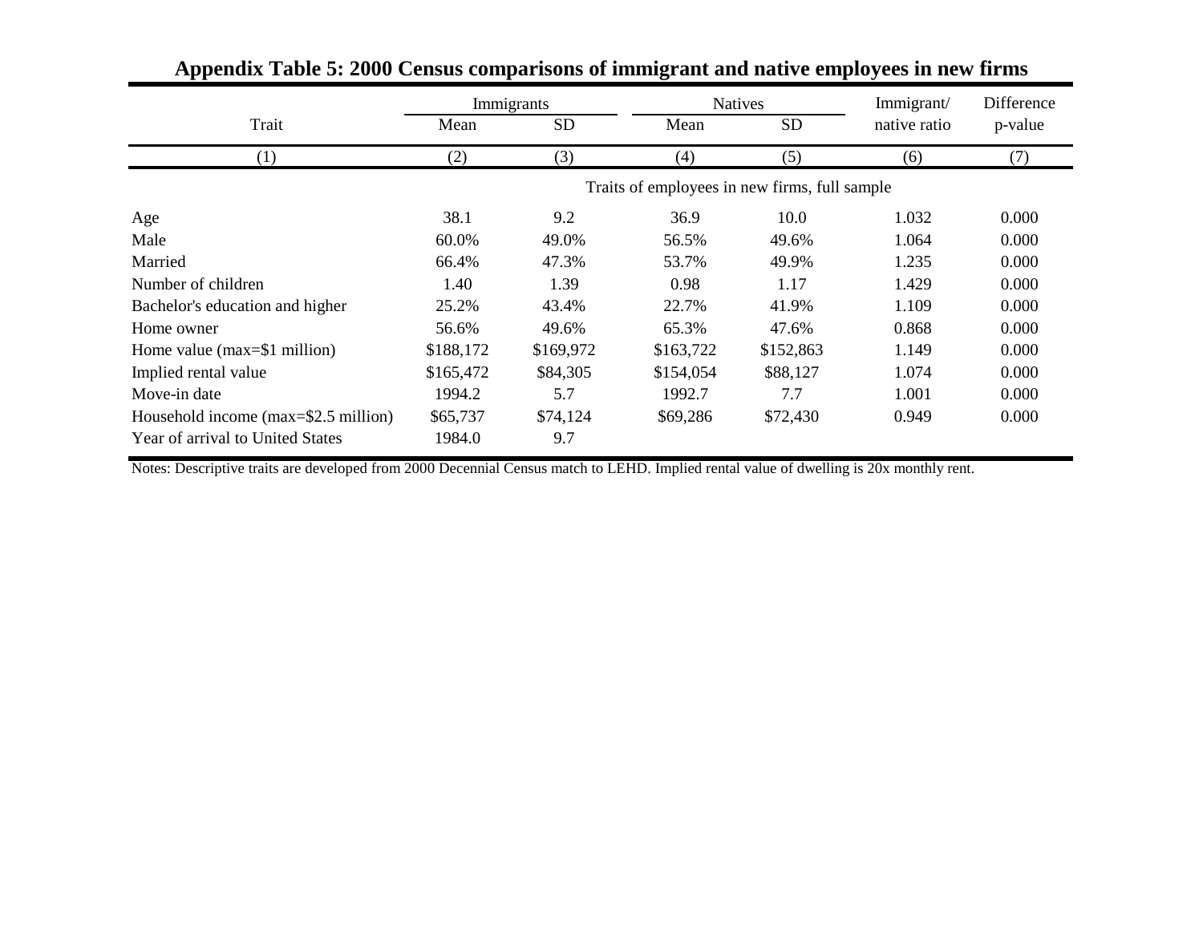## Appendix Table 5: 2000 Census comparisons of immigrant and native employees in new firms

| Trait | Immigrants | | Natives | | Immigrant/ native ratio | Difference p-value |
|---|---|---|---|---|---|---|
| | Mean | SD | Mean | SD | | |
| (1) | (2) | (3) | (4) | (5) | (6) | (7) |
| | Traits of employees in new firms, full sample | | | | | |
| Age | 38.1 | 9.2 | 36.9 | 10.0 | 1.032 | 0.000 |
| Male | 60.0% | 49.0% | 56.5% | 49.6% | 1.064 | 0.000 |
| Married | 66.4% | 47.3% | 53.7% | 49.9% | 1.235 | 0.000 |
| Number of children | 1.40 | 1.39 | 0.98 | 1.17 | 1.429 | 0.000 |
| Bachelor's education and higher | 25.2% | 43.4% | 22.7% | 41.9% | 1.109 | 0.000 |
| Home owner | 56.6% | 49.6% | 65.3% | 47.6% | 0.868 | 0.000 |
| Home value (max=$1 million) | $188,172 | $169,972 | $163,722 | $152,863 | 1.149 | 0.000 |
| Implied rental value | $165,472 | $84,305 | $154,054 | $88,127 | 1.074 | 0.000 |
| Move-in date | 1994.2 | 5.7 | 1992.7 | 7.7 | 1.001 | 0.000 |
| Household income (max=$2.5 million) | $65,737 | $74,124 | $69,286 | $72,430 | 0.949 | 0.000 |
| Year of arrival to United States | 1984.0 | 9.7 | | | | |

Notes: Descriptive traits are developed from 2000 Decennial Census match to LEHD. Implied rental value of dwelling is 20x monthly rent.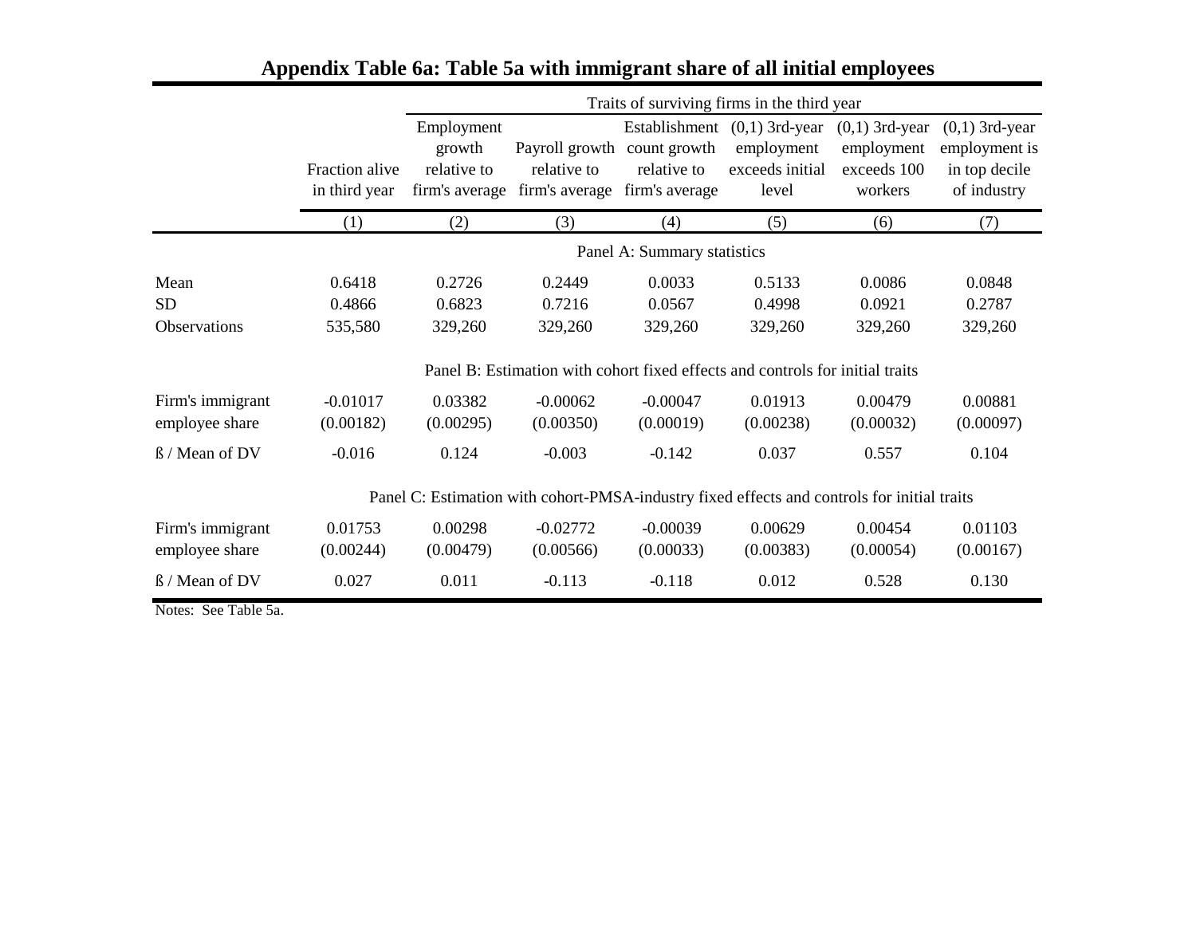# Appendix Table 6a: Table 5a with immigrant share of all initial employees

| | Fraction alive in third year | Traits of surviving firms in the third year: Employment growth relative to firm's average | Payroll growth relative to firm's average | Establishment count growth relative to firm's average | (0,1) 3rd-year employment exceeds initial level | (0,1) 3rd-year employment exceeds 100 workers | (0,1) 3rd-year employment is in top decile of industry |
|---|---|---|---|---|---|---|---|
| | (1) | (2) | (3) | (4) | (5) | (6) | (7) |
| **Panel A: Summary statistics** | | | | | | | |
| Mean | 0.6418 | 0.2726 | 0.2449 | 0.0033 | 0.5133 | 0.0086 | 0.0848 |
| SD | 0.4866 | 0.6823 | 0.7216 | 0.0567 | 0.4998 | 0.0921 | 0.2787 |
| Observations | 535,580 | 329,260 | 329,260 | 329,260 | 329,260 | 329,260 | 329,260 |
| **Panel B: Estimation with cohort fixed effects and controls for initial traits** | | | | | | | |
| Firm's immigrant employee share | -0.01017 | 0.03382 | -0.00062 | -0.00047 | 0.01913 | 0.00479 | 0.00881 |
| | (0.00182) | (0.00295) | (0.00350) | (0.00019) | (0.00238) | (0.00032) | (0.00097) |
| ß / Mean of DV | -0.016 | 0.124 | -0.003 | -0.142 | 0.037 | 0.557 | 0.104 |
| **Panel C: Estimation with cohort-PMSA-industry fixed effects and controls for initial traits** | | | | | | | |
| Firm's immigrant employee share | 0.01753 | 0.00298 | -0.02772 | -0.00039 | 0.00629 | 0.00454 | 0.01103 |
| | (0.00244) | (0.00479) | (0.00566) | (0.00033) | (0.00383) | (0.00054) | (0.00167) |
| ß / Mean of DV | 0.027 | 0.011 | -0.113 | -0.118 | 0.012 | 0.528 | 0.130 |

Notes: See Table 5a.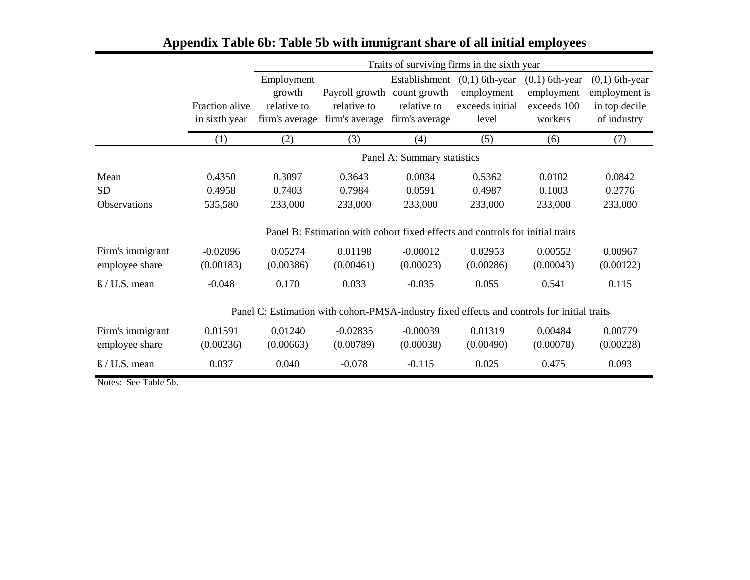## Appendix Table 6b: Table 5b with immigrant share of all initial employees

| | | Traits of surviving firms in the sixth year | | | | | |
|---|---|---|---|---|---|---|---|
| | Fraction alive in sixth year | Employment growth relative to firm's average | Payroll growth relative to firm's average | Establishment count growth relative to firm's average | (0,1) 6th-year employment exceeds initial level | (0,1) 6th-year employment exceeds 100 workers | (0,1) 6th-year employment is in top decile of industry |
| | (1) | (2) | (3) | (4) | (5) | (6) | (7) |
| | | | | Panel A: Summary statistics | | | |
| Mean | 0.4350 | 0.3097 | 0.3643 | 0.0034 | 0.5362 | 0.0102 | 0.0842 |
| SD | 0.4958 | 0.7403 | 0.7984 | 0.0591 | 0.4987 | 0.1003 | 0.2776 |
| Observations | 535,580 | 233,000 | 233,000 | 233,000 | 233,000 | 233,000 | 233,000 |
| | | Panel B: Estimation with cohort fixed effects and controls for initial traits | | | | | |
| Firm's immigrant employee share | -0.02096 | 0.05274 | 0.01198 | -0.00012 | 0.02953 | 0.00552 | 0.00967 |
| | (0.00183) | (0.00386) | (0.00461) | (0.00023) | (0.00286) | (0.00043) | (0.00122) |
| ß / U.S. mean | -0.048 | 0.170 | 0.033 | -0.035 | 0.055 | 0.541 | 0.115 |
| | | Panel C: Estimation with cohort-PMSA-industry fixed effects and controls for initial traits | | | | | |
| Firm's immigrant employee share | 0.01591 | 0.01240 | -0.02835 | -0.00039 | 0.01319 | 0.00484 | 0.00779 |
| | (0.00236) | (0.00663) | (0.00789) | (0.00038) | (0.00490) | (0.00078) | (0.00228) |
| ß / U.S. mean | 0.037 | 0.040 | -0.078 | -0.115 | 0.025 | 0.475 | 0.093 |

Notes: See Table 5b.